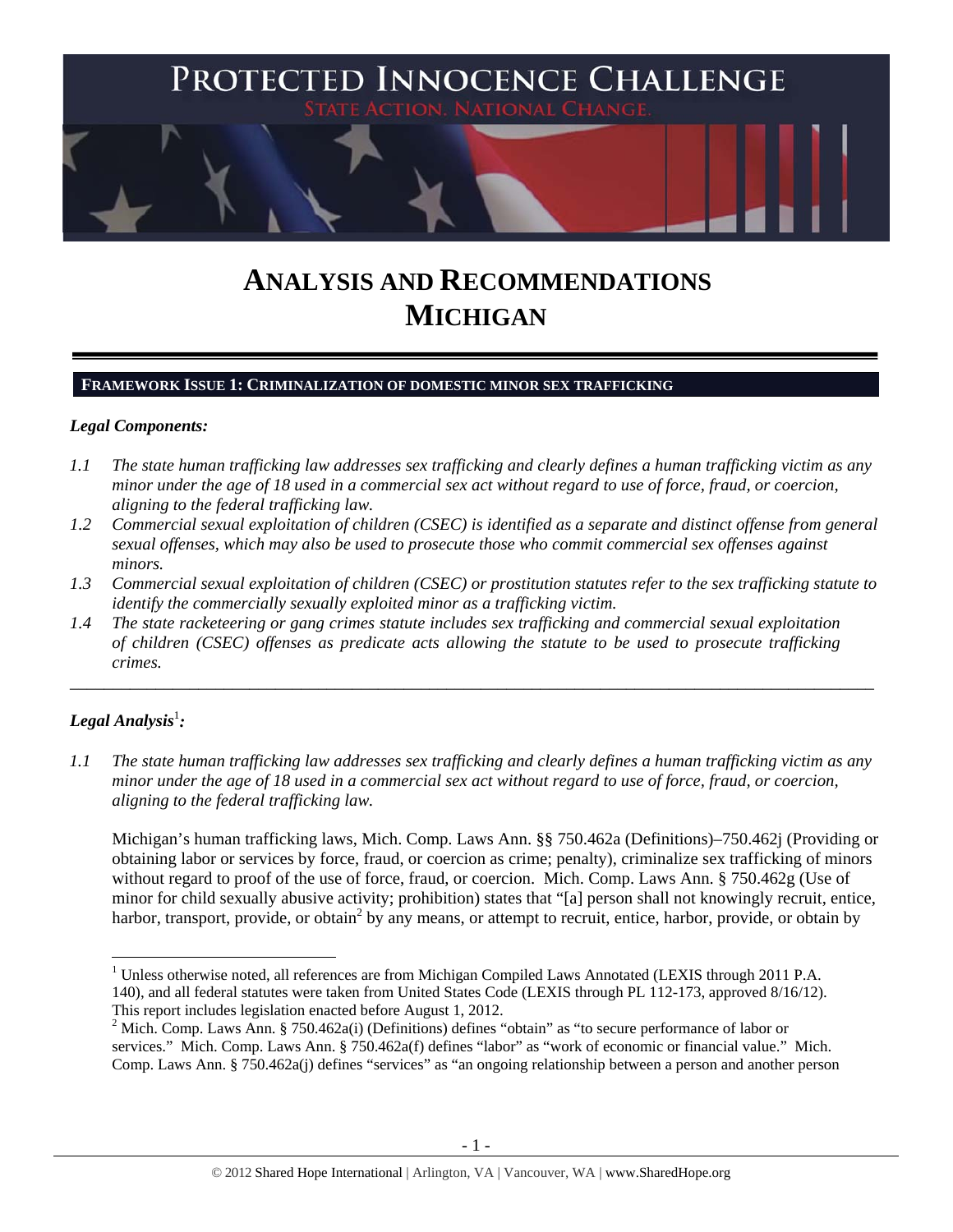# PROTECTED INNOCENCE CHALLENGE

STATE ACTION. NATIONAL CHANGE.

# ANALYSIS AND RECOMMENDATIONS MICHIGAN

## FRAMEWORK ISSUE 1: CRIMINALIZATION OF DOMESTIC MINOR SEX TRAFFICKING

### *Legal Components:*

*1.1 The state human trafficking law addresses sex trafficking and clearly defines a human trafficking victim as any minor under the age of 18 used in a commercial sex act without regard to use of force, fraud, or coercion, aligning to the federal trafficking law.*

*1.2 Commercial sexual exploitation of children (CSEC) is identified as a separate and distinct offense from general sexual offenses, which may also be used to prosecute those who commit commercial sex offenses against minors.*

*1.3 Commercial sexual exploitation of children (CSEC) or prostitution statutes refer to the sex trafficking statute to identify the commercially sexually exploited minor as a trafficking victim.*

*1.4 The state racketeering or gang crimes statute includes sex trafficking and commercial sexual exploitation of children (CSEC) offenses as predicate acts allowing the statute to be used to prosecute trafficking crimes.*

---

### *Legal Analysis*[1]*:*

*1.1 The state human trafficking law addresses sex trafficking and clearly defines a human trafficking victim as any minor under the age of 18 used in a commercial sex act without regard to use of force, fraud, or coercion, aligning to the federal trafficking law.*

Michigan's human trafficking laws, Mich. Comp. Laws Ann. §§ 750.462a (Definitions)–750.462j (Providing or obtaining labor or services by force, fraud, or coercion as crime; penalty), criminalize sex trafficking of minors without regard to proof of the use of force, fraud, or coercion. Mich. Comp. Laws Ann. § 750.462g (Use of minor for child sexually abusive activity; prohibition) states that "[a] person shall not knowingly recruit, entice, harbor, transport, provide, or obtain[2] by any means, or attempt to recruit, entice, harbor, provide, or obtain by

---

[1] Unless otherwise noted, all references are from Michigan Compiled Laws Annotated (LEXIS through 2011 P.A. 140), and all federal statutes were taken from United States Code (LEXIS through PL 112-173, approved 8/16/12). This report includes legislation enacted before August 1, 2012.

[2] Mich. Comp. Laws Ann. § 750.462a(i) (Definitions) defines "obtain" as "to secure performance of labor or services." Mich. Comp. Laws Ann. § 750.462a(f) defines "labor" as "work of economic or financial value." Mich. Comp. Laws Ann. § 750.462a(j) defines "services" as "an ongoing relationship between a person and another person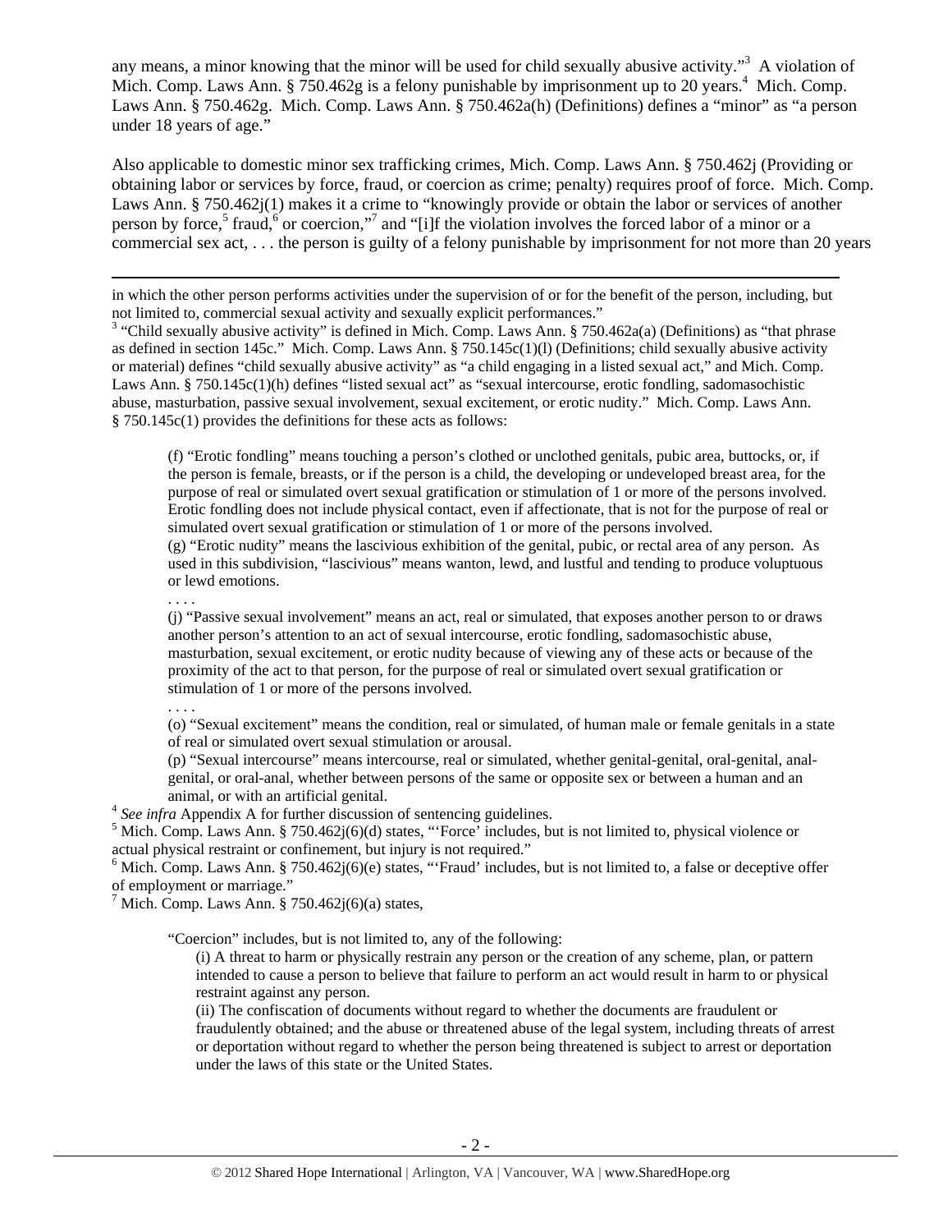any means, a minor knowing that the minor will be used for child sexually abusive activity."[3] A violation of Mich. Comp. Laws Ann. § 750.462g is a felony punishable by imprisonment up to 20 years.[4] Mich. Comp. Laws Ann. § 750.462g. Mich. Comp. Laws Ann. § 750.462a(h) (Definitions) defines a "minor" as "a person under 18 years of age."

Also applicable to domestic minor sex trafficking crimes, Mich. Comp. Laws Ann. § 750.462j (Providing or obtaining labor or services by force, fraud, or coercion as crime; penalty) requires proof of force. Mich. Comp. Laws Ann. § 750.462j(1) makes it a crime to "knowingly provide or obtain the labor or services of another person by force,[5] fraud,[6] or coercion,"[7] and "[i]f the violation involves the forced labor of a minor or a commercial sex act, . . . the person is guilty of a felony punishable by imprisonment for not more than 20 years

---

in which the other person performs activities under the supervision of or for the benefit of the person, including, but not limited to, commercial sexual activity and sexually explicit performances."

[3] "Child sexually abusive activity" is defined in Mich. Comp. Laws Ann. § 750.462a(a) (Definitions) as "that phrase as defined in section 145c." Mich. Comp. Laws Ann. § 750.145c(1)(l) (Definitions; child sexually abusive activity or material) defines "child sexually abusive activity" as "a child engaging in a listed sexual act," and Mich. Comp. Laws Ann. § 750.145c(1)(h) defines "listed sexual act" as "sexual intercourse, erotic fondling, sadomasochistic abuse, masturbation, passive sexual involvement, sexual excitement, or erotic nudity." Mich. Comp. Laws Ann. § 750.145c(1) provides the definitions for these acts as follows:

> (f) "Erotic fondling" means touching a person's clothed or unclothed genitals, pubic area, buttocks, or, if the person is female, breasts, or if the person is a child, the developing or undeveloped breast area, for the purpose of real or simulated overt sexual gratification or stimulation of 1 or more of the persons involved. Erotic fondling does not include physical contact, even if affectionate, that is not for the purpose of real or simulated overt sexual gratification or stimulation of 1 or more of the persons involved.
> (g) "Erotic nudity" means the lascivious exhibition of the genital, pubic, or rectal area of any person. As used in this subdivision, "lascivious" means wanton, lewd, and lustful and tending to produce voluptuous or lewd emotions.
> . . . .
> (j) "Passive sexual involvement" means an act, real or simulated, that exposes another person to or draws another person's attention to an act of sexual intercourse, erotic fondling, sadomasochistic abuse, masturbation, sexual excitement, or erotic nudity because of viewing any of these acts or because of the proximity of the act to that person, for the purpose of real or simulated overt sexual gratification or stimulation of 1 or more of the persons involved.
> . . . .
> (o) "Sexual excitement" means the condition, real or simulated, of human male or female genitals in a state of real or simulated overt sexual stimulation or arousal.
> (p) "Sexual intercourse" means intercourse, real or simulated, whether genital-genital, oral-genital, anal-genital, or oral-anal, whether between persons of the same or opposite sex or between a human and an animal, or with an artificial genital.

[4] *See infra* Appendix A for further discussion of sentencing guidelines.

[5] Mich. Comp. Laws Ann. § 750.462j(6)(d) states, "'Force' includes, but is not limited to, physical violence or actual physical restraint or confinement, but injury is not required."

[6] Mich. Comp. Laws Ann. § 750.462j(6)(e) states, "'Fraud' includes, but is not limited to, a false or deceptive offer of employment or marriage."

[7] Mich. Comp. Laws Ann. § 750.462j(6)(a) states,

> "Coercion" includes, but is not limited to, any of the following:
> (i) A threat to harm or physically restrain any person or the creation of any scheme, plan, or pattern intended to cause a person to believe that failure to perform an act would result in harm to or physical restraint against any person.
> (ii) The confiscation of documents without regard to whether the documents are fraudulent or fraudulently obtained; and the abuse or threatened abuse of the legal system, including threats of arrest or deportation without regard to whether the person being threatened is subject to arrest or deportation under the laws of this state or the United States.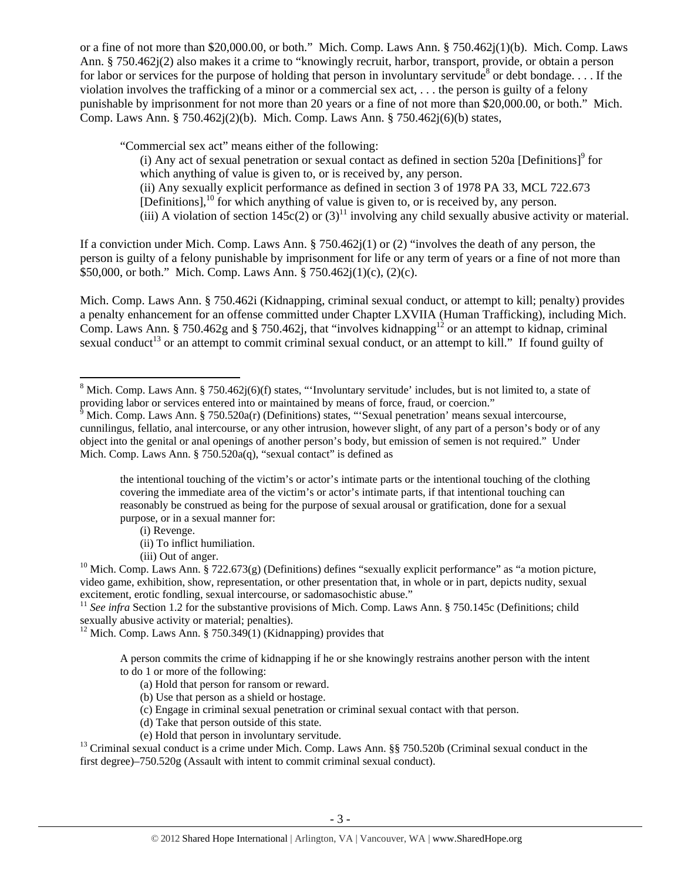or a fine of not more than $20,000.00, or both." Mich. Comp. Laws Ann. § 750.462j(1)(b). Mich. Comp. Laws Ann. § 750.462j(2) also makes it a crime to "knowingly recruit, harbor, transport, provide, or obtain a person for labor or services for the purpose of holding that person in involuntary servitude[8] or debt bondage. . . . If the violation involves the trafficking of a minor or a commercial sex act, . . . the person is guilty of a felony punishable by imprisonment for not more than 20 years or a fine of not more than $20,000.00, or both." Mich. Comp. Laws Ann. § 750.462j(2)(b). Mich. Comp. Laws Ann. § 750.462j(6)(b) states,

> "Commercial sex act" means either of the following:
>
> (i) Any act of sexual penetration or sexual contact as defined in section 520a [Definitions][9] for which anything of value is given to, or is received by, any person.
>
> (ii) Any sexually explicit performance as defined in section 3 of 1978 PA 33, MCL 722.673 [Definitions],[10] for which anything of value is given to, or is received by, any person.
>
> (iii) A violation of section 145c(2) or (3)[11] involving any child sexually abusive activity or material.

If a conviction under Mich. Comp. Laws Ann. § 750.462j(1) or (2) "involves the death of any person, the person is guilty of a felony punishable by imprisonment for life or any term of years or a fine of not more than $50,000, or both." Mich. Comp. Laws Ann. § 750.462j(1)(c), (2)(c).

Mich. Comp. Laws Ann. § 750.462i (Kidnapping, criminal sexual conduct, or attempt to kill; penalty) provides a penalty enhancement for an offense committed under Chapter LXVIIA (Human Trafficking), including Mich. Comp. Laws Ann. § 750.462g and § 750.462j, that "involves kidnapping[12] or an attempt to kidnap, criminal sexual conduct[13] or an attempt to commit criminal sexual conduct, or an attempt to kill." If found guilty of

---

[8] Mich. Comp. Laws Ann. § 750.462j(6)(f) states, "'Involuntary servitude' includes, but is not limited to, a state of providing labor or services entered into or maintained by means of force, fraud, or coercion."

[9] Mich. Comp. Laws Ann. § 750.520a(r) (Definitions) states, "'Sexual penetration' means sexual intercourse, cunnilingus, fellatio, anal intercourse, or any other intrusion, however slight, of any part of a person's body or of any object into the genital or anal openings of another person's body, but emission of semen is not required." Under Mich. Comp. Laws Ann. § 750.520a(q), "sexual contact" is defined as

> the intentional touching of the victim's or actor's intimate parts or the intentional touching of the clothing covering the immediate area of the victim's or actor's intimate parts, if that intentional touching can reasonably be construed as being for the purpose of sexual arousal or gratification, done for a sexual purpose, or in a sexual manner for:
>
> (i) Revenge.
>
> (ii) To inflict humiliation.
>
> (iii) Out of anger.

[10] Mich. Comp. Laws Ann. § 722.673(g) (Definitions) defines "sexually explicit performance" as "a motion picture, video game, exhibition, show, representation, or other presentation that, in whole or in part, depicts nudity, sexual excitement, erotic fondling, sexual intercourse, or sadomasochistic abuse."

[11] *See infra* Section 1.2 for the substantive provisions of Mich. Comp. Laws Ann. § 750.145c (Definitions; child sexually abusive activity or material; penalties).

[12] Mich. Comp. Laws Ann. § 750.349(1) (Kidnapping) provides that

> A person commits the crime of kidnapping if he or she knowingly restrains another person with the intent to do 1 or more of the following:
>
> (a) Hold that person for ransom or reward.
>
> (b) Use that person as a shield or hostage.
>
> (c) Engage in criminal sexual penetration or criminal sexual contact with that person.
>
> (d) Take that person outside of this state.
>
> (e) Hold that person in involuntary servitude.

[13] Criminal sexual conduct is a crime under Mich. Comp. Laws Ann. §§ 750.520b (Criminal sexual conduct in the first degree)–750.520g (Assault with intent to commit criminal sexual conduct).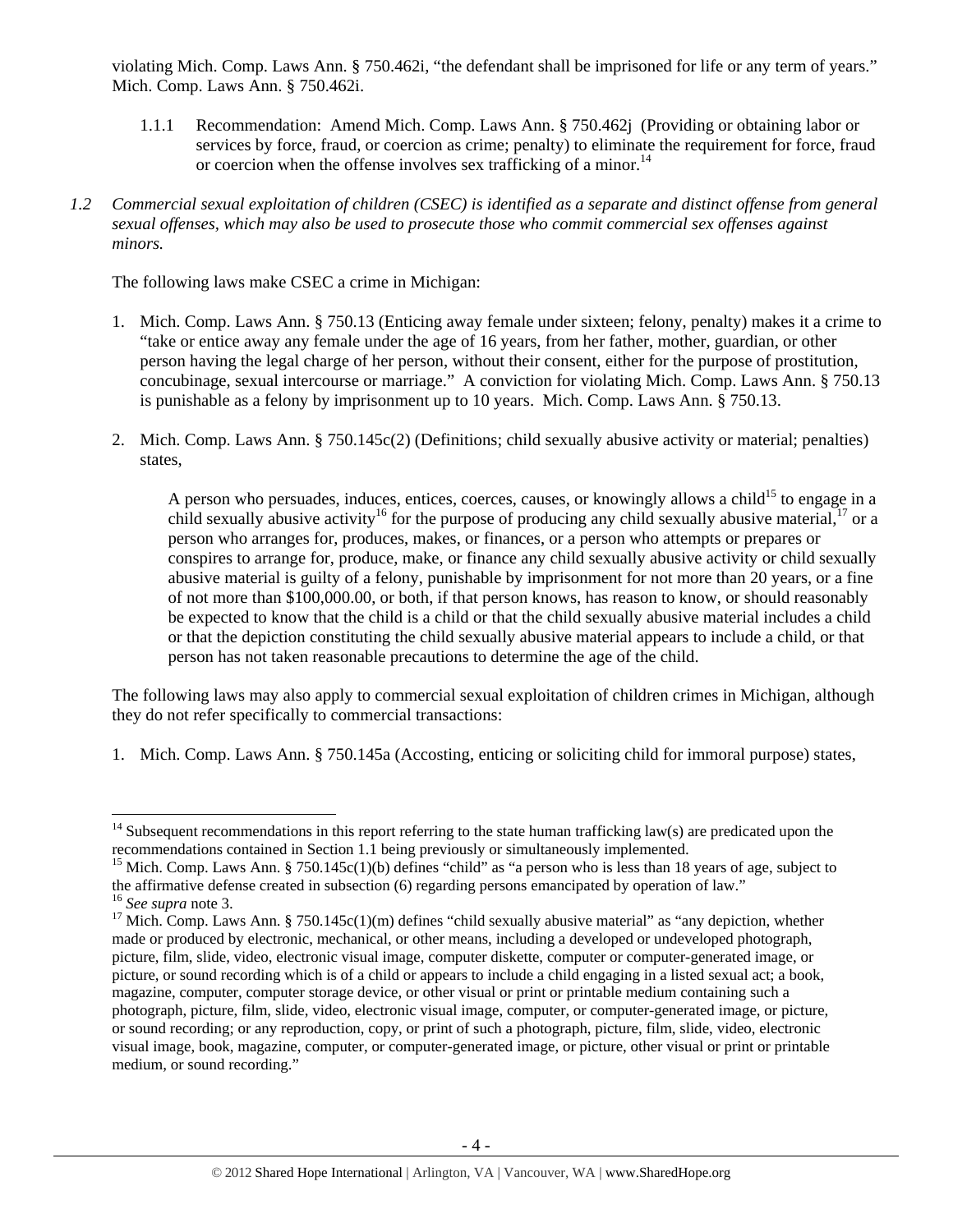violating Mich. Comp. Laws Ann. § 750.462i, "the defendant shall be imprisoned for life or any term of years." Mich. Comp. Laws Ann. § 750.462i.

1.1.1 Recommendation: Amend Mich. Comp. Laws Ann. § 750.462j (Providing or obtaining labor or services by force, fraud, or coercion as crime; penalty) to eliminate the requirement for force, fraud or coercion when the offense involves sex trafficking of a minor.[14]

*1.2 Commercial sexual exploitation of children (CSEC) is identified as a separate and distinct offense from general sexual offenses, which may also be used to prosecute those who commit commercial sex offenses against minors.*

The following laws make CSEC a crime in Michigan:

1. Mich. Comp. Laws Ann. § 750.13 (Enticing away female under sixteen; felony, penalty) makes it a crime to "take or entice away any female under the age of 16 years, from her father, mother, guardian, or other person having the legal charge of her person, without their consent, either for the purpose of prostitution, concubinage, sexual intercourse or marriage." A conviction for violating Mich. Comp. Laws Ann. § 750.13 is punishable as a felony by imprisonment up to 10 years. Mich. Comp. Laws Ann. § 750.13.

2. Mich. Comp. Laws Ann. § 750.145c(2) (Definitions; child sexually abusive activity or material; penalties) states,

   A person who persuades, induces, entices, coerces, causes, or knowingly allows a child[15] to engage in a child sexually abusive activity[16] for the purpose of producing any child sexually abusive material,[17] or a person who arranges for, produces, makes, or finances, or a person who attempts or prepares or conspires to arrange for, produce, make, or finance any child sexually abusive activity or child sexually abusive material is guilty of a felony, punishable by imprisonment for not more than 20 years, or a fine of not more than $100,000.00, or both, if that person knows, has reason to know, or should reasonably be expected to know that the child is a child or that the child sexually abusive material includes a child or that the depiction constituting the child sexually abusive material appears to include a child, or that person has not taken reasonable precautions to determine the age of the child.

The following laws may also apply to commercial sexual exploitation of children crimes in Michigan, although they do not refer specifically to commercial transactions:

1. Mich. Comp. Laws Ann. § 750.145a (Accosting, enticing or soliciting child for immoral purpose) states,

---

[14] Subsequent recommendations in this report referring to the state human trafficking law(s) are predicated upon the recommendations contained in Section 1.1 being previously or simultaneously implemented.

[15] Mich. Comp. Laws Ann. § 750.145c(1)(b) defines "child" as "a person who is less than 18 years of age, subject to the affirmative defense created in subsection (6) regarding persons emancipated by operation of law."

[16] *See supra* note 3.

[17] Mich. Comp. Laws Ann. § 750.145c(1)(m) defines "child sexually abusive material" as "any depiction, whether made or produced by electronic, mechanical, or other means, including a developed or undeveloped photograph, picture, film, slide, video, electronic visual image, computer diskette, computer or computer-generated image, or picture, or sound recording which is of a child or appears to include a child engaging in a listed sexual act; a book, magazine, computer, computer storage device, or other visual or print or printable medium containing such a photograph, picture, film, slide, video, electronic visual image, computer, or computer-generated image, or picture, or sound recording; or any reproduction, copy, or print of such a photograph, picture, film, slide, video, electronic visual image, book, magazine, computer, or computer-generated image, or picture, other visual or print or printable medium, or sound recording."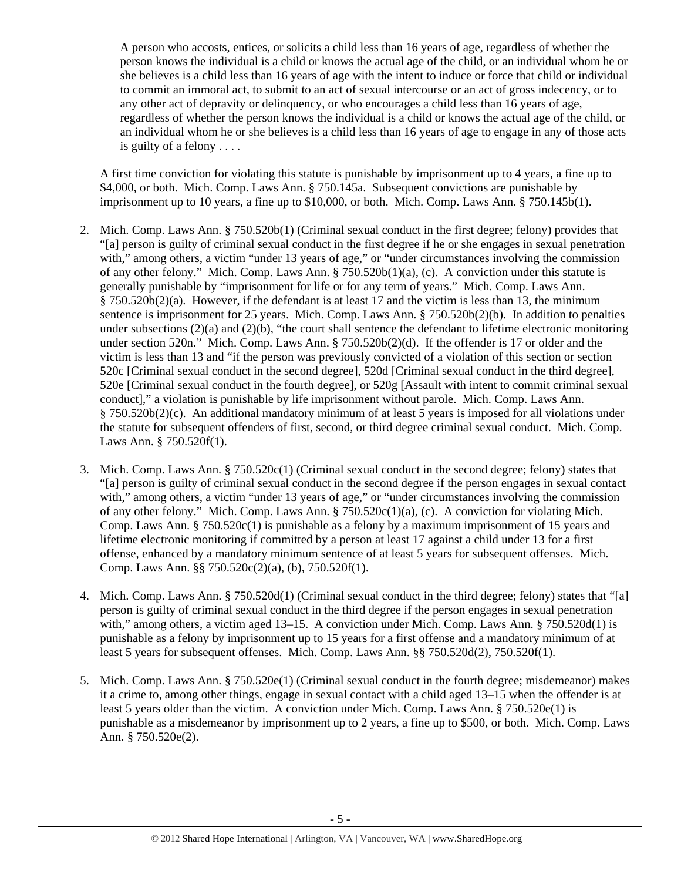> A person who accosts, entices, or solicits a child less than 16 years of age, regardless of whether the person knows the individual is a child or knows the actual age of the child, or an individual whom he or she believes is a child less than 16 years of age with the intent to induce or force that child or individual to commit an immoral act, to submit to an act of sexual intercourse or an act of gross indecency, or to any other act of depravity or delinquency, or who encourages a child less than 16 years of age, regardless of whether the person knows the individual is a child or knows the actual age of the child, or an individual whom he or she believes is a child less than 16 years of age to engage in any of those acts is guilty of a felony . . . .

A first time conviction for violating this statute is punishable by imprisonment up to 4 years, a fine up to $4,000, or both. Mich. Comp. Laws Ann. § 750.145a. Subsequent convictions are punishable by imprisonment up to 10 years, a fine up to $10,000, or both. Mich. Comp. Laws Ann. § 750.145b(1).

2. Mich. Comp. Laws Ann. § 750.520b(1) (Criminal sexual conduct in the first degree; felony) provides that "[a] person is guilty of criminal sexual conduct in the first degree if he or she engages in sexual penetration with," among others, a victim "under 13 years of age," or "under circumstances involving the commission of any other felony." Mich. Comp. Laws Ann. § 750.520b(1)(a), (c). A conviction under this statute is generally punishable by "imprisonment for life or for any term of years." Mich. Comp. Laws Ann. § 750.520b(2)(a). However, if the defendant is at least 17 and the victim is less than 13, the minimum sentence is imprisonment for 25 years. Mich. Comp. Laws Ann. § 750.520b(2)(b). In addition to penalties under subsections (2)(a) and (2)(b), "the court shall sentence the defendant to lifetime electronic monitoring under section 520n." Mich. Comp. Laws Ann. § 750.520b(2)(d). If the offender is 17 or older and the victim is less than 13 and "if the person was previously convicted of a violation of this section or section 520c [Criminal sexual conduct in the second degree], 520d [Criminal sexual conduct in the third degree], 520e [Criminal sexual conduct in the fourth degree], or 520g [Assault with intent to commit criminal sexual conduct]," a violation is punishable by life imprisonment without parole. Mich. Comp. Laws Ann. § 750.520b(2)(c). An additional mandatory minimum of at least 5 years is imposed for all violations under the statute for subsequent offenders of first, second, or third degree criminal sexual conduct. Mich. Comp. Laws Ann. § 750.520f(1).

3. Mich. Comp. Laws Ann. § 750.520c(1) (Criminal sexual conduct in the second degree; felony) states that "[a] person is guilty of criminal sexual conduct in the second degree if the person engages in sexual contact with," among others, a victim "under 13 years of age," or "under circumstances involving the commission of any other felony." Mich. Comp. Laws Ann. § 750.520c(1)(a), (c). A conviction for violating Mich. Comp. Laws Ann. § 750.520c(1) is punishable as a felony by a maximum imprisonment of 15 years and lifetime electronic monitoring if committed by a person at least 17 against a child under 13 for a first offense, enhanced by a mandatory minimum sentence of at least 5 years for subsequent offenses. Mich. Comp. Laws Ann. §§ 750.520c(2)(a), (b), 750.520f(1).

4. Mich. Comp. Laws Ann. § 750.520d(1) (Criminal sexual conduct in the third degree; felony) states that "[a] person is guilty of criminal sexual conduct in the third degree if the person engages in sexual penetration with," among others, a victim aged 13–15. A conviction under Mich. Comp. Laws Ann. § 750.520d(1) is punishable as a felony by imprisonment up to 15 years for a first offense and a mandatory minimum of at least 5 years for subsequent offenses. Mich. Comp. Laws Ann. §§ 750.520d(2), 750.520f(1).

5. Mich. Comp. Laws Ann. § 750.520e(1) (Criminal sexual conduct in the fourth degree; misdemeanor) makes it a crime to, among other things, engage in sexual contact with a child aged 13–15 when the offender is at least 5 years older than the victim. A conviction under Mich. Comp. Laws Ann. § 750.520e(1) is punishable as a misdemeanor by imprisonment up to 2 years, a fine up to $500, or both. Mich. Comp. Laws Ann. § 750.520e(2).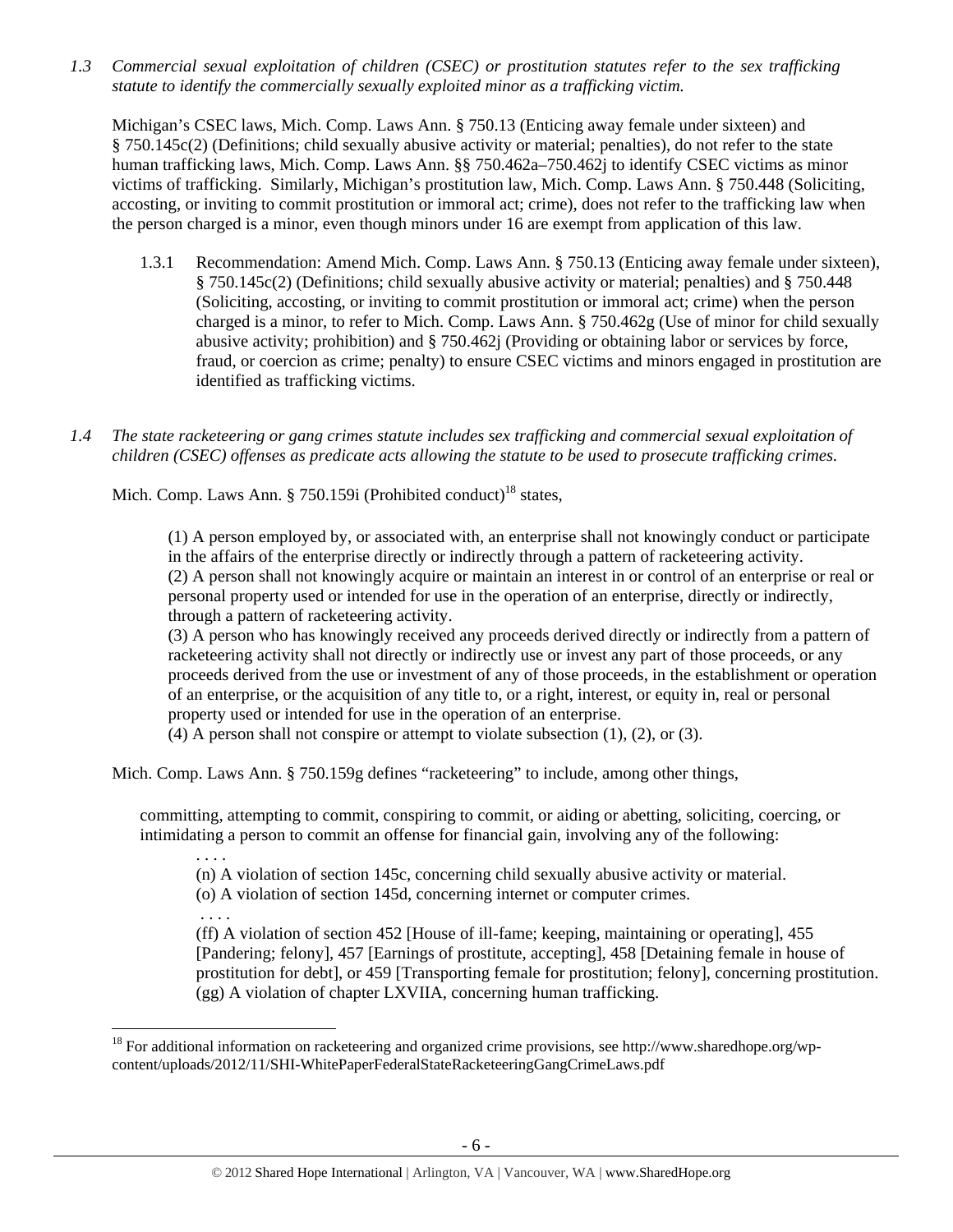*1.3 Commercial sexual exploitation of children (CSEC) or prostitution statutes refer to the sex trafficking statute to identify the commercially sexually exploited minor as a trafficking victim.*

Michigan's CSEC laws, Mich. Comp. Laws Ann. § 750.13 (Enticing away female under sixteen) and § 750.145c(2) (Definitions; child sexually abusive activity or material; penalties), do not refer to the state human trafficking laws, Mich. Comp. Laws Ann. §§ 750.462a–750.462j to identify CSEC victims as minor victims of trafficking. Similarly, Michigan's prostitution law, Mich. Comp. Laws Ann. § 750.448 (Soliciting, accosting, or inviting to commit prostitution or immoral act; crime), does not refer to the trafficking law when the person charged is a minor, even though minors under 16 are exempt from application of this law.

1.3.1 Recommendation: Amend Mich. Comp. Laws Ann. § 750.13 (Enticing away female under sixteen), § 750.145c(2) (Definitions; child sexually abusive activity or material; penalties) and § 750.448 (Soliciting, accosting, or inviting to commit prostitution or immoral act; crime) when the person charged is a minor, to refer to Mich. Comp. Laws Ann. § 750.462g (Use of minor for child sexually abusive activity; prohibition) and § 750.462j (Providing or obtaining labor or services by force, fraud, or coercion as crime; penalty) to ensure CSEC victims and minors engaged in prostitution are identified as trafficking victims.

*1.4 The state racketeering or gang crimes statute includes sex trafficking and commercial sexual exploitation of children (CSEC) offenses as predicate acts allowing the statute to be used to prosecute trafficking crimes.*

Mich. Comp. Laws Ann. § 750.159i (Prohibited conduct)[18] states,

> (1) A person employed by, or associated with, an enterprise shall not knowingly conduct or participate in the affairs of the enterprise directly or indirectly through a pattern of racketeering activity.
> (2) A person shall not knowingly acquire or maintain an interest in or control of an enterprise or real or personal property used or intended for use in the operation of an enterprise, directly or indirectly, through a pattern of racketeering activity.
> (3) A person who has knowingly received any proceeds derived directly or indirectly from a pattern of racketeering activity shall not directly or indirectly use or invest any part of those proceeds, or any proceeds derived from the use or investment of any of those proceeds, in the establishment or operation of an enterprise, or the acquisition of any title to, or a right, interest, or equity in, real or personal property used or intended for use in the operation of an enterprise.
> (4) A person shall not conspire or attempt to violate subsection (1), (2), or (3).

Mich. Comp. Laws Ann. § 750.159g defines "racketeering" to include, among other things,

> committing, attempting to commit, conspiring to commit, or aiding or abetting, soliciting, coercing, or intimidating a person to commit an offense for financial gain, involving any of the following:
>
> . . . .
> (n) A violation of section 145c, concerning child sexually abusive activity or material.
> (o) A violation of section 145d, concerning internet or computer crimes.
> . . . .
> (ff) A violation of section 452 [House of ill-fame; keeping, maintaining or operating], 455 [Pandering; felony], 457 [Earnings of prostitute, accepting], 458 [Detaining female in house of prostitution for debt], or 459 [Transporting female for prostitution; felony], concerning prostitution.
> (gg) A violation of chapter LXVIIA, concerning human trafficking.

---

[18] For additional information on racketeering and organized crime provisions, see http://www.sharedhope.org/wp-content/uploads/2012/11/SHI-WhitePaperFederalStateRacketeeringGangCrimeLaws.pdf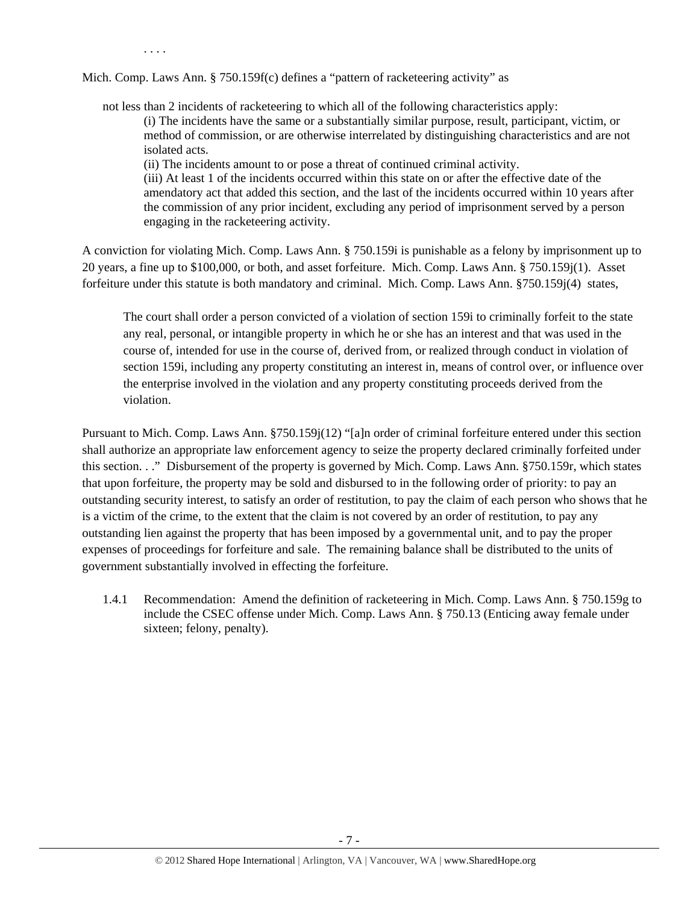. . . .

Mich. Comp. Laws Ann. § 750.159f(c) defines a "pattern of racketeering activity" as

> not less than 2 incidents of racketeering to which all of the following characteristics apply:
>
> (i) The incidents have the same or a substantially similar purpose, result, participant, victim, or method of commission, or are otherwise interrelated by distinguishing characteristics and are not isolated acts.
>
> (ii) The incidents amount to or pose a threat of continued criminal activity.
>
> (iii) At least 1 of the incidents occurred within this state on or after the effective date of the amendatory act that added this section, and the last of the incidents occurred within 10 years after the commission of any prior incident, excluding any period of imprisonment served by a person engaging in the racketeering activity.

A conviction for violating Mich. Comp. Laws Ann. § 750.159i is punishable as a felony by imprisonment up to 20 years, a fine up to $100,000, or both, and asset forfeiture. Mich. Comp. Laws Ann. § 750.159j(1). Asset forfeiture under this statute is both mandatory and criminal. Mich. Comp. Laws Ann. §750.159j(4) states,

> The court shall order a person convicted of a violation of section 159i to criminally forfeit to the state any real, personal, or intangible property in which he or she has an interest and that was used in the course of, intended for use in the course of, derived from, or realized through conduct in violation of section 159i, including any property constituting an interest in, means of control over, or influence over the enterprise involved in the violation and any property constituting proceeds derived from the violation.

Pursuant to Mich. Comp. Laws Ann. §750.159j(12) "[a]n order of criminal forfeiture entered under this section shall authorize an appropriate law enforcement agency to seize the property declared criminally forfeited under this section. . ." Disbursement of the property is governed by Mich. Comp. Laws Ann. §750.159r, which states that upon forfeiture, the property may be sold and disbursed to in the following order of priority: to pay an outstanding security interest, to satisfy an order of restitution, to pay the claim of each person who shows that he is a victim of the crime, to the extent that the claim is not covered by an order of restitution, to pay any outstanding lien against the property that has been imposed by a governmental unit, and to pay the proper expenses of proceedings for forfeiture and sale. The remaining balance shall be distributed to the units of government substantially involved in effecting the forfeiture.

1.4.1 Recommendation: Amend the definition of racketeering in Mich. Comp. Laws Ann. § 750.159g to include the CSEC offense under Mich. Comp. Laws Ann. § 750.13 (Enticing away female under sixteen; felony, penalty).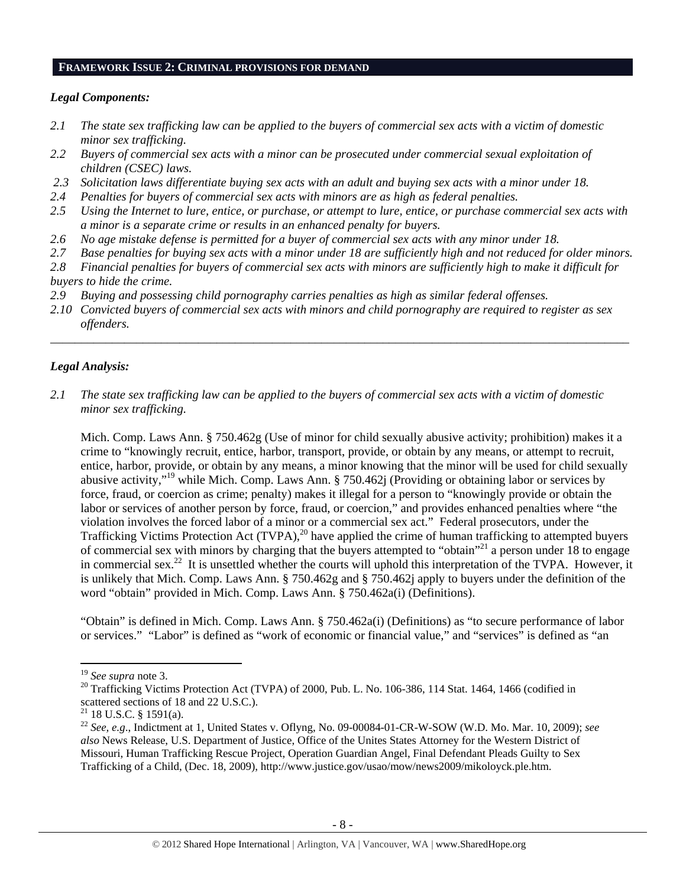## FRAMEWORK ISSUE 2: CRIMINAL PROVISIONS FOR DEMAND

### *Legal Components:*

*2.1 The state sex trafficking law can be applied to the buyers of commercial sex acts with a victim of domestic minor sex trafficking.*

*2.2 Buyers of commercial sex acts with a minor can be prosecuted under commercial sexual exploitation of children (CSEC) laws.*

*2.3 Solicitation laws differentiate buying sex acts with an adult and buying sex acts with a minor under 18.*

*2.4 Penalties for buyers of commercial sex acts with minors are as high as federal penalties.*

*2.5 Using the Internet to lure, entice, or purchase, or attempt to lure, entice, or purchase commercial sex acts with a minor is a separate crime or results in an enhanced penalty for buyers.*

*2.6 No age mistake defense is permitted for a buyer of commercial sex acts with any minor under 18.*

*2.7 Base penalties for buying sex acts with a minor under 18 are sufficiently high and not reduced for older minors.*

*2.8 Financial penalties for buyers of commercial sex acts with minors are sufficiently high to make it difficult for buyers to hide the crime.*

*2.9 Buying and possessing child pornography carries penalties as high as similar federal offenses.*

*2.10 Convicted buyers of commercial sex acts with minors and child pornography are required to register as sex offenders.*

---

### *Legal Analysis:*

*2.1 The state sex trafficking law can be applied to the buyers of commercial sex acts with a victim of domestic minor sex trafficking.*

Mich. Comp. Laws Ann. § 750.462g (Use of minor for child sexually abusive activity; prohibition) makes it a crime to "knowingly recruit, entice, harbor, transport, provide, or obtain by any means, or attempt to recruit, entice, harbor, provide, or obtain by any means, a minor knowing that the minor will be used for child sexually abusive activity,"[19] while Mich. Comp. Laws Ann. § 750.462j (Providing or obtaining labor or services by force, fraud, or coercion as crime; penalty) makes it illegal for a person to "knowingly provide or obtain the labor or services of another person by force, fraud, or coercion," and provides enhanced penalties where "the violation involves the forced labor of a minor or a commercial sex act." Federal prosecutors, under the Trafficking Victims Protection Act (TVPA),[20] have applied the crime of human trafficking to attempted buyers of commercial sex with minors by charging that the buyers attempted to "obtain"[21] a person under 18 to engage in commercial sex.[22] It is unsettled whether the courts will uphold this interpretation of the TVPA. However, it is unlikely that Mich. Comp. Laws Ann. § 750.462g and § 750.462j apply to buyers under the definition of the word "obtain" provided in Mich. Comp. Laws Ann. § 750.462a(i) (Definitions).

"Obtain" is defined in Mich. Comp. Laws Ann. § 750.462a(i) (Definitions) as "to secure performance of labor or services." "Labor" is defined as "work of economic or financial value," and "services" is defined as "an

---

[19] *See supra* note 3.

[20] Trafficking Victims Protection Act (TVPA) of 2000, Pub. L. No. 106-386, 114 Stat. 1464, 1466 (codified in scattered sections of 18 and 22 U.S.C.).

[21] 18 U.S.C. § 1591(a).

[22] *See, e.g*., Indictment at 1, United States v. Oflyng, No. 09-00084-01-CR-W-SOW (W.D. Mo. Mar. 10, 2009); *see also* News Release, U.S. Department of Justice, Office of the Unites States Attorney for the Western District of Missouri, Human Trafficking Rescue Project, Operation Guardian Angel, Final Defendant Pleads Guilty to Sex Trafficking of a Child, (Dec. 18, 2009), http://www.justice.gov/usao/mow/news2009/mikoloyck.ple.htm.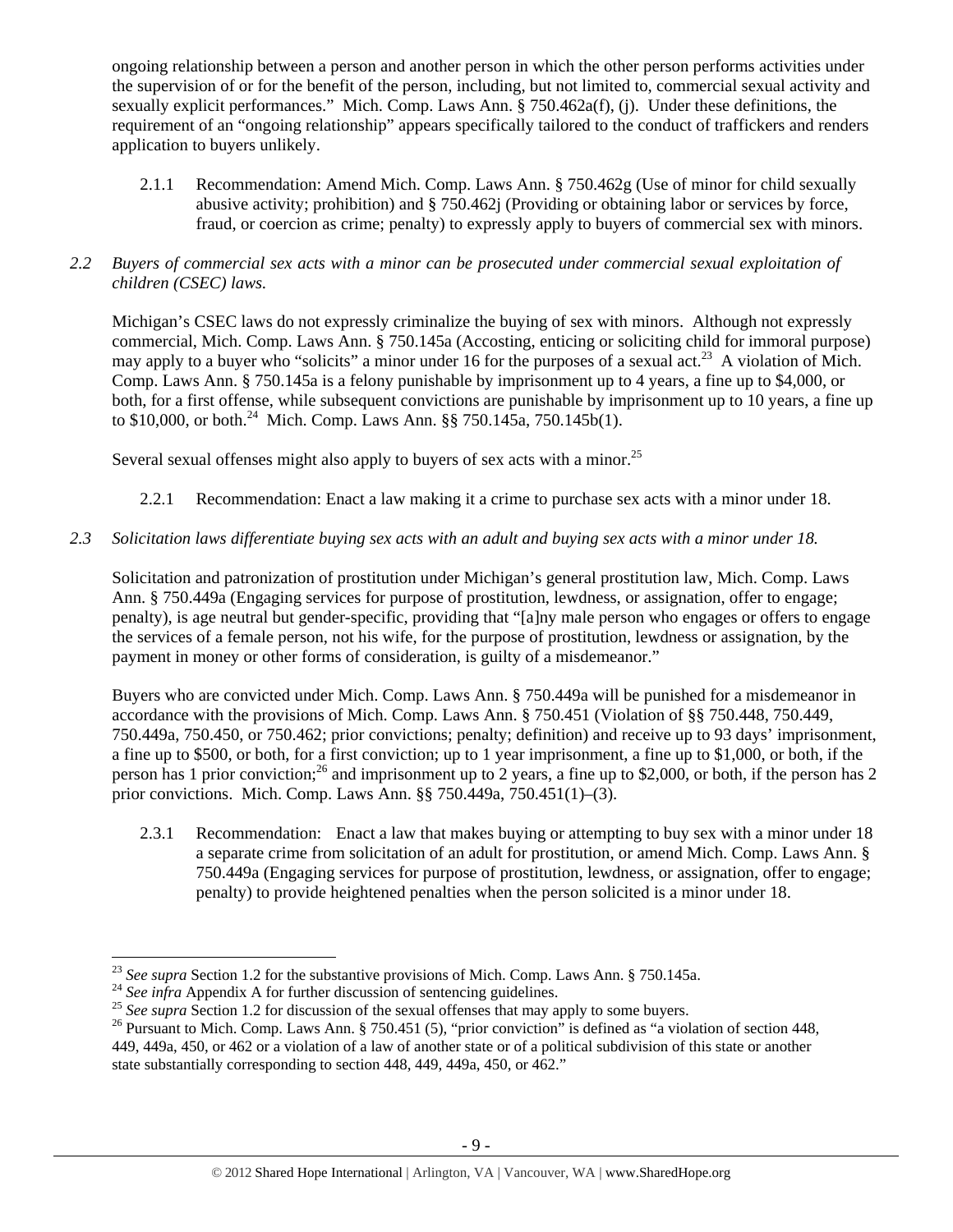ongoing relationship between a person and another person in which the other person performs activities under the supervision of or for the benefit of the person, including, but not limited to, commercial sexual activity and sexually explicit performances." Mich. Comp. Laws Ann. § 750.462a(f), (j). Under these definitions, the requirement of an "ongoing relationship" appears specifically tailored to the conduct of traffickers and renders application to buyers unlikely.

2.1.1 Recommendation: Amend Mich. Comp. Laws Ann. § 750.462g (Use of minor for child sexually abusive activity; prohibition) and § 750.462j (Providing or obtaining labor or services by force, fraud, or coercion as crime; penalty) to expressly apply to buyers of commercial sex with minors.

*2.2 Buyers of commercial sex acts with a minor can be prosecuted under commercial sexual exploitation of children (CSEC) laws.*

Michigan's CSEC laws do not expressly criminalize the buying of sex with minors. Although not expressly commercial, Mich. Comp. Laws Ann. § 750.145a (Accosting, enticing or soliciting child for immoral purpose) may apply to a buyer who "solicits" a minor under 16 for the purposes of a sexual act.[23] A violation of Mich. Comp. Laws Ann. § 750.145a is a felony punishable by imprisonment up to 4 years, a fine up to $4,000, or both, for a first offense, while subsequent convictions are punishable by imprisonment up to 10 years, a fine up to $10,000, or both.[24] Mich. Comp. Laws Ann. §§ 750.145a, 750.145b(1).

Several sexual offenses might also apply to buyers of sex acts with a minor.[25]

2.2.1 Recommendation: Enact a law making it a crime to purchase sex acts with a minor under 18.

*2.3 Solicitation laws differentiate buying sex acts with an adult and buying sex acts with a minor under 18.*

Solicitation and patronization of prostitution under Michigan's general prostitution law, Mich. Comp. Laws Ann. § 750.449a (Engaging services for purpose of prostitution, lewdness, or assignation, offer to engage; penalty), is age neutral but gender-specific, providing that "[a]ny male person who engages or offers to engage the services of a female person, not his wife, for the purpose of prostitution, lewdness or assignation, by the payment in money or other forms of consideration, is guilty of a misdemeanor."

Buyers who are convicted under Mich. Comp. Laws Ann. § 750.449a will be punished for a misdemeanor in accordance with the provisions of Mich. Comp. Laws Ann. § 750.451 (Violation of §§ 750.448, 750.449, 750.449a, 750.450, or 750.462; prior convictions; penalty; definition) and receive up to 93 days' imprisonment, a fine up to $500, or both, for a first conviction; up to 1 year imprisonment, a fine up to $1,000, or both, if the person has 1 prior conviction;[26] and imprisonment up to 2 years, a fine up to $2,000, or both, if the person has 2 prior convictions. Mich. Comp. Laws Ann. §§ 750.449a, 750.451(1)–(3).

2.3.1 Recommendation: Enact a law that makes buying or attempting to buy sex with a minor under 18 a separate crime from solicitation of an adult for prostitution, or amend Mich. Comp. Laws Ann. § 750.449a (Engaging services for purpose of prostitution, lewdness, or assignation, offer to engage; penalty) to provide heightened penalties when the person solicited is a minor under 18.

---

[23] *See supra* Section 1.2 for the substantive provisions of Mich. Comp. Laws Ann. § 750.145a.

[24] *See infra* Appendix A for further discussion of sentencing guidelines.

[25] *See supra* Section 1.2 for discussion of the sexual offenses that may apply to some buyers.

[26] Pursuant to Mich. Comp. Laws Ann. § 750.451 (5), "prior conviction" is defined as "a violation of section 448, 449, 449a, 450, or 462 or a violation of a law of another state or of a political subdivision of this state or another state substantially corresponding to section 448, 449, 449a, 450, or 462."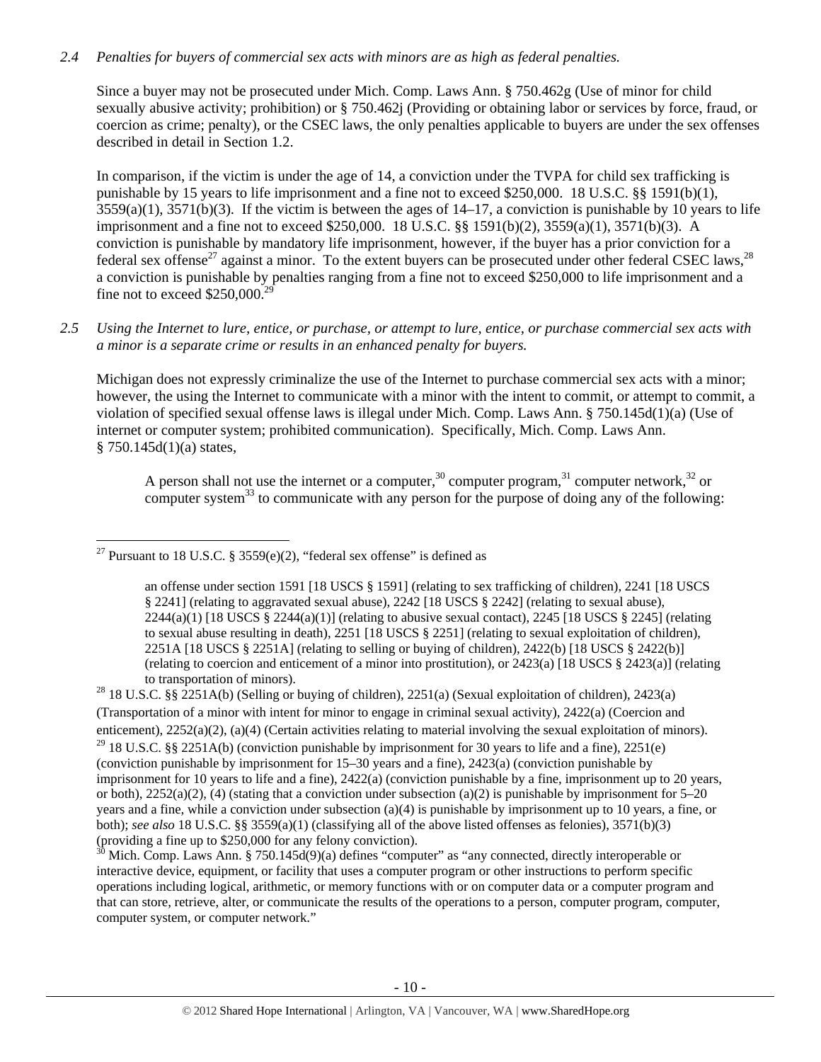*2.4 Penalties for buyers of commercial sex acts with minors are as high as federal penalties.*

Since a buyer may not be prosecuted under Mich. Comp. Laws Ann. § 750.462g (Use of minor for child sexually abusive activity; prohibition) or § 750.462j (Providing or obtaining labor or services by force, fraud, or coercion as crime; penalty), or the CSEC laws, the only penalties applicable to buyers are under the sex offenses described in detail in Section 1.2.

In comparison, if the victim is under the age of 14, a conviction under the TVPA for child sex trafficking is punishable by 15 years to life imprisonment and a fine not to exceed $250,000. 18 U.S.C. §§ 1591(b)(1), 3559(a)(1), 3571(b)(3). If the victim is between the ages of 14–17, a conviction is punishable by 10 years to life imprisonment and a fine not to exceed $250,000. 18 U.S.C. §§ 1591(b)(2), 3559(a)(1), 3571(b)(3). A conviction is punishable by mandatory life imprisonment, however, if the buyer has a prior conviction for a federal sex offense[27] against a minor. To the extent buyers can be prosecuted under other federal CSEC laws,[28] a conviction is punishable by penalties ranging from a fine not to exceed $250,000 to life imprisonment and a fine not to exceed $250,000.[29]

*2.5 Using the Internet to lure, entice, or purchase, or attempt to lure, entice, or purchase commercial sex acts with a minor is a separate crime or results in an enhanced penalty for buyers.*

Michigan does not expressly criminalize the use of the Internet to purchase commercial sex acts with a minor; however, the using the Internet to communicate with a minor with the intent to commit, or attempt to commit, a violation of specified sexual offense laws is illegal under Mich. Comp. Laws Ann. § 750.145d(1)(a) (Use of internet or computer system; prohibited communication). Specifically, Mich. Comp. Laws Ann. § 750.145d(1)(a) states,

> A person shall not use the internet or a computer,[30] computer program,[31] computer network,[32] or computer system[33] to communicate with any person for the purpose of doing any of the following:

---

[27] Pursuant to 18 U.S.C. § 3559(e)(2), "federal sex offense" is defined as

> an offense under section 1591 [18 USCS § 1591] (relating to sex trafficking of children), 2241 [18 USCS § 2241] (relating to aggravated sexual abuse), 2242 [18 USCS § 2242] (relating to sexual abuse), 2244(a)(1) [18 USCS § 2244(a)(1)] (relating to abusive sexual contact), 2245 [18 USCS § 2245] (relating to sexual abuse resulting in death), 2251 [18 USCS § 2251] (relating to sexual exploitation of children), 2251A [18 USCS § 2251A] (relating to selling or buying of children), 2422(b) [18 USCS § 2422(b)] (relating to coercion and enticement of a minor into prostitution), or 2423(a) [18 USCS § 2423(a)] (relating to transportation of minors).

[28] 18 U.S.C. §§ 2251A(b) (Selling or buying of children), 2251(a) (Sexual exploitation of children), 2423(a) (Transportation of a minor with intent for minor to engage in criminal sexual activity), 2422(a) (Coercion and enticement), 2252(a)(2), (a)(4) (Certain activities relating to material involving the sexual exploitation of minors).

[29] 18 U.S.C. §§ 2251A(b) (conviction punishable by imprisonment for 30 years to life and a fine), 2251(e) (conviction punishable by imprisonment for 15–30 years and a fine), 2423(a) (conviction punishable by imprisonment for 10 years to life and a fine), 2422(a) (conviction punishable by a fine, imprisonment up to 20 years, or both), 2252(a)(2), (4) (stating that a conviction under subsection (a)(2) is punishable by imprisonment for 5–20 years and a fine, while a conviction under subsection (a)(4) is punishable by imprisonment up to 10 years, a fine, or both); *see also* 18 U.S.C. §§ 3559(a)(1) (classifying all of the above listed offenses as felonies), 3571(b)(3) (providing a fine up to $250,000 for any felony conviction).

[30] Mich. Comp. Laws Ann. § 750.145d(9)(a) defines "computer" as "any connected, directly interoperable or interactive device, equipment, or facility that uses a computer program or other instructions to perform specific operations including logical, arithmetic, or memory functions with or on computer data or a computer program and that can store, retrieve, alter, or communicate the results of the operations to a person, computer program, computer, computer system, or computer network."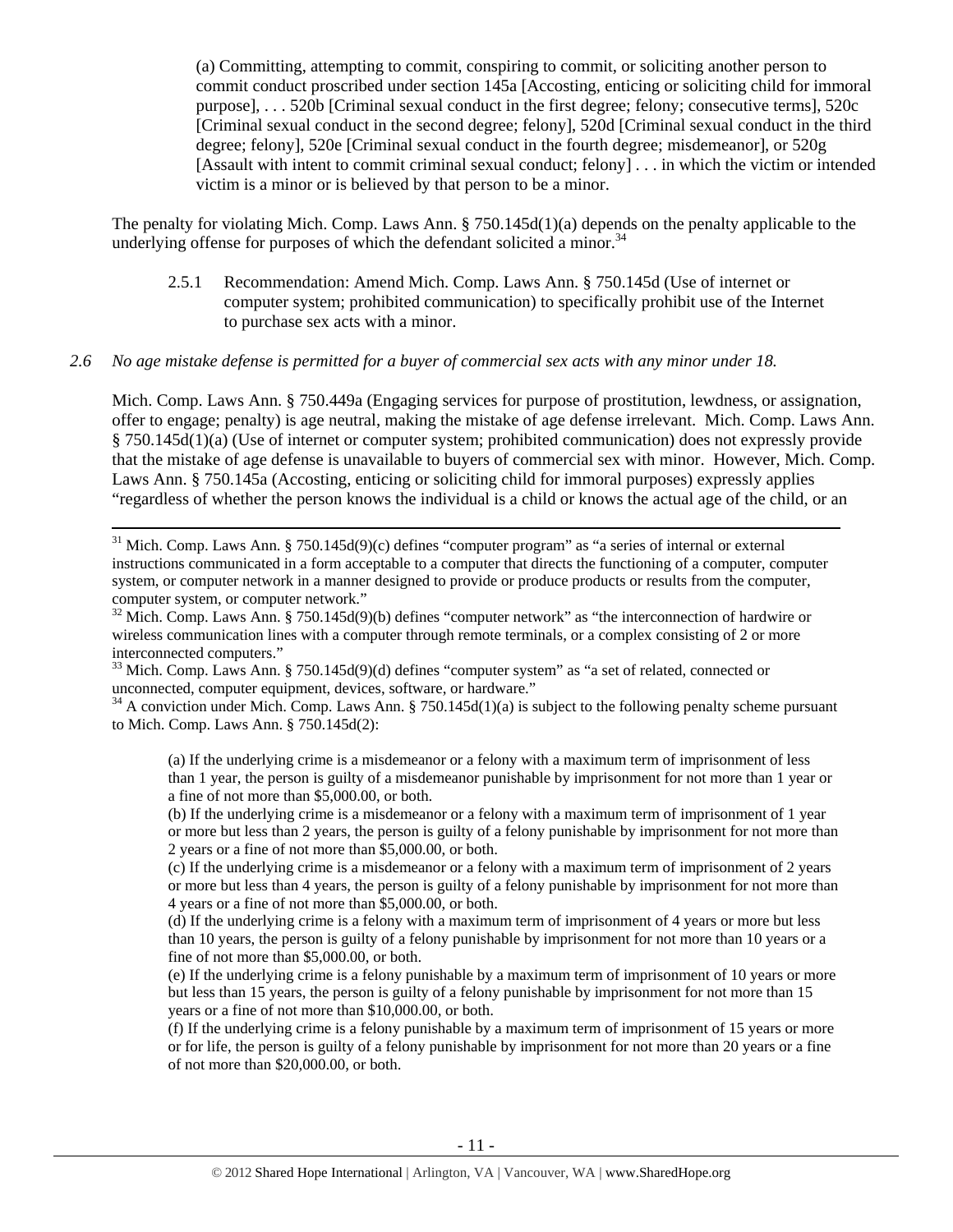(a) Committing, attempting to commit, conspiring to commit, or soliciting another person to commit conduct proscribed under section 145a [Accosting, enticing or soliciting child for immoral purpose], . . . 520b [Criminal sexual conduct in the first degree; felony; consecutive terms], 520c [Criminal sexual conduct in the second degree; felony], 520d [Criminal sexual conduct in the third degree; felony], 520e [Criminal sexual conduct in the fourth degree; misdemeanor], or 520g [Assault with intent to commit criminal sexual conduct; felony] . . . in which the victim or intended victim is a minor or is believed by that person to be a minor.

The penalty for violating Mich. Comp. Laws Ann. § 750.145d(1)(a) depends on the penalty applicable to the underlying offense for purposes of which the defendant solicited a minor.[34]

2.5.1 Recommendation: Amend Mich. Comp. Laws Ann. § 750.145d (Use of internet or computer system; prohibited communication) to specifically prohibit use of the Internet to purchase sex acts with a minor.

*2.6 No age mistake defense is permitted for a buyer of commercial sex acts with any minor under 18.*

Mich. Comp. Laws Ann. § 750.449a (Engaging services for purpose of prostitution, lewdness, or assignation, offer to engage; penalty) is age neutral, making the mistake of age defense irrelevant. Mich. Comp. Laws Ann. § 750.145d(1)(a) (Use of internet or computer system; prohibited communication) does not expressly provide that the mistake of age defense is unavailable to buyers of commercial sex with minor. However, Mich. Comp. Laws Ann. § 750.145a (Accosting, enticing or soliciting child for immoral purposes) expressly applies "regardless of whether the person knows the individual is a child or knows the actual age of the child, or an

---

[31] Mich. Comp. Laws Ann. § 750.145d(9)(c) defines "computer program" as "a series of internal or external instructions communicated in a form acceptable to a computer that directs the functioning of a computer, computer system, or computer network in a manner designed to provide or produce products or results from the computer, computer system, or computer network."

[32] Mich. Comp. Laws Ann. § 750.145d(9)(b) defines "computer network" as "the interconnection of hardwire or wireless communication lines with a computer through remote terminals, or a complex consisting of 2 or more interconnected computers."

[33] Mich. Comp. Laws Ann. § 750.145d(9)(d) defines "computer system" as "a set of related, connected or unconnected, computer equipment, devices, software, or hardware."

[34] A conviction under Mich. Comp. Laws Ann. § 750.145d(1)(a) is subject to the following penalty scheme pursuant to Mich. Comp. Laws Ann. § 750.145d(2):

(a) If the underlying crime is a misdemeanor or a felony with a maximum term of imprisonment of less than 1 year, the person is guilty of a misdemeanor punishable by imprisonment for not more than 1 year or a fine of not more than $5,000.00, or both.
(b) If the underlying crime is a misdemeanor or a felony with a maximum term of imprisonment of 1 year or more but less than 2 years, the person is guilty of a felony punishable by imprisonment for not more than 2 years or a fine of not more than $5,000.00, or both.
(c) If the underlying crime is a misdemeanor or a felony with a maximum term of imprisonment of 2 years or more but less than 4 years, the person is guilty of a felony punishable by imprisonment for not more than 4 years or a fine of not more than $5,000.00, or both.
(d) If the underlying crime is a felony with a maximum term of imprisonment of 4 years or more but less than 10 years, the person is guilty of a felony punishable by imprisonment for not more than 10 years or a fine of not more than $5,000.00, or both.
(e) If the underlying crime is a felony punishable by a maximum term of imprisonment of 10 years or more but less than 15 years, the person is guilty of a felony punishable by imprisonment for not more than 15 years or a fine of not more than $10,000.00, or both.
(f) If the underlying crime is a felony punishable by a maximum term of imprisonment of 15 years or more or for life, the person is guilty of a felony punishable by imprisonment for not more than 20 years or a fine of not more than $20,000.00, or both.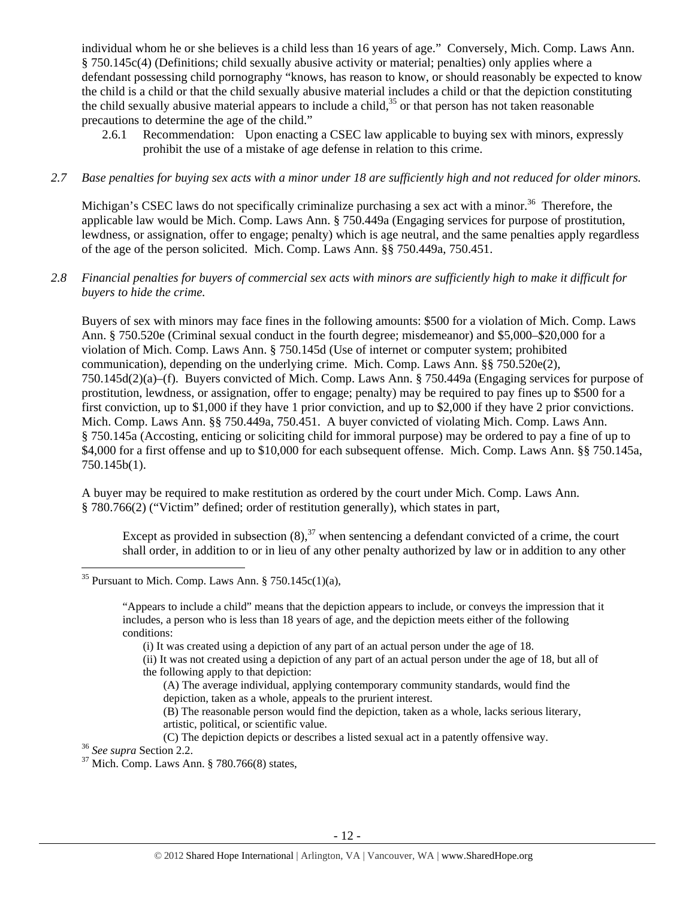individual whom he or she believes is a child less than 16 years of age." Conversely, Mich. Comp. Laws Ann. § 750.145c(4) (Definitions; child sexually abusive activity or material; penalties) only applies where a defendant possessing child pornography "knows, has reason to know, or should reasonably be expected to know the child is a child or that the child sexually abusive material includes a child or that the depiction constituting the child sexually abusive material appears to include a child,[35] or that person has not taken reasonable precautions to determine the age of the child."

2.6.1 Recommendation: Upon enacting a CSEC law applicable to buying sex with minors, expressly prohibit the use of a mistake of age defense in relation to this crime.

*2.7 Base penalties for buying sex acts with a minor under 18 are sufficiently high and not reduced for older minors.*

Michigan's CSEC laws do not specifically criminalize purchasing a sex act with a minor.[36] Therefore, the applicable law would be Mich. Comp. Laws Ann. § 750.449a (Engaging services for purpose of prostitution, lewdness, or assignation, offer to engage; penalty) which is age neutral, and the same penalties apply regardless of the age of the person solicited. Mich. Comp. Laws Ann. §§ 750.449a, 750.451.

*2.8 Financial penalties for buyers of commercial sex acts with minors are sufficiently high to make it difficult for buyers to hide the crime.*

Buyers of sex with minors may face fines in the following amounts: \$500 for a violation of Mich. Comp. Laws Ann. § 750.520e (Criminal sexual conduct in the fourth degree; misdemeanor) and \$5,000–\$20,000 for a violation of Mich. Comp. Laws Ann. § 750.145d (Use of internet or computer system; prohibited communication), depending on the underlying crime. Mich. Comp. Laws Ann. §§ 750.520e(2), 750.145d(2)(a)–(f). Buyers convicted of Mich. Comp. Laws Ann. § 750.449a (Engaging services for purpose of prostitution, lewdness, or assignation, offer to engage; penalty) may be required to pay fines up to \$500 for a first conviction, up to \$1,000 if they have 1 prior conviction, and up to \$2,000 if they have 2 prior convictions. Mich. Comp. Laws Ann. §§ 750.449a, 750.451. A buyer convicted of violating Mich. Comp. Laws Ann. § 750.145a (Accosting, enticing or soliciting child for immoral purpose) may be ordered to pay a fine of up to \$4,000 for a first offense and up to \$10,000 for each subsequent offense. Mich. Comp. Laws Ann. §§ 750.145a, 750.145b(1).

A buyer may be required to make restitution as ordered by the court under Mich. Comp. Laws Ann. § 780.766(2) ("Victim" defined; order of restitution generally), which states in part,

> Except as provided in subsection (8),[37] when sentencing a defendant convicted of a crime, the court shall order, in addition to or in lieu of any other penalty authorized by law or in addition to any other

---

[35] Pursuant to Mich. Comp. Laws Ann. § 750.145c(1)(a),

> "Appears to include a child" means that the depiction appears to include, or conveys the impression that it includes, a person who is less than 18 years of age, and the depiction meets either of the following conditions:
>
> (i) It was created using a depiction of any part of an actual person under the age of 18.
>
> (ii) It was not created using a depiction of any part of an actual person under the age of 18, but all of the following apply to that depiction:
>
> (A) The average individual, applying contemporary community standards, would find the depiction, taken as a whole, appeals to the prurient interest.
>
> (B) The reasonable person would find the depiction, taken as a whole, lacks serious literary, artistic, political, or scientific value.
>
> (C) The depiction depicts or describes a listed sexual act in a patently offensive way.

[36] *See supra* Section 2.2.

[37] Mich. Comp. Laws Ann. § 780.766(8) states,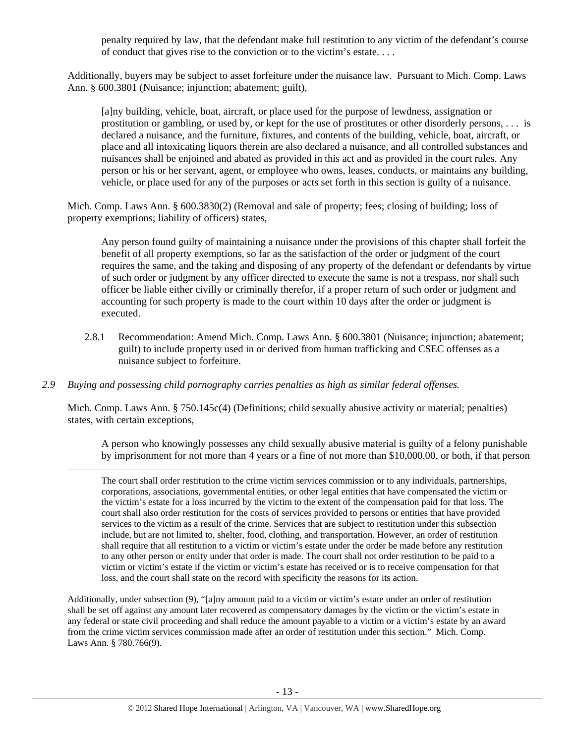penalty required by law, that the defendant make full restitution to any victim of the defendant's course of conduct that gives rise to the conviction or to the victim's estate. . . .

Additionally, buyers may be subject to asset forfeiture under the nuisance law. Pursuant to Mich. Comp. Laws Ann. § 600.3801 (Nuisance; injunction; abatement; guilt),

> [a]ny building, vehicle, boat, aircraft, or place used for the purpose of lewdness, assignation or prostitution or gambling, or used by, or kept for the use of prostitutes or other disorderly persons, . . . is declared a nuisance, and the furniture, fixtures, and contents of the building, vehicle, boat, aircraft, or place and all intoxicating liquors therein are also declared a nuisance, and all controlled substances and nuisances shall be enjoined and abated as provided in this act and as provided in the court rules. Any person or his or her servant, agent, or employee who owns, leases, conducts, or maintains any building, vehicle, or place used for any of the purposes or acts set forth in this section is guilty of a nuisance.

Mich. Comp. Laws Ann. § 600.3830(2) (Removal and sale of property; fees; closing of building; loss of property exemptions; liability of officers) states,

> Any person found guilty of maintaining a nuisance under the provisions of this chapter shall forfeit the benefit of all property exemptions, so far as the satisfaction of the order or judgment of the court requires the same, and the taking and disposing of any property of the defendant or defendants by virtue of such order or judgment by any officer directed to execute the same is not a trespass, nor shall such officer be liable either civilly or criminally therefor, if a proper return of such order or judgment and accounting for such property is made to the court within 10 days after the order or judgment is executed.

2.8.1 Recommendation: Amend Mich. Comp. Laws Ann. § 600.3801 (Nuisance; injunction; abatement; guilt) to include property used in or derived from human trafficking and CSEC offenses as a nuisance subject to forfeiture.

*2.9 Buying and possessing child pornography carries penalties as high as similar federal offenses.*

Mich. Comp. Laws Ann. § 750.145c(4) (Definitions; child sexually abusive activity or material; penalties) states, with certain exceptions,

> A person who knowingly possesses any child sexually abusive material is guilty of a felony punishable by imprisonment for not more than 4 years or a fine of not more than $10,000.00, or both, if that person

---

The court shall order restitution to the crime victim services commission or to any individuals, partnerships, corporations, associations, governmental entities, or other legal entities that have compensated the victim or the victim's estate for a loss incurred by the victim to the extent of the compensation paid for that loss. The court shall also order restitution for the costs of services provided to persons or entities that have provided services to the victim as a result of the crime. Services that are subject to restitution under this subsection include, but are not limited to, shelter, food, clothing, and transportation. However, an order of restitution shall require that all restitution to a victim or victim's estate under the order be made before any restitution to any other person or entity under that order is made. The court shall not order restitution to be paid to a victim or victim's estate if the victim or victim's estate has received or is to receive compensation for that loss, and the court shall state on the record with specificity the reasons for its action.

Additionally, under subsection (9), "[a]ny amount paid to a victim or victim's estate under an order of restitution shall be set off against any amount later recovered as compensatory damages by the victim or the victim's estate in any federal or state civil proceeding and shall reduce the amount payable to a victim or a victim's estate by an award from the crime victim services commission made after an order of restitution under this section." Mich. Comp. Laws Ann. § 780.766(9).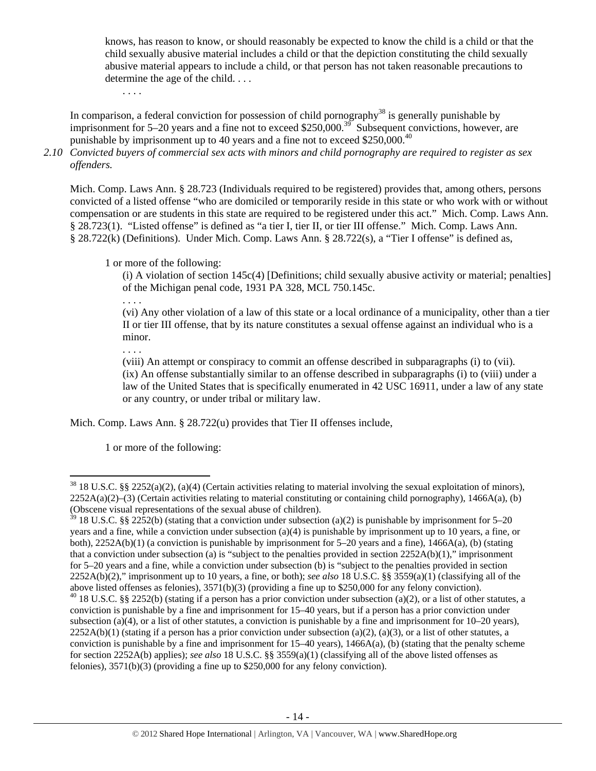> knows, has reason to know, or should reasonably be expected to know the child is a child or that the child sexually abusive material includes a child or that the depiction constituting the child sexually abusive material appears to include a child, or that person has not taken reasonable precautions to determine the age of the child. . . .
>
> . . . .

In comparison, a federal conviction for possession of child pornography[38] is generally punishable by imprisonment for 5–20 years and a fine not to exceed $250,000.[39] Subsequent convictions, however, are punishable by imprisonment up to 40 years and a fine not to exceed $250,000.[40]

*2.10 Convicted buyers of commercial sex acts with minors and child pornography are required to register as sex offenders.*

Mich. Comp. Laws Ann. § 28.723 (Individuals required to be registered) provides that, among others, persons convicted of a listed offense "who are domiciled or temporarily reside in this state or who work with or without compensation or are students in this state are required to be registered under this act." Mich. Comp. Laws Ann. § 28.723(1). "Listed offense" is defined as "a tier I, tier II, or tier III offense." Mich. Comp. Laws Ann. § 28.722(k) (Definitions). Under Mich. Comp. Laws Ann. § 28.722(s), a "Tier I offense" is defined as,

> 1 or more of the following:
>
> (i) A violation of section 145c(4) [Definitions; child sexually abusive activity or material; penalties] of the Michigan penal code, 1931 PA 328, MCL 750.145c.
>
> . . . .
>
> (vi) Any other violation of a law of this state or a local ordinance of a municipality, other than a tier II or tier III offense, that by its nature constitutes a sexual offense against an individual who is a minor.
>
> . . . .
>
> (viii) An attempt or conspiracy to commit an offense described in subparagraphs (i) to (vii).
>
> (ix) An offense substantially similar to an offense described in subparagraphs (i) to (viii) under a law of the United States that is specifically enumerated in 42 USC 16911, under a law of any state or any country, or under tribal or military law.

Mich. Comp. Laws Ann. § 28.722(u) provides that Tier II offenses include,

> 1 or more of the following:

---

[38] 18 U.S.C. §§ 2252(a)(2), (a)(4) (Certain activities relating to material involving the sexual exploitation of minors), 2252A(a)(2)–(3) (Certain activities relating to material constituting or containing child pornography), 1466A(a), (b) (Obscene visual representations of the sexual abuse of children).

[39] 18 U.S.C. §§ 2252(b) (stating that a conviction under subsection (a)(2) is punishable by imprisonment for 5–20 years and a fine, while a conviction under subsection (a)(4) is punishable by imprisonment up to 10 years, a fine, or both), 2252A(b)(1) (a conviction is punishable by imprisonment for 5–20 years and a fine), 1466A(a), (b) (stating that a conviction under subsection (a) is "subject to the penalties provided in section 2252A(b)(1)," imprisonment for 5–20 years and a fine, while a conviction under subsection (b) is "subject to the penalties provided in section 2252A(b)(2)," imprisonment up to 10 years, a fine, or both); *see also* 18 U.S.C. §§ 3559(a)(1) (classifying all of the above listed offenses as felonies), 3571(b)(3) (providing a fine up to $250,000 for any felony conviction).

[40] 18 U.S.C. §§ 2252(b) (stating if a person has a prior conviction under subsection (a)(2), or a list of other statutes, a conviction is punishable by a fine and imprisonment for 15–40 years, but if a person has a prior conviction under subsection (a)(4), or a list of other statutes, a conviction is punishable by a fine and imprisonment for 10–20 years), 2252A(b)(1) (stating if a person has a prior conviction under subsection (a)(2), (a)(3), or a list of other statutes, a conviction is punishable by a fine and imprisonment for 15–40 years), 1466A(a), (b) (stating that the penalty scheme for section 2252A(b) applies); *see also* 18 U.S.C. §§ 3559(a)(1) (classifying all of the above listed offenses as felonies), 3571(b)(3) (providing a fine up to $250,000 for any felony conviction).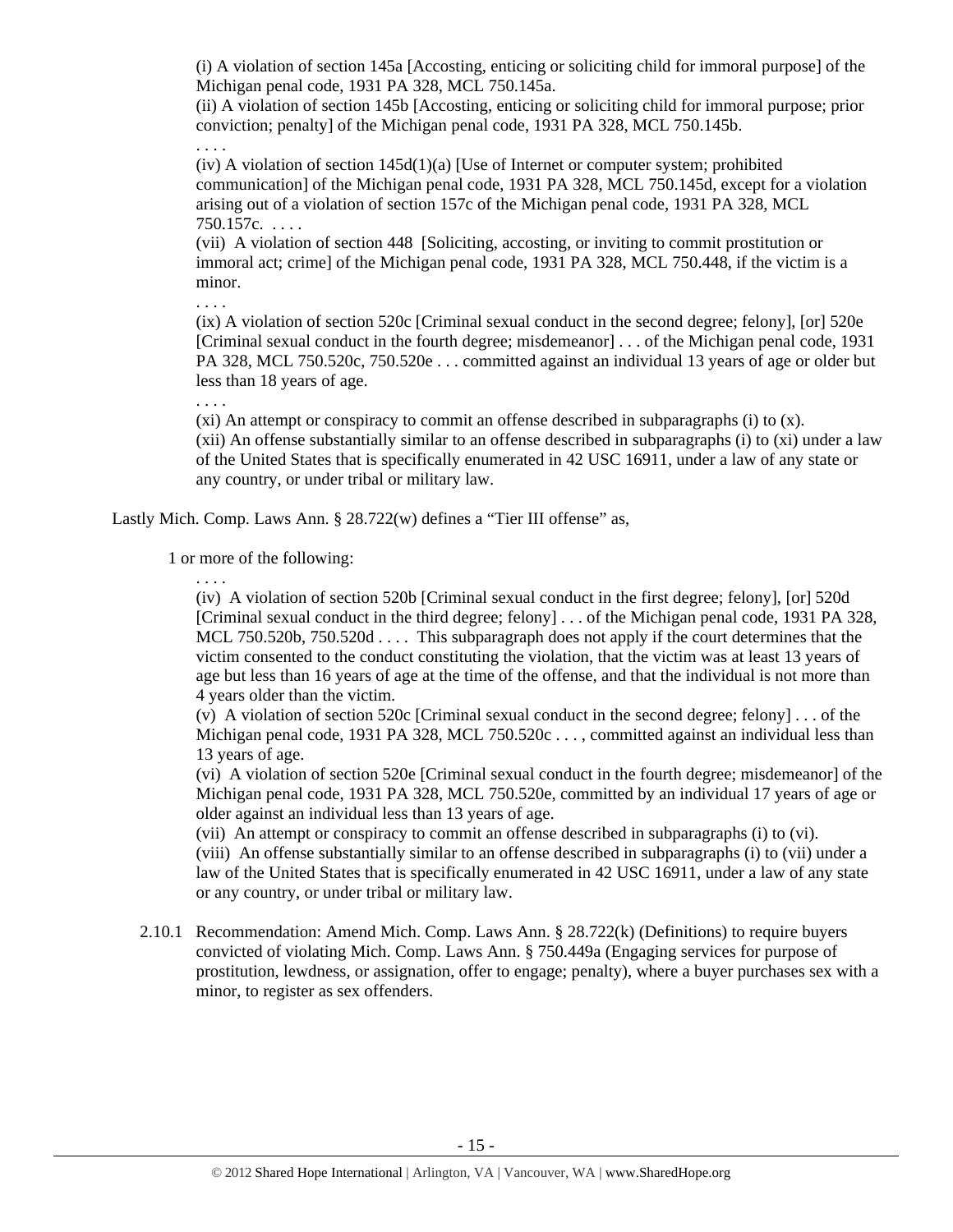(i) A violation of section 145a [Accosting, enticing or soliciting child for immoral purpose] of the Michigan penal code, 1931 PA 328, MCL 750.145a.

(ii) A violation of section 145b [Accosting, enticing or soliciting child for immoral purpose; prior conviction; penalty] of the Michigan penal code, 1931 PA 328, MCL 750.145b.

. . . .

(iv) A violation of section 145d(1)(a) [Use of Internet or computer system; prohibited communication] of the Michigan penal code, 1931 PA 328, MCL 750.145d, except for a violation arising out of a violation of section 157c of the Michigan penal code, 1931 PA 328, MCL 750.157c. . . . .

(vii) A violation of section 448 [Soliciting, accosting, or inviting to commit prostitution or immoral act; crime] of the Michigan penal code, 1931 PA 328, MCL 750.448, if the victim is a minor.

. . . .

(ix) A violation of section 520c [Criminal sexual conduct in the second degree; felony], [or] 520e [Criminal sexual conduct in the fourth degree; misdemeanor] . . . of the Michigan penal code, 1931 PA 328, MCL 750.520c, 750.520e . . . committed against an individual 13 years of age or older but less than 18 years of age.

. . . .

(xi) An attempt or conspiracy to commit an offense described in subparagraphs (i) to (x).

(xii) An offense substantially similar to an offense described in subparagraphs (i) to (xi) under a law of the United States that is specifically enumerated in 42 USC 16911, under a law of any state or any country, or under tribal or military law.

Lastly Mich. Comp. Laws Ann. § 28.722(w) defines a "Tier III offense" as,

1 or more of the following:

. . . .

(iv) A violation of section 520b [Criminal sexual conduct in the first degree; felony], [or] 520d [Criminal sexual conduct in the third degree; felony] . . . of the Michigan penal code, 1931 PA 328, MCL 750.520b, 750.520d . . . . This subparagraph does not apply if the court determines that the victim consented to the conduct constituting the violation, that the victim was at least 13 years of age but less than 16 years of age at the time of the offense, and that the individual is not more than 4 years older than the victim.

(v) A violation of section 520c [Criminal sexual conduct in the second degree; felony] . . . of the Michigan penal code, 1931 PA 328, MCL 750.520c . . . , committed against an individual less than 13 years of age.

(vi) A violation of section 520e [Criminal sexual conduct in the fourth degree; misdemeanor] of the Michigan penal code, 1931 PA 328, MCL 750.520e, committed by an individual 17 years of age or older against an individual less than 13 years of age.

(vii) An attempt or conspiracy to commit an offense described in subparagraphs (i) to (vi).

(viii) An offense substantially similar to an offense described in subparagraphs (i) to (vii) under a law of the United States that is specifically enumerated in 42 USC 16911, under a law of any state or any country, or under tribal or military law.

2.10.1 Recommendation: Amend Mich. Comp. Laws Ann. § 28.722(k) (Definitions) to require buyers convicted of violating Mich. Comp. Laws Ann. § 750.449a (Engaging services for purpose of prostitution, lewdness, or assignation, offer to engage; penalty), where a buyer purchases sex with a minor, to register as sex offenders.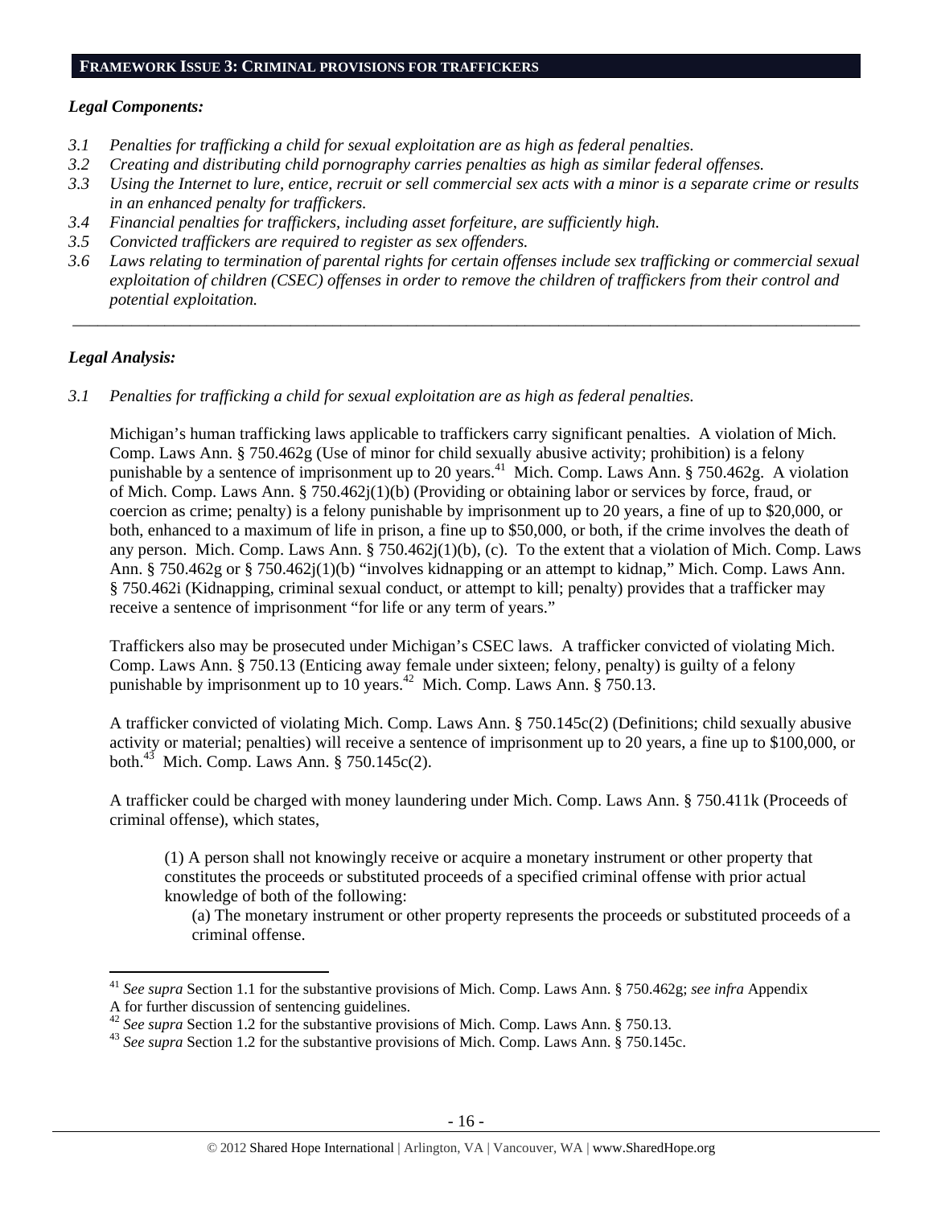## FRAMEWORK ISSUE 3: CRIMINAL PROVISIONS FOR TRAFFICKERS

*Legal Components:*

*3.1 Penalties for trafficking a child for sexual exploitation are as high as federal penalties.*
*3.2 Creating and distributing child pornography carries penalties as high as similar federal offenses.*
*3.3 Using the Internet to lure, entice, recruit or sell commercial sex acts with a minor is a separate crime or results in an enhanced penalty for traffickers.*
*3.4 Financial penalties for traffickers, including asset forfeiture, are sufficiently high.*
*3.5 Convicted traffickers are required to register as sex offenders.*
*3.6 Laws relating to termination of parental rights for certain offenses include sex trafficking or commercial sexual exploitation of children (CSEC) offenses in order to remove the children of traffickers from their control and potential exploitation.*

---

*Legal Analysis:*

*3.1 Penalties for trafficking a child for sexual exploitation are as high as federal penalties.*

Michigan's human trafficking laws applicable to traffickers carry significant penalties. A violation of Mich. Comp. Laws Ann. § 750.462g (Use of minor for child sexually abusive activity; prohibition) is a felony punishable by a sentence of imprisonment up to 20 years.[41] Mich. Comp. Laws Ann. § 750.462g. A violation of Mich. Comp. Laws Ann. § 750.462j(1)(b) (Providing or obtaining labor or services by force, fraud, or coercion as crime; penalty) is a felony punishable by imprisonment up to 20 years, a fine of up to $20,000, or both, enhanced to a maximum of life in prison, a fine up to $50,000, or both, if the crime involves the death of any person. Mich. Comp. Laws Ann. § 750.462j(1)(b), (c). To the extent that a violation of Mich. Comp. Laws Ann. § 750.462g or § 750.462j(1)(b) "involves kidnapping or an attempt to kidnap," Mich. Comp. Laws Ann. § 750.462i (Kidnapping, criminal sexual conduct, or attempt to kill; penalty) provides that a trafficker may receive a sentence of imprisonment "for life or any term of years."

Traffickers also may be prosecuted under Michigan's CSEC laws. A trafficker convicted of violating Mich. Comp. Laws Ann. § 750.13 (Enticing away female under sixteen; felony, penalty) is guilty of a felony punishable by imprisonment up to 10 years.[42] Mich. Comp. Laws Ann. § 750.13.

A trafficker convicted of violating Mich. Comp. Laws Ann. § 750.145c(2) (Definitions; child sexually abusive activity or material; penalties) will receive a sentence of imprisonment up to 20 years, a fine up to $100,000, or both.[43] Mich. Comp. Laws Ann. § 750.145c(2).

A trafficker could be charged with money laundering under Mich. Comp. Laws Ann. § 750.411k (Proceeds of criminal offense), which states,

> (1) A person shall not knowingly receive or acquire a monetary instrument or other property that constitutes the proceeds or substituted proceeds of a specified criminal offense with prior actual knowledge of both of the following:
>
> (a) The monetary instrument or other property represents the proceeds or substituted proceeds of a criminal offense.

---

[41] *See supra* Section 1.1 for the substantive provisions of Mich. Comp. Laws Ann. § 750.462g; *see infra* Appendix A for further discussion of sentencing guidelines.
[42] *See supra* Section 1.2 for the substantive provisions of Mich. Comp. Laws Ann. § 750.13.
[43] *See supra* Section 1.2 for the substantive provisions of Mich. Comp. Laws Ann. § 750.145c.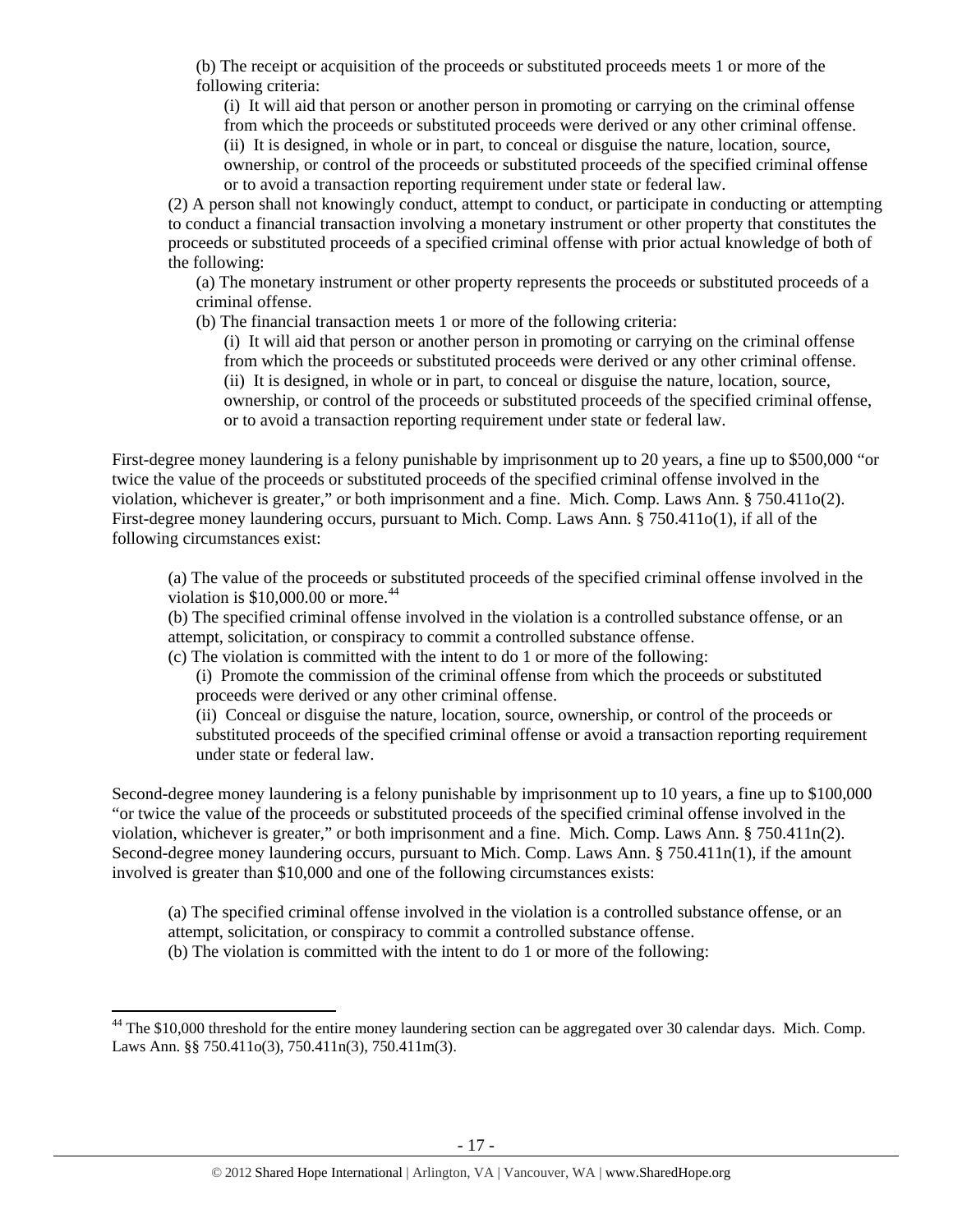(b) The receipt or acquisition of the proceeds or substituted proceeds meets 1 or more of the following criteria:

(i) It will aid that person or another person in promoting or carrying on the criminal offense from which the proceeds or substituted proceeds were derived or any other criminal offense.
(ii) It is designed, in whole or in part, to conceal or disguise the nature, location, source, ownership, or control of the proceeds or substituted proceeds of the specified criminal offense or to avoid a transaction reporting requirement under state or federal law.

(2) A person shall not knowingly conduct, attempt to conduct, or participate in conducting or attempting to conduct a financial transaction involving a monetary instrument or other property that constitutes the proceeds or substituted proceeds of a specified criminal offense with prior actual knowledge of both of the following:

(a) The monetary instrument or other property represents the proceeds or substituted proceeds of a criminal offense.
(b) The financial transaction meets 1 or more of the following criteria:

(i) It will aid that person or another person in promoting or carrying on the criminal offense from which the proceeds or substituted proceeds were derived or any other criminal offense.
(ii) It is designed, in whole or in part, to conceal or disguise the nature, location, source, ownership, or control of the proceeds or substituted proceeds of the specified criminal offense, or to avoid a transaction reporting requirement under state or federal law.

First-degree money laundering is a felony punishable by imprisonment up to 20 years, a fine up to $500,000 "or twice the value of the proceeds or substituted proceeds of the specified criminal offense involved in the violation, whichever is greater," or both imprisonment and a fine. Mich. Comp. Laws Ann. § 750.411o(2). First-degree money laundering occurs, pursuant to Mich. Comp. Laws Ann. § 750.411o(1), if all of the following circumstances exist:

(a) The value of the proceeds or substituted proceeds of the specified criminal offense involved in the violation is $10,000.00 or more.[44]
(b) The specified criminal offense involved in the violation is a controlled substance offense, or an attempt, solicitation, or conspiracy to commit a controlled substance offense.
(c) The violation is committed with the intent to do 1 or more of the following:

(i) Promote the commission of the criminal offense from which the proceeds or substituted proceeds were derived or any other criminal offense.
(ii) Conceal or disguise the nature, location, source, ownership, or control of the proceeds or substituted proceeds of the specified criminal offense or avoid a transaction reporting requirement under state or federal law.

Second-degree money laundering is a felony punishable by imprisonment up to 10 years, a fine up to $100,000 "or twice the value of the proceeds or substituted proceeds of the specified criminal offense involved in the violation, whichever is greater," or both imprisonment and a fine. Mich. Comp. Laws Ann. § 750.411n(2). Second-degree money laundering occurs, pursuant to Mich. Comp. Laws Ann. § 750.411n(1), if the amount involved is greater than $10,000 and one of the following circumstances exists:

(a) The specified criminal offense involved in the violation is a controlled substance offense, or an attempt, solicitation, or conspiracy to commit a controlled substance offense.
(b) The violation is committed with the intent to do 1 or more of the following:

[44] The $10,000 threshold for the entire money laundering section can be aggregated over 30 calendar days. Mich. Comp. Laws Ann. §§ 750.411o(3), 750.411n(3), 750.411m(3).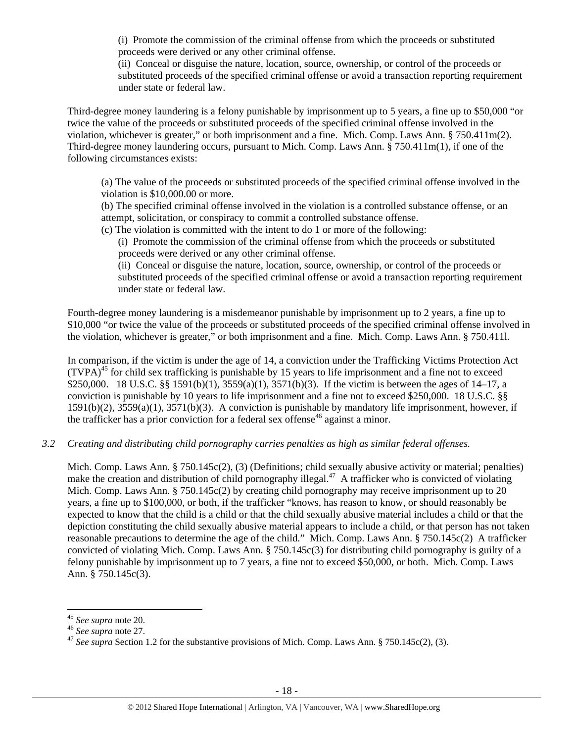(i) Promote the commission of the criminal offense from which the proceeds or substituted proceeds were derived or any other criminal offense.

(ii) Conceal or disguise the nature, location, source, ownership, or control of the proceeds or substituted proceeds of the specified criminal offense or avoid a transaction reporting requirement under state or federal law.

Third-degree money laundering is a felony punishable by imprisonment up to 5 years, a fine up to $50,000 "or twice the value of the proceeds or substituted proceeds of the specified criminal offense involved in the violation, whichever is greater," or both imprisonment and a fine. Mich. Comp. Laws Ann. § 750.411m(2). Third-degree money laundering occurs, pursuant to Mich. Comp. Laws Ann. § 750.411m(1), if one of the following circumstances exists:

> (a) The value of the proceeds or substituted proceeds of the specified criminal offense involved in the violation is $10,000.00 or more.
>
> (b) The specified criminal offense involved in the violation is a controlled substance offense, or an attempt, solicitation, or conspiracy to commit a controlled substance offense.
>
> (c) The violation is committed with the intent to do 1 or more of the following:
>
> (i) Promote the commission of the criminal offense from which the proceeds or substituted proceeds were derived or any other criminal offense.
>
> (ii) Conceal or disguise the nature, location, source, ownership, or control of the proceeds or substituted proceeds of the specified criminal offense or avoid a transaction reporting requirement under state or federal law.

Fourth-degree money laundering is a misdemeanor punishable by imprisonment up to 2 years, a fine up to $10,000 "or twice the value of the proceeds or substituted proceeds of the specified criminal offense involved in the violation, whichever is greater," or both imprisonment and a fine. Mich. Comp. Laws Ann. § 750.411l.

In comparison, if the victim is under the age of 14, a conviction under the Trafficking Victims Protection Act (TVPA)[45] for child sex trafficking is punishable by 15 years to life imprisonment and a fine not to exceed $250,000. 18 U.S.C. §§ 1591(b)(1), 3559(a)(1), 3571(b)(3). If the victim is between the ages of 14–17, a conviction is punishable by 10 years to life imprisonment and a fine not to exceed $250,000. 18 U.S.C. §§ 1591(b)(2), 3559(a)(1), 3571(b)(3). A conviction is punishable by mandatory life imprisonment, however, if the trafficker has a prior conviction for a federal sex offense[46] against a minor.

*3.2 Creating and distributing child pornography carries penalties as high as similar federal offenses.*

Mich. Comp. Laws Ann. § 750.145c(2), (3) (Definitions; child sexually abusive activity or material; penalties) make the creation and distribution of child pornography illegal.[47] A trafficker who is convicted of violating Mich. Comp. Laws Ann. § 750.145c(2) by creating child pornography may receive imprisonment up to 20 years, a fine up to $100,000, or both, if the trafficker "knows, has reason to know, or should reasonably be expected to know that the child is a child or that the child sexually abusive material includes a child or that the depiction constituting the child sexually abusive material appears to include a child, or that person has not taken reasonable precautions to determine the age of the child." Mich. Comp. Laws Ann. § 750.145c(2) A trafficker convicted of violating Mich. Comp. Laws Ann. § 750.145c(3) for distributing child pornography is guilty of a felony punishable by imprisonment up to 7 years, a fine not to exceed $50,000, or both. Mich. Comp. Laws Ann. § 750.145c(3).

---

[45] *See supra* note 20.

[46] *See supra* note 27.

[47] *See supra* Section 1.2 for the substantive provisions of Mich. Comp. Laws Ann. § 750.145c(2), (3).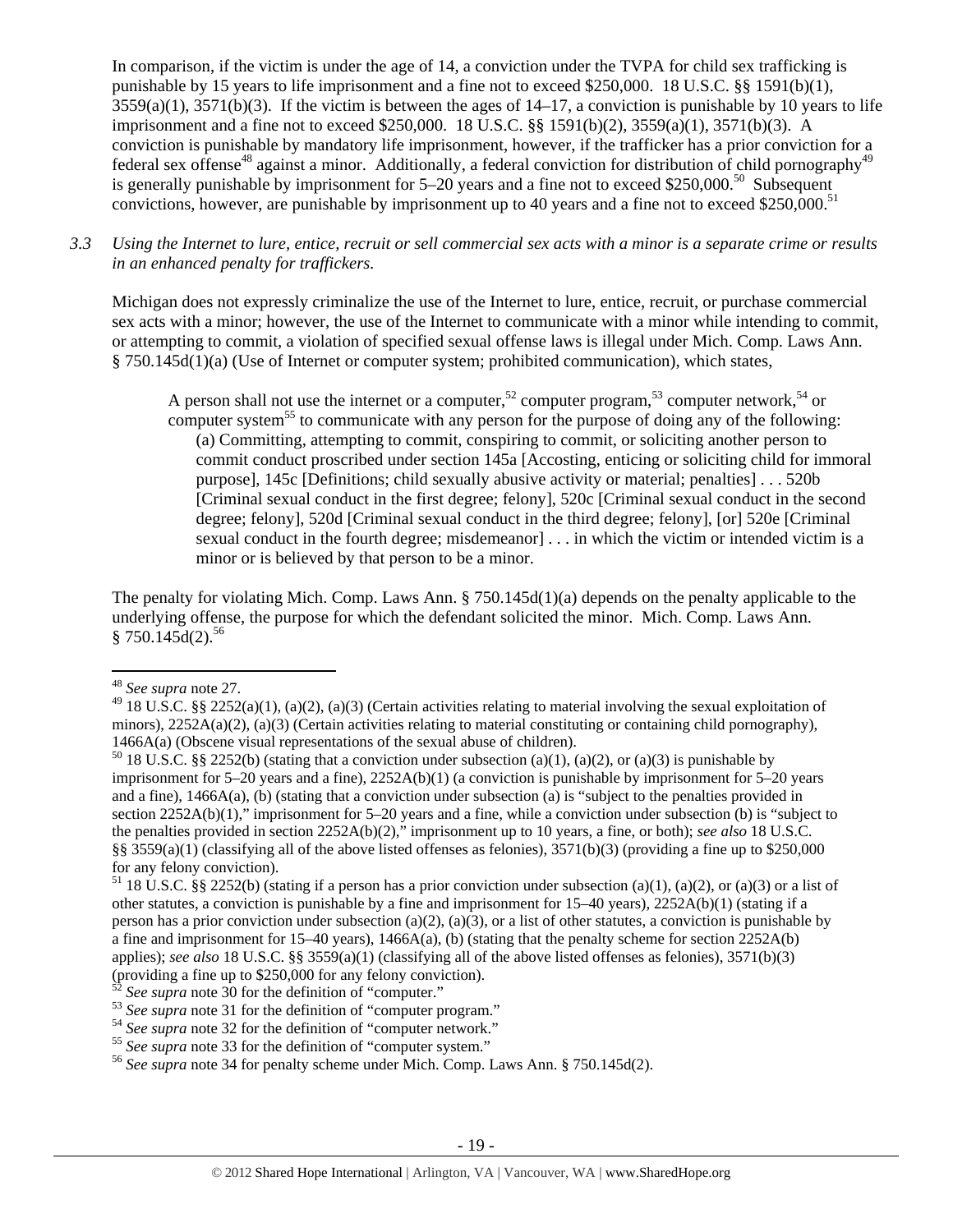In comparison, if the victim is under the age of 14, a conviction under the TVPA for child sex trafficking is punishable by 15 years to life imprisonment and a fine not to exceed $250,000. 18 U.S.C. §§ 1591(b)(1), 3559(a)(1), 3571(b)(3). If the victim is between the ages of 14–17, a conviction is punishable by 10 years to life imprisonment and a fine not to exceed $250,000. 18 U.S.C. §§ 1591(b)(2), 3559(a)(1), 3571(b)(3). A conviction is punishable by mandatory life imprisonment, however, if the trafficker has a prior conviction for a federal sex offense[48] against a minor. Additionally, a federal conviction for distribution of child pornography[49] is generally punishable by imprisonment for 5–20 years and a fine not to exceed $250,000.[50] Subsequent convictions, however, are punishable by imprisonment up to 40 years and a fine not to exceed $250,000.[51]

*3.3 Using the Internet to lure, entice, recruit or sell commercial sex acts with a minor is a separate crime or results in an enhanced penalty for traffickers.*

Michigan does not expressly criminalize the use of the Internet to lure, entice, recruit, or purchase commercial sex acts with a minor; however, the use of the Internet to communicate with a minor while intending to commit, or attempting to commit, a violation of specified sexual offense laws is illegal under Mich. Comp. Laws Ann. § 750.145d(1)(a) (Use of Internet or computer system; prohibited communication), which states,

> A person shall not use the internet or a computer,[52] computer program,[53] computer network,[54] or computer system[55] to communicate with any person for the purpose of doing any of the following:
> (a) Committing, attempting to commit, conspiring to commit, or soliciting another person to commit conduct proscribed under section 145a [Accosting, enticing or soliciting child for immoral purpose], 145c [Definitions; child sexually abusive activity or material; penalties] . . . 520b [Criminal sexual conduct in the first degree; felony], 520c [Criminal sexual conduct in the second degree; felony], 520d [Criminal sexual conduct in the third degree; felony], [or] 520e [Criminal sexual conduct in the fourth degree; misdemeanor] . . . in which the victim or intended victim is a minor or is believed by that person to be a minor.

The penalty for violating Mich. Comp. Laws Ann. § 750.145d(1)(a) depends on the penalty applicable to the underlying offense, the purpose for which the defendant solicited the minor. Mich. Comp. Laws Ann. § 750.145d(2).[56]

---

[48] *See supra* note 27.

[49] 18 U.S.C. §§ 2252(a)(1), (a)(2), (a)(3) (Certain activities relating to material involving the sexual exploitation of minors), 2252A(a)(2), (a)(3) (Certain activities relating to material constituting or containing child pornography), 1466A(a) (Obscene visual representations of the sexual abuse of children).

[50] 18 U.S.C. §§ 2252(b) (stating that a conviction under subsection (a)(1), (a)(2), or (a)(3) is punishable by imprisonment for 5–20 years and a fine), 2252A(b)(1) (a conviction is punishable by imprisonment for 5–20 years and a fine), 1466A(a), (b) (stating that a conviction under subsection (a) is "subject to the penalties provided in section 2252A(b)(1)," imprisonment for 5–20 years and a fine, while a conviction under subsection (b) is "subject to the penalties provided in section 2252A(b)(2)," imprisonment up to 10 years, a fine, or both); *see also* 18 U.S.C. §§ 3559(a)(1) (classifying all of the above listed offenses as felonies), 3571(b)(3) (providing a fine up to $250,000 for any felony conviction).

[51] 18 U.S.C. §§ 2252(b) (stating if a person has a prior conviction under subsection (a)(1), (a)(2), or (a)(3) or a list of other statutes, a conviction is punishable by a fine and imprisonment for 15–40 years), 2252A(b)(1) (stating if a person has a prior conviction under subsection (a)(2), (a)(3), or a list of other statutes, a conviction is punishable by a fine and imprisonment for 15–40 years), 1466A(a), (b) (stating that the penalty scheme for section 2252A(b) applies); *see also* 18 U.S.C. §§ 3559(a)(1) (classifying all of the above listed offenses as felonies), 3571(b)(3) (providing a fine up to $250,000 for any felony conviction).

[52] *See supra* note 30 for the definition of "computer."

[53] *See supra* note 31 for the definition of "computer program."

[54] *See supra* note 32 for the definition of "computer network."

[55] *See supra* note 33 for the definition of "computer system."

[56] *See supra* note 34 for penalty scheme under Mich. Comp. Laws Ann. § 750.145d(2).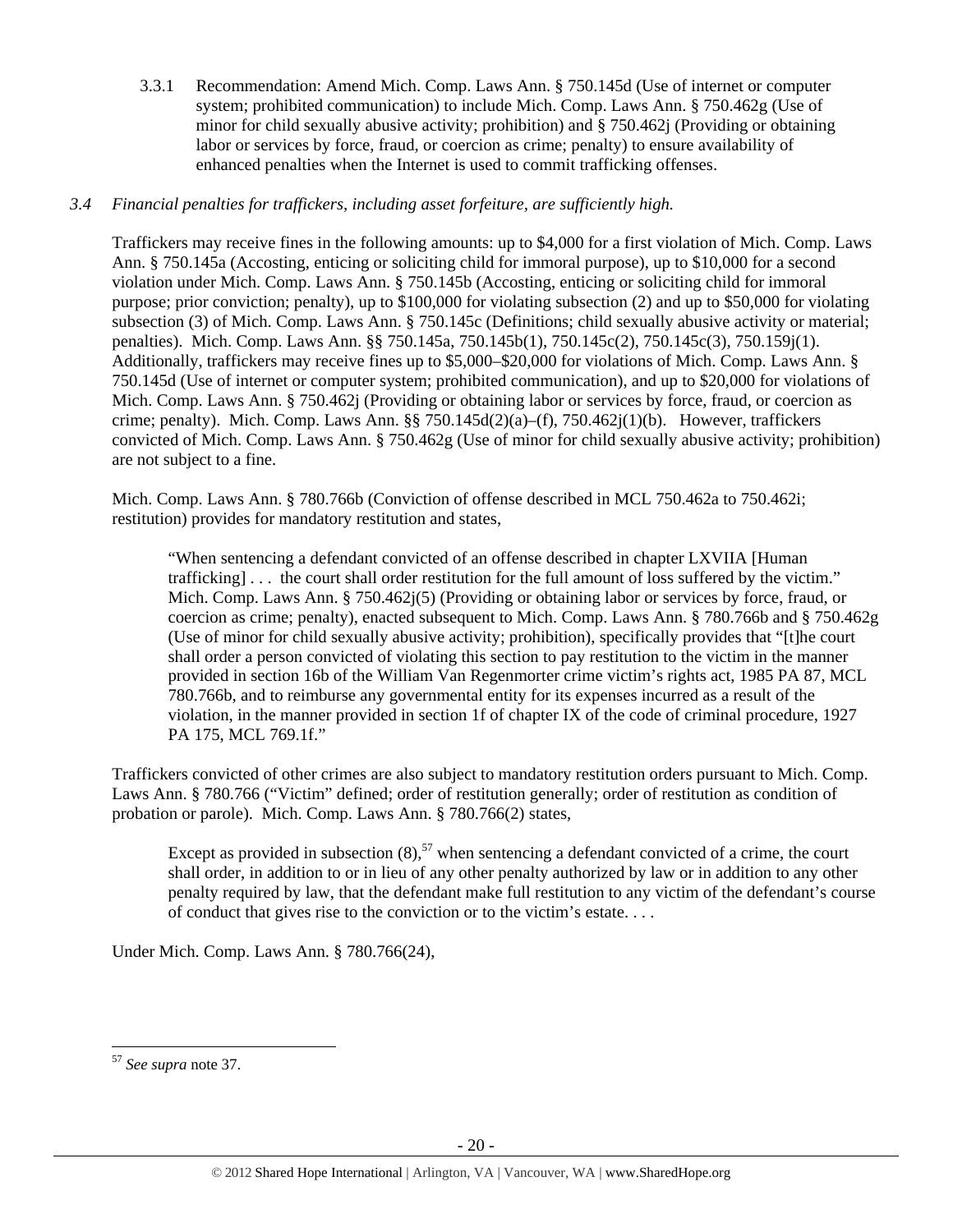3.3.1 Recommendation: Amend Mich. Comp. Laws Ann. § 750.145d (Use of internet or computer system; prohibited communication) to include Mich. Comp. Laws Ann. § 750.462g (Use of minor for child sexually abusive activity; prohibition) and § 750.462j (Providing or obtaining labor or services by force, fraud, or coercion as crime; penalty) to ensure availability of enhanced penalties when the Internet is used to commit trafficking offenses.

*3.4 Financial penalties for traffickers, including asset forfeiture, are sufficiently high.*

Traffickers may receive fines in the following amounts: up to $4,000 for a first violation of Mich. Comp. Laws Ann. § 750.145a (Accosting, enticing or soliciting child for immoral purpose), up to $10,000 for a second violation under Mich. Comp. Laws Ann. § 750.145b (Accosting, enticing or soliciting child for immoral purpose; prior conviction; penalty), up to $100,000 for violating subsection (2) and up to $50,000 for violating subsection (3) of Mich. Comp. Laws Ann. § 750.145c (Definitions; child sexually abusive activity or material; penalties). Mich. Comp. Laws Ann. §§ 750.145a, 750.145b(1), 750.145c(2), 750.145c(3), 750.159j(1). Additionally, traffickers may receive fines up to $5,000–$20,000 for violations of Mich. Comp. Laws Ann. § 750.145d (Use of internet or computer system; prohibited communication), and up to $20,000 for violations of Mich. Comp. Laws Ann. § 750.462j (Providing or obtaining labor or services by force, fraud, or coercion as crime; penalty). Mich. Comp. Laws Ann. §§ 750.145d(2)(a)–(f), 750.462j(1)(b). However, traffickers convicted of Mich. Comp. Laws Ann. § 750.462g (Use of minor for child sexually abusive activity; prohibition) are not subject to a fine.

Mich. Comp. Laws Ann. § 780.766b (Conviction of offense described in MCL 750.462a to 750.462i; restitution) provides for mandatory restitution and states,

> "When sentencing a defendant convicted of an offense described in chapter LXVIIA [Human trafficking] . . . the court shall order restitution for the full amount of loss suffered by the victim." Mich. Comp. Laws Ann. § 750.462j(5) (Providing or obtaining labor or services by force, fraud, or coercion as crime; penalty), enacted subsequent to Mich. Comp. Laws Ann. § 780.766b and § 750.462g (Use of minor for child sexually abusive activity; prohibition), specifically provides that "[t]he court shall order a person convicted of violating this section to pay restitution to the victim in the manner provided in section 16b of the William Van Regenmorter crime victim's rights act, 1985 PA 87, MCL 780.766b, and to reimburse any governmental entity for its expenses incurred as a result of the violation, in the manner provided in section 1f of chapter IX of the code of criminal procedure, 1927 PA 175, MCL 769.1f."

Traffickers convicted of other crimes are also subject to mandatory restitution orders pursuant to Mich. Comp. Laws Ann. § 780.766 ("Victim" defined; order of restitution generally; order of restitution as condition of probation or parole). Mich. Comp. Laws Ann. § 780.766(2) states,

> Except as provided in subsection (8),[57] when sentencing a defendant convicted of a crime, the court shall order, in addition to or in lieu of any other penalty authorized by law or in addition to any other penalty required by law, that the defendant make full restitution to any victim of the defendant's course of conduct that gives rise to the conviction or to the victim's estate. . . .

Under Mich. Comp. Laws Ann. § 780.766(24),

---

[57] *See supra* note 37.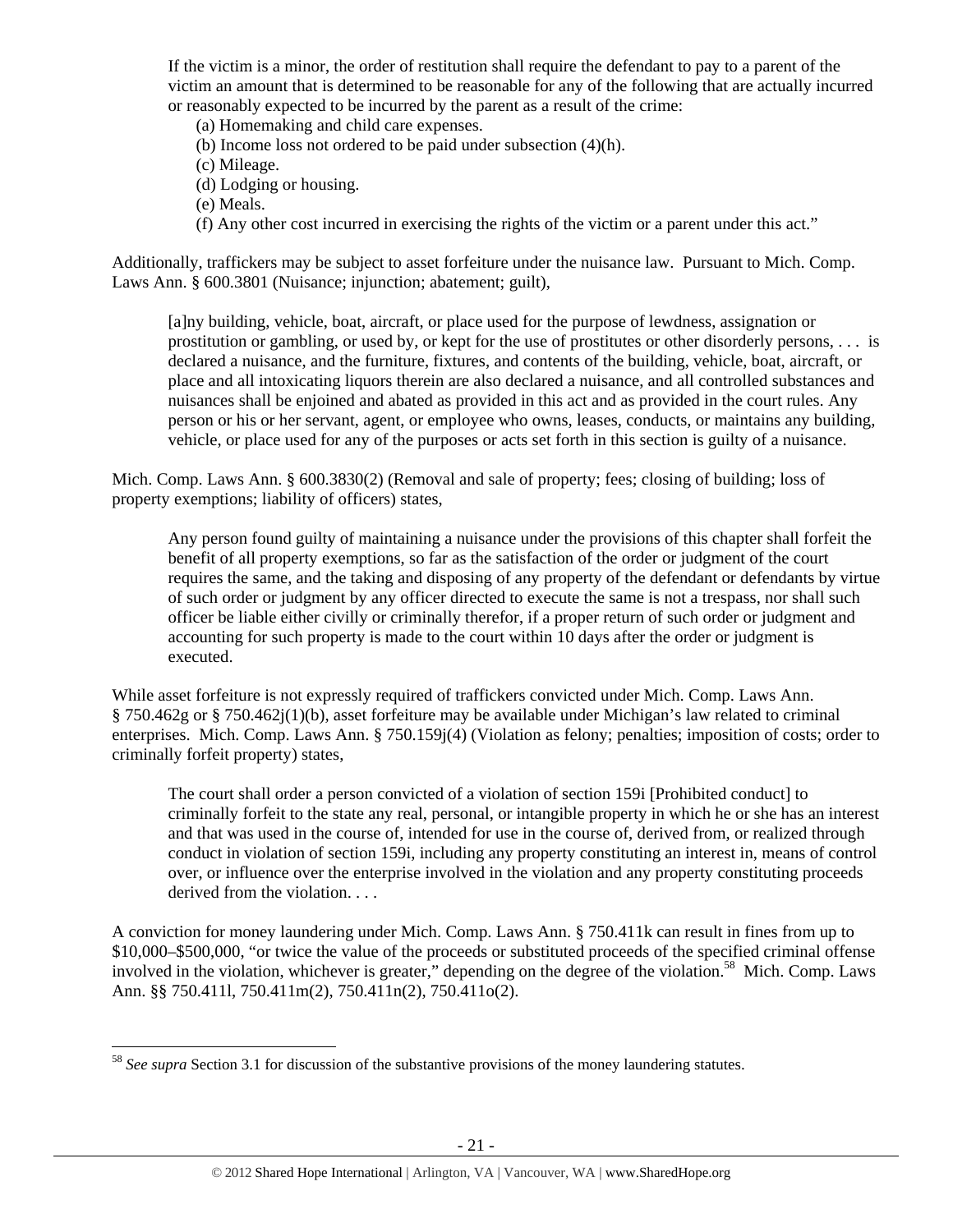> If the victim is a minor, the order of restitution shall require the defendant to pay to a parent of the victim an amount that is determined to be reasonable for any of the following that are actually incurred or reasonably expected to be incurred by the parent as a result of the crime:
>
> (a) Homemaking and child care expenses.
> (b) Income loss not ordered to be paid under subsection (4)(h).
> (c) Mileage.
> (d) Lodging or housing.
> (e) Meals.
> (f) Any other cost incurred in exercising the rights of the victim or a parent under this act."

Additionally, traffickers may be subject to asset forfeiture under the nuisance law. Pursuant to Mich. Comp. Laws Ann. § 600.3801 (Nuisance; injunction; abatement; guilt),

> [a]ny building, vehicle, boat, aircraft, or place used for the purpose of lewdness, assignation or prostitution or gambling, or used by, or kept for the use of prostitutes or other disorderly persons, . . . is declared a nuisance, and the furniture, fixtures, and contents of the building, vehicle, boat, aircraft, or place and all intoxicating liquors therein are also declared a nuisance, and all controlled substances and nuisances shall be enjoined and abated as provided in this act and as provided in the court rules. Any person or his or her servant, agent, or employee who owns, leases, conducts, or maintains any building, vehicle, or place used for any of the purposes or acts set forth in this section is guilty of a nuisance.

Mich. Comp. Laws Ann. § 600.3830(2) (Removal and sale of property; fees; closing of building; loss of property exemptions; liability of officers) states,

> Any person found guilty of maintaining a nuisance under the provisions of this chapter shall forfeit the benefit of all property exemptions, so far as the satisfaction of the order or judgment of the court requires the same, and the taking and disposing of any property of the defendant or defendants by virtue of such order or judgment by any officer directed to execute the same is not a trespass, nor shall such officer be liable either civilly or criminally therefor, if a proper return of such order or judgment and accounting for such property is made to the court within 10 days after the order or judgment is executed.

While asset forfeiture is not expressly required of traffickers convicted under Mich. Comp. Laws Ann. § 750.462g or § 750.462j(1)(b), asset forfeiture may be available under Michigan's law related to criminal enterprises. Mich. Comp. Laws Ann. § 750.159j(4) (Violation as felony; penalties; imposition of costs; order to criminally forfeit property) states,

> The court shall order a person convicted of a violation of section 159i [Prohibited conduct] to criminally forfeit to the state any real, personal, or intangible property in which he or she has an interest and that was used in the course of, intended for use in the course of, derived from, or realized through conduct in violation of section 159i, including any property constituting an interest in, means of control over, or influence over the enterprise involved in the violation and any property constituting proceeds derived from the violation. . . .

A conviction for money laundering under Mich. Comp. Laws Ann. § 750.411k can result in fines from up to $10,000–$500,000, "or twice the value of the proceeds or substituted proceeds of the specified criminal offense involved in the violation, whichever is greater," depending on the degree of the violation.[58] Mich. Comp. Laws Ann. §§ 750.411l, 750.411m(2), 750.411n(2), 750.411o(2).

---

[58] *See supra* Section 3.1 for discussion of the substantive provisions of the money laundering statutes.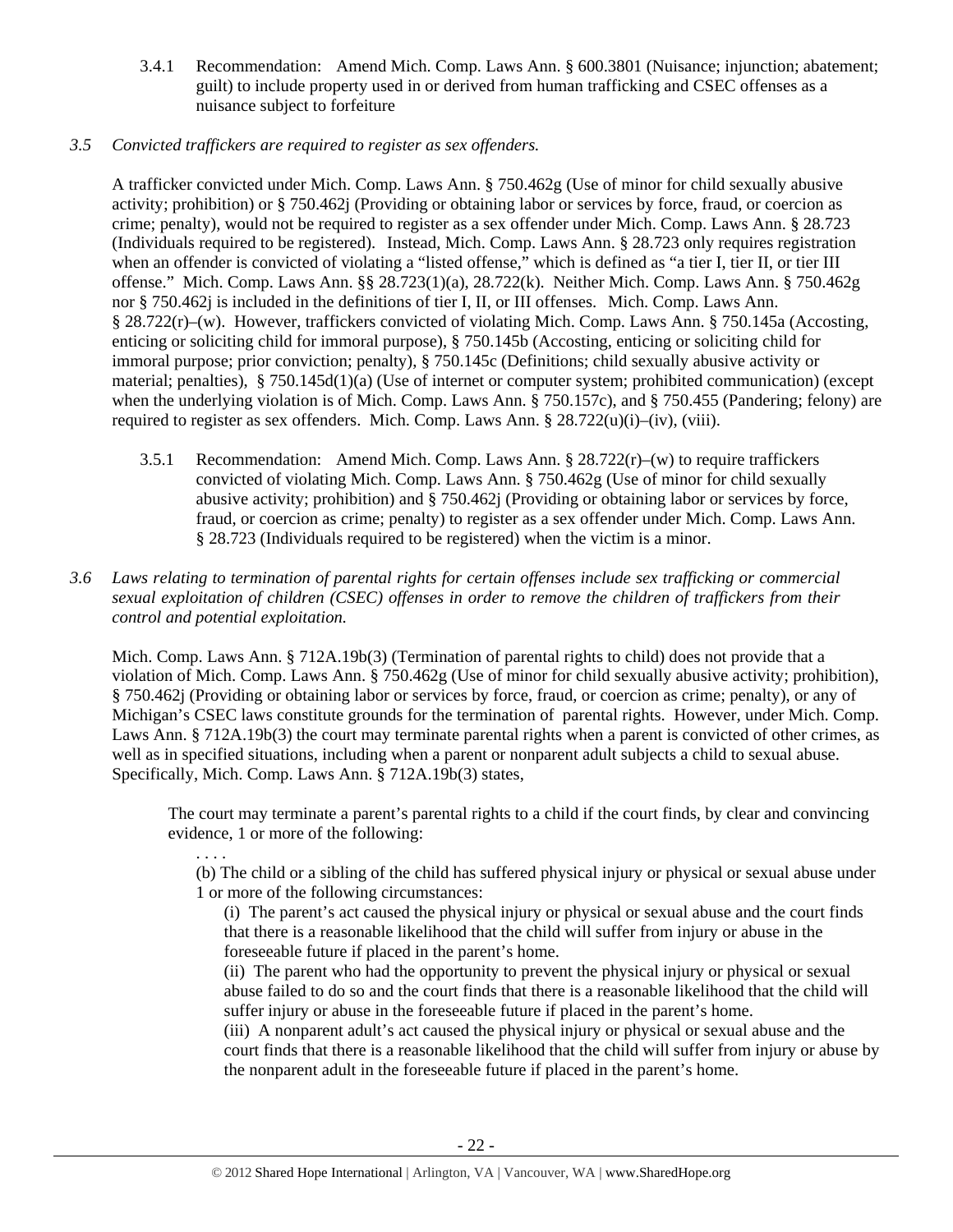3.4.1 Recommendation: Amend Mich. Comp. Laws Ann. § 600.3801 (Nuisance; injunction; abatement; guilt) to include property used in or derived from human trafficking and CSEC offenses as a nuisance subject to forfeiture

*3.5 Convicted traffickers are required to register as sex offenders.*

A trafficker convicted under Mich. Comp. Laws Ann. § 750.462g (Use of minor for child sexually abusive activity; prohibition) or § 750.462j (Providing or obtaining labor or services by force, fraud, or coercion as crime; penalty), would not be required to register as a sex offender under Mich. Comp. Laws Ann. § 28.723 (Individuals required to be registered). Instead, Mich. Comp. Laws Ann. § 28.723 only requires registration when an offender is convicted of violating a "listed offense," which is defined as "a tier I, tier II, or tier III offense." Mich. Comp. Laws Ann. §§ 28.723(1)(a), 28.722(k). Neither Mich. Comp. Laws Ann. § 750.462g nor § 750.462j is included in the definitions of tier I, II, or III offenses. Mich. Comp. Laws Ann. § 28.722(r)–(w). However, traffickers convicted of violating Mich. Comp. Laws Ann. § 750.145a (Accosting, enticing or soliciting child for immoral purpose), § 750.145b (Accosting, enticing or soliciting child for immoral purpose; prior conviction; penalty), § 750.145c (Definitions; child sexually abusive activity or material; penalties), § 750.145d(1)(a) (Use of internet or computer system; prohibited communication) (except when the underlying violation is of Mich. Comp. Laws Ann. § 750.157c), and § 750.455 (Pandering; felony) are required to register as sex offenders. Mich. Comp. Laws Ann. § 28.722(u)(i)–(iv), (viii).

3.5.1 Recommendation: Amend Mich. Comp. Laws Ann. § 28.722(r)–(w) to require traffickers convicted of violating Mich. Comp. Laws Ann. § 750.462g (Use of minor for child sexually abusive activity; prohibition) and § 750.462j (Providing or obtaining labor or services by force, fraud, or coercion as crime; penalty) to register as a sex offender under Mich. Comp. Laws Ann. § 28.723 (Individuals required to be registered) when the victim is a minor.

*3.6 Laws relating to termination of parental rights for certain offenses include sex trafficking or commercial sexual exploitation of children (CSEC) offenses in order to remove the children of traffickers from their control and potential exploitation.*

Mich. Comp. Laws Ann. § 712A.19b(3) (Termination of parental rights to child) does not provide that a violation of Mich. Comp. Laws Ann. § 750.462g (Use of minor for child sexually abusive activity; prohibition), § 750.462j (Providing or obtaining labor or services by force, fraud, or coercion as crime; penalty), or any of Michigan's CSEC laws constitute grounds for the termination of parental rights. However, under Mich. Comp. Laws Ann. § 712A.19b(3) the court may terminate parental rights when a parent is convicted of other crimes, as well as in specified situations, including when a parent or nonparent adult subjects a child to sexual abuse. Specifically, Mich. Comp. Laws Ann. § 712A.19b(3) states,

> The court may terminate a parent's parental rights to a child if the court finds, by clear and convincing evidence, 1 or more of the following:
>
> . . . .
>
> (b) The child or a sibling of the child has suffered physical injury or physical or sexual abuse under 1 or more of the following circumstances:
>
> (i) The parent's act caused the physical injury or physical or sexual abuse and the court finds that there is a reasonable likelihood that the child will suffer from injury or abuse in the foreseeable future if placed in the parent's home.
>
> (ii) The parent who had the opportunity to prevent the physical injury or physical or sexual abuse failed to do so and the court finds that there is a reasonable likelihood that the child will suffer injury or abuse in the foreseeable future if placed in the parent's home.
>
> (iii) A nonparent adult's act caused the physical injury or physical or sexual abuse and the court finds that there is a reasonable likelihood that the child will suffer from injury or abuse by the nonparent adult in the foreseeable future if placed in the parent's home.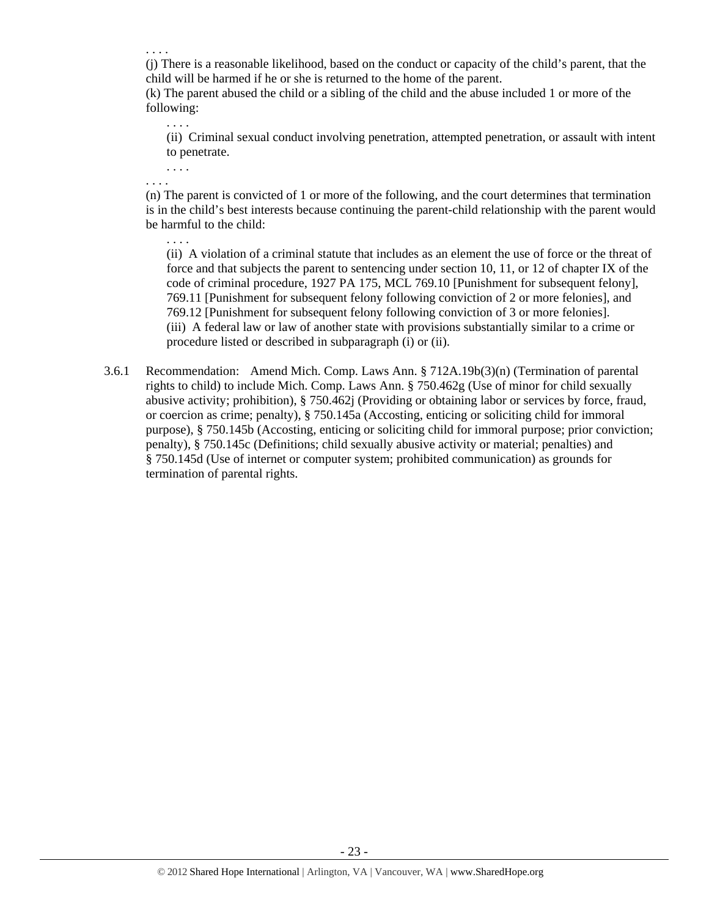. . . .

(j) There is a reasonable likelihood, based on the conduct or capacity of the child's parent, that the child will be harmed if he or she is returned to the home of the parent.

(k) The parent abused the child or a sibling of the child and the abuse included 1 or more of the following:

> . . . .
>
> (ii) Criminal sexual conduct involving penetration, attempted penetration, or assault with intent to penetrate.
>
> . . . .

. . . .

(n) The parent is convicted of 1 or more of the following, and the court determines that termination is in the child's best interests because continuing the parent-child relationship with the parent would be harmful to the child:

> . . . .
>
> (ii) A violation of a criminal statute that includes as an element the use of force or the threat of force and that subjects the parent to sentencing under section 10, 11, or 12 of chapter IX of the code of criminal procedure, 1927 PA 175, MCL 769.10 [Punishment for subsequent felony], 769.11 [Punishment for subsequent felony following conviction of 2 or more felonies], and 769.12 [Punishment for subsequent felony following conviction of 3 or more felonies].
>
> (iii) A federal law or law of another state with provisions substantially similar to a crime or procedure listed or described in subparagraph (i) or (ii).

3.6.1 Recommendation: Amend Mich. Comp. Laws Ann. § 712A.19b(3)(n) (Termination of parental rights to child) to include Mich. Comp. Laws Ann. § 750.462g (Use of minor for child sexually abusive activity; prohibition), § 750.462j (Providing or obtaining labor or services by force, fraud, or coercion as crime; penalty), § 750.145a (Accosting, enticing or soliciting child for immoral purpose), § 750.145b (Accosting, enticing or soliciting child for immoral purpose; prior conviction; penalty), § 750.145c (Definitions; child sexually abusive activity or material; penalties) and § 750.145d (Use of internet or computer system; prohibited communication) as grounds for termination of parental rights.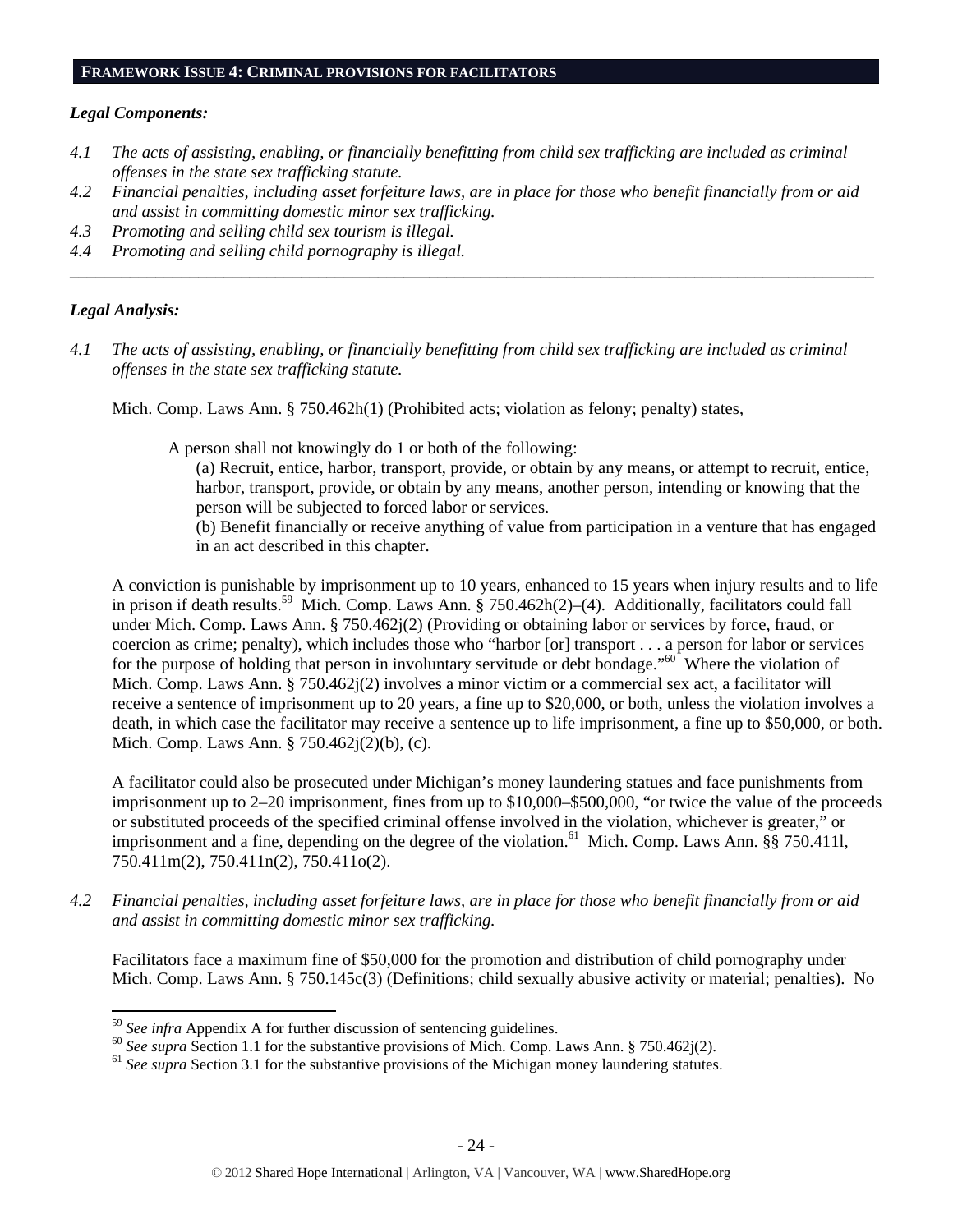## FRAMEWORK ISSUE 4: CRIMINAL PROVISIONS FOR FACILITATORS

***Legal Components:***

*4.1 The acts of assisting, enabling, or financially benefitting from child sex trafficking are included as criminal offenses in the state sex trafficking statute.*

*4.2 Financial penalties, including asset forfeiture laws, are in place for those who benefit financially from or aid and assist in committing domestic minor sex trafficking.*

*4.3 Promoting and selling child sex tourism is illegal.*

*4.4 Promoting and selling child pornography is illegal.*

---

***Legal Analysis:***

*4.1 The acts of assisting, enabling, or financially benefitting from child sex trafficking are included as criminal offenses in the state sex trafficking statute.*

Mich. Comp. Laws Ann. § 750.462h(1) (Prohibited acts; violation as felony; penalty) states,

> A person shall not knowingly do 1 or both of the following:
>
> (a) Recruit, entice, harbor, transport, provide, or obtain by any means, or attempt to recruit, entice, harbor, transport, provide, or obtain by any means, another person, intending or knowing that the person will be subjected to forced labor or services.
>
> (b) Benefit financially or receive anything of value from participation in a venture that has engaged in an act described in this chapter.

A conviction is punishable by imprisonment up to 10 years, enhanced to 15 years when injury results and to life in prison if death results.[59] Mich. Comp. Laws Ann. § 750.462h(2)–(4). Additionally, facilitators could fall under Mich. Comp. Laws Ann. § 750.462j(2) (Providing or obtaining labor or services by force, fraud, or coercion as crime; penalty), which includes those who "harbor [or] transport . . . a person for labor or services for the purpose of holding that person in involuntary servitude or debt bondage."[60] Where the violation of Mich. Comp. Laws Ann. § 750.462j(2) involves a minor victim or a commercial sex act, a facilitator will receive a sentence of imprisonment up to 20 years, a fine up to $20,000, or both, unless the violation involves a death, in which case the facilitator may receive a sentence up to life imprisonment, a fine up to $50,000, or both. Mich. Comp. Laws Ann. § 750.462j(2)(b), (c).

A facilitator could also be prosecuted under Michigan's money laundering statues and face punishments from imprisonment up to 2–20 imprisonment, fines from up to $10,000–$500,000, "or twice the value of the proceeds or substituted proceeds of the specified criminal offense involved in the violation, whichever is greater," or imprisonment and a fine, depending on the degree of the violation.[61] Mich. Comp. Laws Ann. §§ 750.411l, 750.411m(2), 750.411n(2), 750.411o(2).

*4.2 Financial penalties, including asset forfeiture laws, are in place for those who benefit financially from or aid and assist in committing domestic minor sex trafficking.*

Facilitators face a maximum fine of $50,000 for the promotion and distribution of child pornography under Mich. Comp. Laws Ann. § 750.145c(3) (Definitions; child sexually abusive activity or material; penalties). No

---

[59] *See infra* Appendix A for further discussion of sentencing guidelines.

[60] *See supra* Section 1.1 for the substantive provisions of Mich. Comp. Laws Ann. § 750.462j(2).

[61] *See supra* Section 3.1 for the substantive provisions of the Michigan money laundering statutes.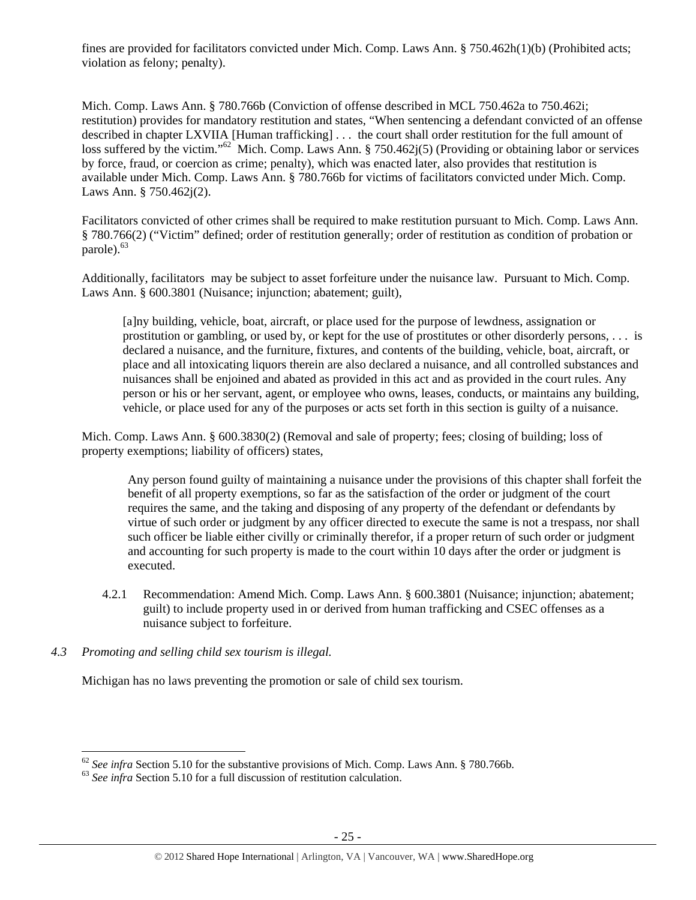fines are provided for facilitators convicted under Mich. Comp. Laws Ann. § 750.462h(1)(b) (Prohibited acts; violation as felony; penalty).

Mich. Comp. Laws Ann. § 780.766b (Conviction of offense described in MCL 750.462a to 750.462i; restitution) provides for mandatory restitution and states, "When sentencing a defendant convicted of an offense described in chapter LXVIIA [Human trafficking] . . . the court shall order restitution for the full amount of loss suffered by the victim."[62] Mich. Comp. Laws Ann. § 750.462j(5) (Providing or obtaining labor or services by force, fraud, or coercion as crime; penalty), which was enacted later, also provides that restitution is available under Mich. Comp. Laws Ann. § 780.766b for victims of facilitators convicted under Mich. Comp. Laws Ann. § 750.462j(2).

Facilitators convicted of other crimes shall be required to make restitution pursuant to Mich. Comp. Laws Ann. § 780.766(2) ("Victim" defined; order of restitution generally; order of restitution as condition of probation or parole).[63]

Additionally, facilitators may be subject to asset forfeiture under the nuisance law. Pursuant to Mich. Comp. Laws Ann. § 600.3801 (Nuisance; injunction; abatement; guilt),

> [a]ny building, vehicle, boat, aircraft, or place used for the purpose of lewdness, assignation or prostitution or gambling, or used by, or kept for the use of prostitutes or other disorderly persons, . . . is declared a nuisance, and the furniture, fixtures, and contents of the building, vehicle, boat, aircraft, or place and all intoxicating liquors therein are also declared a nuisance, and all controlled substances and nuisances shall be enjoined and abated as provided in this act and as provided in the court rules. Any person or his or her servant, agent, or employee who owns, leases, conducts, or maintains any building, vehicle, or place used for any of the purposes or acts set forth in this section is guilty of a nuisance.

Mich. Comp. Laws Ann. § 600.3830(2) (Removal and sale of property; fees; closing of building; loss of property exemptions; liability of officers) states,

> Any person found guilty of maintaining a nuisance under the provisions of this chapter shall forfeit the benefit of all property exemptions, so far as the satisfaction of the order or judgment of the court requires the same, and the taking and disposing of any property of the defendant or defendants by virtue of such order or judgment by any officer directed to execute the same is not a trespass, nor shall such officer be liable either civilly or criminally therefor, if a proper return of such order or judgment and accounting for such property is made to the court within 10 days after the order or judgment is executed.

4.2.1 Recommendation: Amend Mich. Comp. Laws Ann. § 600.3801 (Nuisance; injunction; abatement; guilt) to include property used in or derived from human trafficking and CSEC offenses as a nuisance subject to forfeiture.

*4.3 Promoting and selling child sex tourism is illegal.*

Michigan has no laws preventing the promotion or sale of child sex tourism.

---

[62] *See infra* Section 5.10 for the substantive provisions of Mich. Comp. Laws Ann. § 780.766b.

[63] *See infra* Section 5.10 for a full discussion of restitution calculation.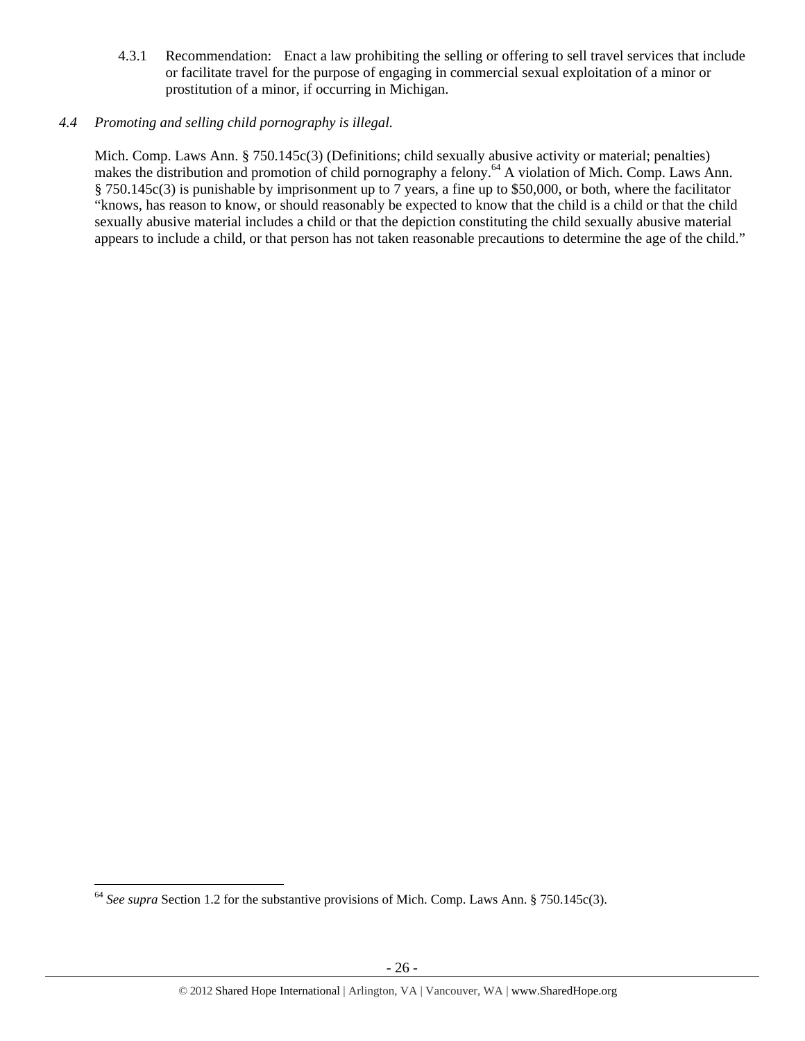4.3.1 Recommendation: Enact a law prohibiting the selling or offering to sell travel services that include or facilitate travel for the purpose of engaging in commercial sexual exploitation of a minor or prostitution of a minor, if occurring in Michigan.

*4.4 Promoting and selling child pornography is illegal.*

Mich. Comp. Laws Ann. § 750.145c(3) (Definitions; child sexually abusive activity or material; penalties) makes the distribution and promotion of child pornography a felony.[64] A violation of Mich. Comp. Laws Ann. § 750.145c(3) is punishable by imprisonment up to 7 years, a fine up to $50,000, or both, where the facilitator "knows, has reason to know, or should reasonably be expected to know that the child is a child or that the child sexually abusive material includes a child or that the depiction constituting the child sexually abusive material appears to include a child, or that person has not taken reasonable precautions to determine the age of the child."

---

[64] *See supra* Section 1.2 for the substantive provisions of Mich. Comp. Laws Ann. § 750.145c(3).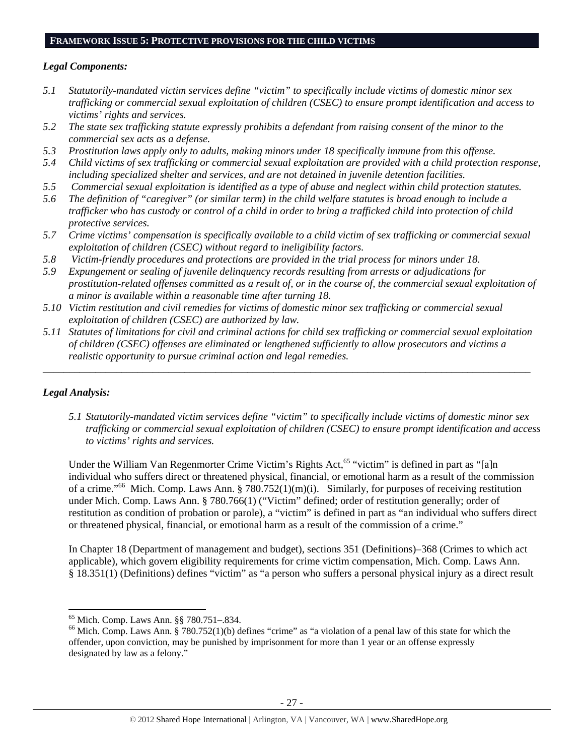## FRAMEWORK ISSUE 5: PROTECTIVE PROVISIONS FOR THE CHILD VICTIMS

### *Legal Components:*

*5.1 Statutorily-mandated victim services define "victim" to specifically include victims of domestic minor sex trafficking or commercial sexual exploitation of children (CSEC) to ensure prompt identification and access to victims' rights and services.*

*5.2 The state sex trafficking statute expressly prohibits a defendant from raising consent of the minor to the commercial sex acts as a defense.*

*5.3 Prostitution laws apply only to adults, making minors under 18 specifically immune from this offense.*

*5.4 Child victims of sex trafficking or commercial sexual exploitation are provided with a child protection response, including specialized shelter and services, and are not detained in juvenile detention facilities.*

*5.5 Commercial sexual exploitation is identified as a type of abuse and neglect within child protection statutes.*

*5.6 The definition of "caregiver" (or similar term) in the child welfare statutes is broad enough to include a trafficker who has custody or control of a child in order to bring a trafficked child into protection of child protective services.*

*5.7 Crime victims' compensation is specifically available to a child victim of sex trafficking or commercial sexual exploitation of children (CSEC) without regard to ineligibility factors.*

*5.8 Victim-friendly procedures and protections are provided in the trial process for minors under 18.*

*5.9 Expungement or sealing of juvenile delinquency records resulting from arrests or adjudications for prostitution-related offenses committed as a result of, or in the course of, the commercial sexual exploitation of a minor is available within a reasonable time after turning 18.*

*5.10 Victim restitution and civil remedies for victims of domestic minor sex trafficking or commercial sexual exploitation of children (CSEC) are authorized by law.*

*5.11 Statutes of limitations for civil and criminal actions for child sex trafficking or commercial sexual exploitation of children (CSEC) offenses are eliminated or lengthened sufficiently to allow prosecutors and victims a realistic opportunity to pursue criminal action and legal remedies.*

---

### *Legal Analysis:*

*5.1 Statutorily-mandated victim services define "victim" to specifically include victims of domestic minor sex trafficking or commercial sexual exploitation of children (CSEC) to ensure prompt identification and access to victims' rights and services.*

Under the William Van Regenmorter Crime Victim's Rights Act,[65] "victim" is defined in part as "[a]n individual who suffers direct or threatened physical, financial, or emotional harm as a result of the commission of a crime."[66] Mich. Comp. Laws Ann. § 780.752(1)(m)(i). Similarly, for purposes of receiving restitution under Mich. Comp. Laws Ann. § 780.766(1) ("Victim" defined; order of restitution generally; order of restitution as condition of probation or parole), a "victim" is defined in part as "an individual who suffers direct or threatened physical, financial, or emotional harm as a result of the commission of a crime."

In Chapter 18 (Department of management and budget), sections 351 (Definitions)–368 (Crimes to which act applicable), which govern eligibility requirements for crime victim compensation, Mich. Comp. Laws Ann. § 18.351(1) (Definitions) defines "victim" as "a person who suffers a personal physical injury as a direct result

---

[65] Mich. Comp. Laws Ann. §§ 780.751–.834.

[66] Mich. Comp. Laws Ann. § 780.752(1)(b) defines "crime" as "a violation of a penal law of this state for which the offender, upon conviction, may be punished by imprisonment for more than 1 year or an offense expressly designated by law as a felony."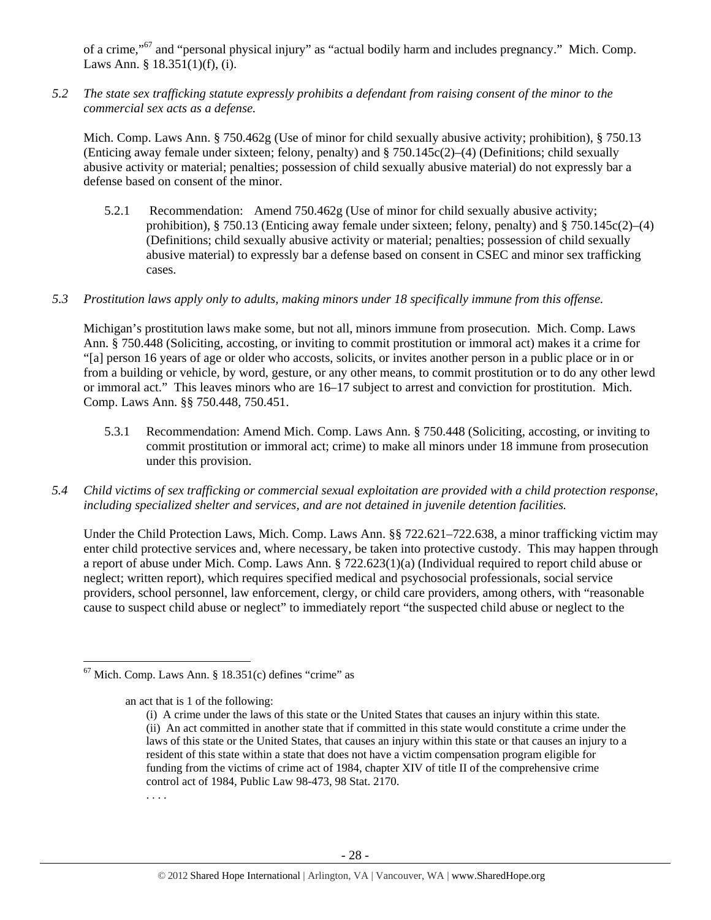of a crime,"[67] and "personal physical injury" as "actual bodily harm and includes pregnancy." Mich. Comp. Laws Ann. § 18.351(1)(f), (i).

*5.2 The state sex trafficking statute expressly prohibits a defendant from raising consent of the minor to the commercial sex acts as a defense.*

Mich. Comp. Laws Ann. § 750.462g (Use of minor for child sexually abusive activity; prohibition), § 750.13 (Enticing away female under sixteen; felony, penalty) and § 750.145c(2)–(4) (Definitions; child sexually abusive activity or material; penalties; possession of child sexually abusive material) do not expressly bar a defense based on consent of the minor.

5.2.1 Recommendation: Amend 750.462g (Use of minor for child sexually abusive activity; prohibition), § 750.13 (Enticing away female under sixteen; felony, penalty) and § 750.145c(2)–(4) (Definitions; child sexually abusive activity or material; penalties; possession of child sexually abusive material) to expressly bar a defense based on consent in CSEC and minor sex trafficking cases.

*5.3 Prostitution laws apply only to adults, making minors under 18 specifically immune from this offense.*

Michigan's prostitution laws make some, but not all, minors immune from prosecution. Mich. Comp. Laws Ann. § 750.448 (Soliciting, accosting, or inviting to commit prostitution or immoral act) makes it a crime for "[a] person 16 years of age or older who accosts, solicits, or invites another person in a public place or in or from a building or vehicle, by word, gesture, or any other means, to commit prostitution or to do any other lewd or immoral act." This leaves minors who are 16–17 subject to arrest and conviction for prostitution. Mich. Comp. Laws Ann. §§ 750.448, 750.451.

5.3.1 Recommendation: Amend Mich. Comp. Laws Ann. § 750.448 (Soliciting, accosting, or inviting to commit prostitution or immoral act; crime) to make all minors under 18 immune from prosecution under this provision.

*5.4 Child victims of sex trafficking or commercial sexual exploitation are provided with a child protection response, including specialized shelter and services, and are not detained in juvenile detention facilities.*

Under the Child Protection Laws, Mich. Comp. Laws Ann. §§ 722.621–722.638, a minor trafficking victim may enter child protective services and, where necessary, be taken into protective custody. This may happen through a report of abuse under Mich. Comp. Laws Ann. § 722.623(1)(a) (Individual required to report child abuse or neglect; written report), which requires specified medical and psychosocial professionals, social service providers, school personnel, law enforcement, clergy, or child care providers, among others, with "reasonable cause to suspect child abuse or neglect" to immediately report "the suspected child abuse or neglect to the

---

[67] Mich. Comp. Laws Ann. § 18.351(c) defines "crime" as

> an act that is 1 of the following:
>
> (i) A crime under the laws of this state or the United States that causes an injury within this state.
> (ii) An act committed in another state that if committed in this state would constitute a crime under the laws of this state or the United States, that causes an injury within this state or that causes an injury to a resident of this state within a state that does not have a victim compensation program eligible for funding from the victims of crime act of 1984, chapter XIV of title II of the comprehensive crime control act of 1984, Public Law 98-473, 98 Stat. 2170.
>
> . . . .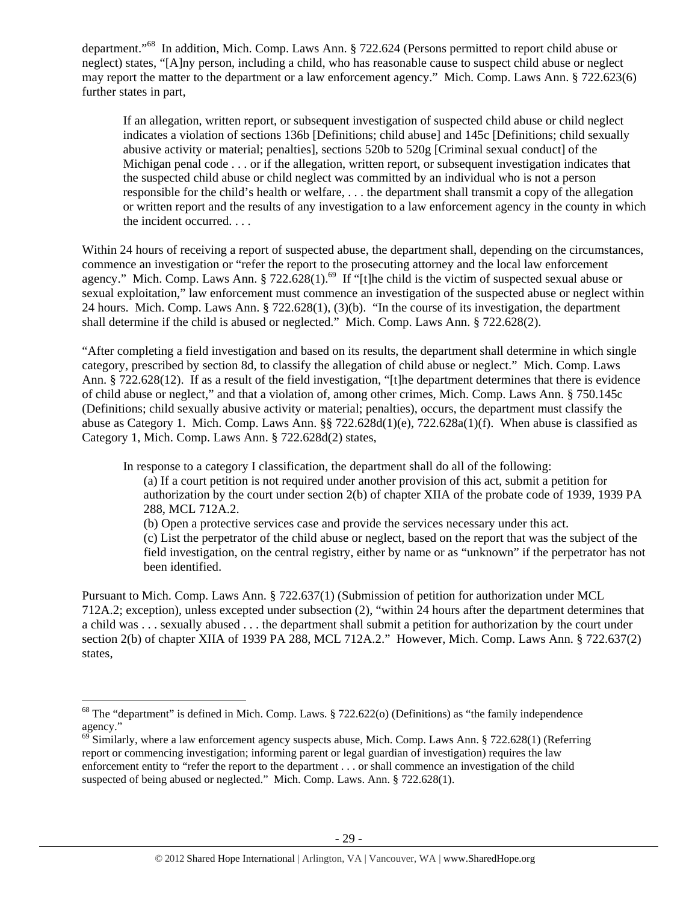department."[68] In addition, Mich. Comp. Laws Ann. § 722.624 (Persons permitted to report child abuse or neglect) states, "[A]ny person, including a child, who has reasonable cause to suspect child abuse or neglect may report the matter to the department or a law enforcement agency." Mich. Comp. Laws Ann. § 722.623(6) further states in part,

> If an allegation, written report, or subsequent investigation of suspected child abuse or child neglect indicates a violation of sections 136b [Definitions; child abuse] and 145c [Definitions; child sexually abusive activity or material; penalties], sections 520b to 520g [Criminal sexual conduct] of the Michigan penal code . . . or if the allegation, written report, or subsequent investigation indicates that the suspected child abuse or child neglect was committed by an individual who is not a person responsible for the child's health or welfare, . . . the department shall transmit a copy of the allegation or written report and the results of any investigation to a law enforcement agency in the county in which the incident occurred. . . .

Within 24 hours of receiving a report of suspected abuse, the department shall, depending on the circumstances, commence an investigation or "refer the report to the prosecuting attorney and the local law enforcement agency." Mich. Comp. Laws Ann. § 722.628(1).[69] If "[t]he child is the victim of suspected sexual abuse or sexual exploitation," law enforcement must commence an investigation of the suspected abuse or neglect within 24 hours. Mich. Comp. Laws Ann. § 722.628(1), (3)(b). "In the course of its investigation, the department shall determine if the child is abused or neglected." Mich. Comp. Laws Ann. § 722.628(2).

"After completing a field investigation and based on its results, the department shall determine in which single category, prescribed by section 8d, to classify the allegation of child abuse or neglect." Mich. Comp. Laws Ann. § 722.628(12). If as a result of the field investigation, "[t]he department determines that there is evidence of child abuse or neglect," and that a violation of, among other crimes, Mich. Comp. Laws Ann. § 750.145c (Definitions; child sexually abusive activity or material; penalties), occurs, the department must classify the abuse as Category 1. Mich. Comp. Laws Ann. §§ 722.628d(1)(e), 722.628a(1)(f). When abuse is classified as Category 1, Mich. Comp. Laws Ann. § 722.628d(2) states,

> In response to a category I classification, the department shall do all of the following:
>
> (a) If a court petition is not required under another provision of this act, submit a petition for authorization by the court under section 2(b) of chapter XIIA of the probate code of 1939, 1939 PA 288, MCL 712A.2.
>
> (b) Open a protective services case and provide the services necessary under this act.
>
> (c) List the perpetrator of the child abuse or neglect, based on the report that was the subject of the field investigation, on the central registry, either by name or as "unknown" if the perpetrator has not been identified.

Pursuant to Mich. Comp. Laws Ann. § 722.637(1) (Submission of petition for authorization under MCL 712A.2; exception), unless excepted under subsection (2), "within 24 hours after the department determines that a child was . . . sexually abused . . . the department shall submit a petition for authorization by the court under section 2(b) of chapter XIIA of 1939 PA 288, MCL 712A.2." However, Mich. Comp. Laws Ann. § 722.637(2) states,

---

[68] The "department" is defined in Mich. Comp. Laws. § 722.622(o) (Definitions) as "the family independence agency."

[69] Similarly, where a law enforcement agency suspects abuse, Mich. Comp. Laws Ann. § 722.628(1) (Referring report or commencing investigation; informing parent or legal guardian of investigation) requires the law enforcement entity to "refer the report to the department . . . or shall commence an investigation of the child suspected of being abused or neglected." Mich. Comp. Laws. Ann. § 722.628(1).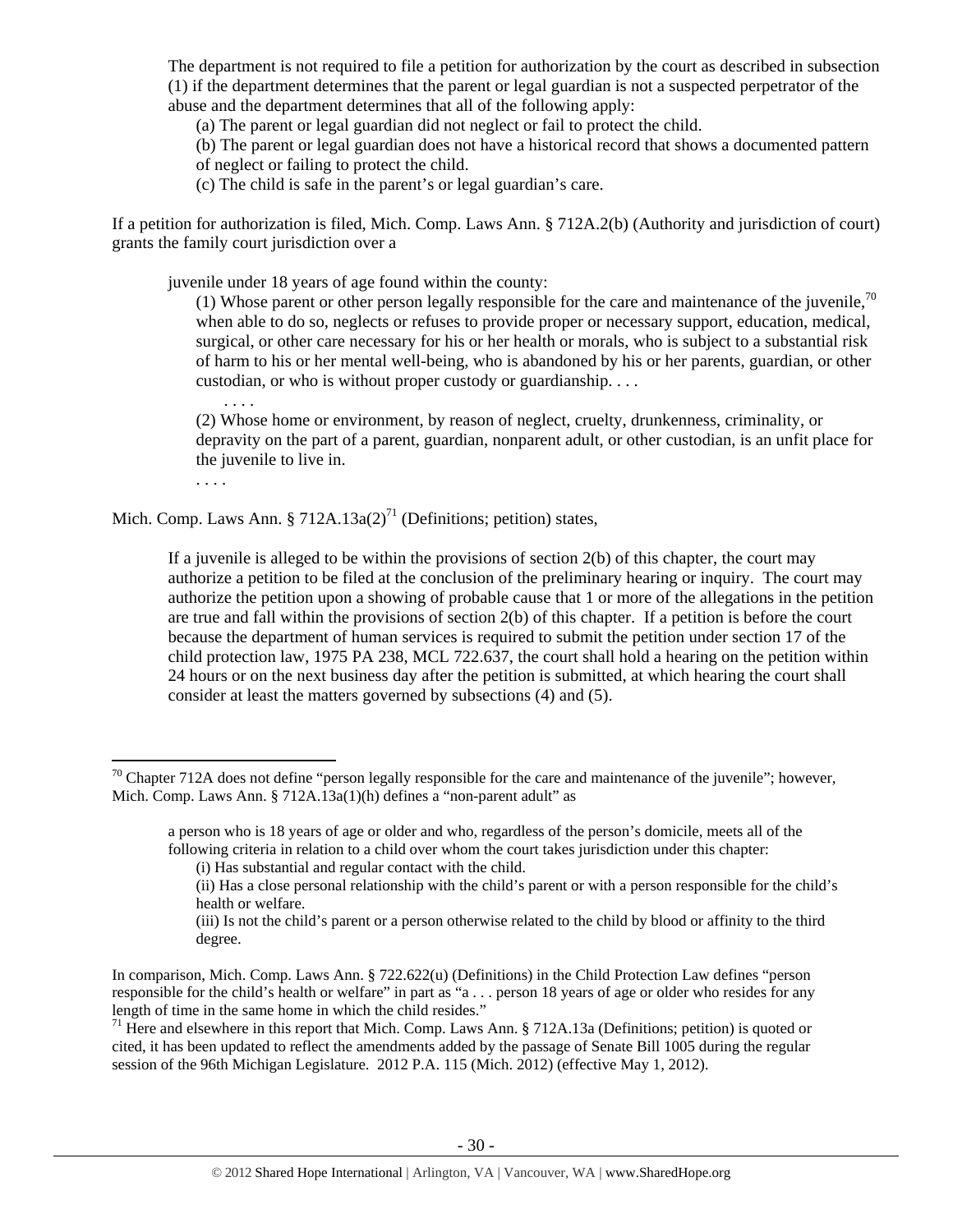> The department is not required to file a petition for authorization by the court as described in subsection (1) if the department determines that the parent or legal guardian is not a suspected perpetrator of the abuse and the department determines that all of the following apply:
>
> (a) The parent or legal guardian did not neglect or fail to protect the child.
>
> (b) The parent or legal guardian does not have a historical record that shows a documented pattern of neglect or failing to protect the child.
>
> (c) The child is safe in the parent's or legal guardian's care.

If a petition for authorization is filed, Mich. Comp. Laws Ann. § 712A.2(b) (Authority and jurisdiction of court) grants the family court jurisdiction over a

> juvenile under 18 years of age found within the county:
>
> (1) Whose parent or other person legally responsible for the care and maintenance of the juvenile,[70] when able to do so, neglects or refuses to provide proper or necessary support, education, medical, surgical, or other care necessary for his or her health or morals, who is subject to a substantial risk of harm to his or her mental well-being, who is abandoned by his or her parents, guardian, or other custodian, or who is without proper custody or guardianship. . . .
>
> . . . .
>
> (2) Whose home or environment, by reason of neglect, cruelty, drunkenness, criminality, or depravity on the part of a parent, guardian, nonparent adult, or other custodian, is an unfit place for the juvenile to live in.
>
> . . . .

Mich. Comp. Laws Ann. § 712A.13a(2)[71] (Definitions; petition) states,

> If a juvenile is alleged to be within the provisions of section 2(b) of this chapter, the court may authorize a petition to be filed at the conclusion of the preliminary hearing or inquiry. The court may authorize the petition upon a showing of probable cause that 1 or more of the allegations in the petition are true and fall within the provisions of section 2(b) of this chapter. If a petition is before the court because the department of human services is required to submit the petition under section 17 of the child protection law, 1975 PA 238, MCL 722.637, the court shall hold a hearing on the petition within 24 hours or on the next business day after the petition is submitted, at which hearing the court shall consider at least the matters governed by subsections (4) and (5).

---

[70] Chapter 712A does not define "person legally responsible for the care and maintenance of the juvenile"; however, Mich. Comp. Laws Ann. § 712A.13a(1)(h) defines a "non-parent adult" as

> a person who is 18 years of age or older and who, regardless of the person's domicile, meets all of the following criteria in relation to a child over whom the court takes jurisdiction under this chapter:
>
> (i) Has substantial and regular contact with the child.
>
> (ii) Has a close personal relationship with the child's parent or with a person responsible for the child's health or welfare.
>
> (iii) Is not the child's parent or a person otherwise related to the child by blood or affinity to the third degree.

In comparison, Mich. Comp. Laws Ann. § 722.622(u) (Definitions) in the Child Protection Law defines "person responsible for the child's health or welfare" in part as "a . . . person 18 years of age or older who resides for any length of time in the same home in which the child resides."

[71] Here and elsewhere in this report that Mich. Comp. Laws Ann. § 712A.13a (Definitions; petition) is quoted or cited, it has been updated to reflect the amendments added by the passage of Senate Bill 1005 during the regular session of the 96th Michigan Legislature. 2012 P.A. 115 (Mich. 2012) (effective May 1, 2012).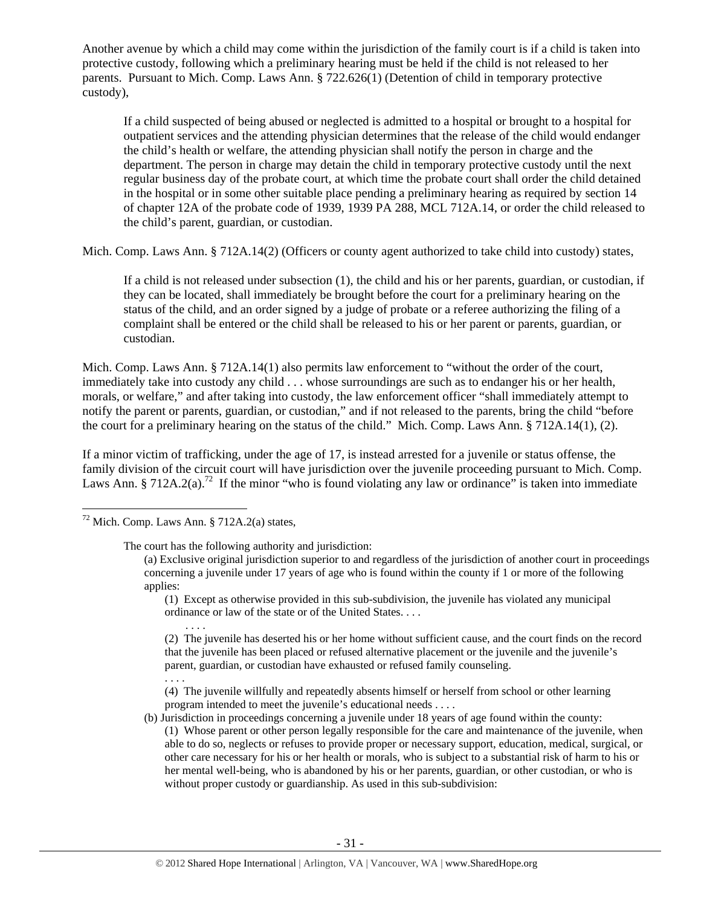Another avenue by which a child may come within the jurisdiction of the family court is if a child is taken into protective custody, following which a preliminary hearing must be held if the child is not released to her parents. Pursuant to Mich. Comp. Laws Ann. § 722.626(1) (Detention of child in temporary protective custody),

> If a child suspected of being abused or neglected is admitted to a hospital or brought to a hospital for outpatient services and the attending physician determines that the release of the child would endanger the child's health or welfare, the attending physician shall notify the person in charge and the department. The person in charge may detain the child in temporary protective custody until the next regular business day of the probate court, at which time the probate court shall order the child detained in the hospital or in some other suitable place pending a preliminary hearing as required by section 14 of chapter 12A of the probate code of 1939, 1939 PA 288, MCL 712A.14, or order the child released to the child's parent, guardian, or custodian.

Mich. Comp. Laws Ann. § 712A.14(2) (Officers or county agent authorized to take child into custody) states,

> If a child is not released under subsection (1), the child and his or her parents, guardian, or custodian, if they can be located, shall immediately be brought before the court for a preliminary hearing on the status of the child, and an order signed by a judge of probate or a referee authorizing the filing of a complaint shall be entered or the child shall be released to his or her parent or parents, guardian, or custodian.

Mich. Comp. Laws Ann. § 712A.14(1) also permits law enforcement to "without the order of the court, immediately take into custody any child . . . whose surroundings are such as to endanger his or her health, morals, or welfare," and after taking into custody, the law enforcement officer "shall immediately attempt to notify the parent or parents, guardian, or custodian," and if not released to the parents, bring the child "before the court for a preliminary hearing on the status of the child." Mich. Comp. Laws Ann. § 712A.14(1), (2).

If a minor victim of trafficking, under the age of 17, is instead arrested for a juvenile or status offense, the family division of the circuit court will have jurisdiction over the juvenile proceeding pursuant to Mich. Comp. Laws Ann. § 712A.2(a).[72] If the minor "who is found violating any law or ordinance" is taken into immediate

---

[72] Mich. Comp. Laws Ann. § 712A.2(a) states,

> The court has the following authority and jurisdiction:
>
> (a) Exclusive original jurisdiction superior to and regardless of the jurisdiction of another court in proceedings concerning a juvenile under 17 years of age who is found within the county if 1 or more of the following applies:
>
> (1) Except as otherwise provided in this sub-subdivision, the juvenile has violated any municipal ordinance or law of the state or of the United States. . . .
>
> . . . .
>
> (2) The juvenile has deserted his or her home without sufficient cause, and the court finds on the record that the juvenile has been placed or refused alternative placement or the juvenile and the juvenile's parent, guardian, or custodian have exhausted or refused family counseling.
>
> . . . .
>
> (4) The juvenile willfully and repeatedly absents himself or herself from school or other learning program intended to meet the juvenile's educational needs . . . .
>
> (b) Jurisdiction in proceedings concerning a juvenile under 18 years of age found within the county:
>
> (1) Whose parent or other person legally responsible for the care and maintenance of the juvenile, when able to do so, neglects or refuses to provide proper or necessary support, education, medical, surgical, or other care necessary for his or her health or morals, who is subject to a substantial risk of harm to his or her mental well-being, who is abandoned by his or her parents, guardian, or other custodian, or who is without proper custody or guardianship. As used in this sub-subdivision: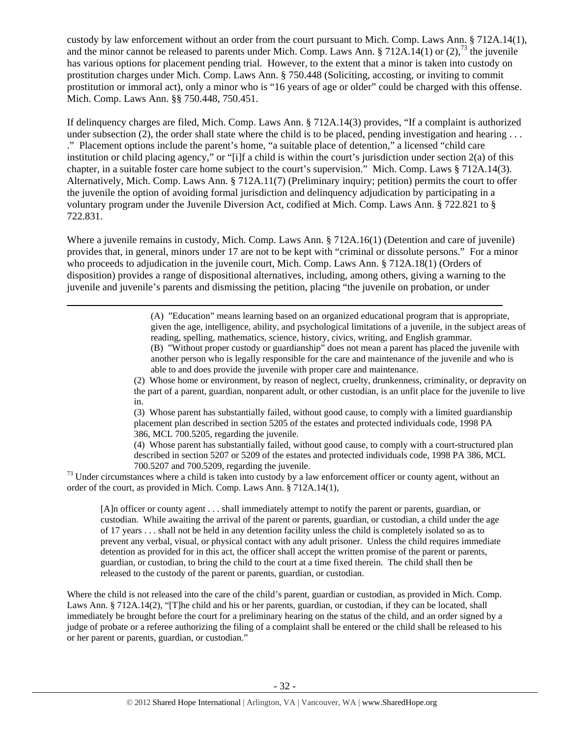custody by law enforcement without an order from the court pursuant to Mich. Comp. Laws Ann. § 712A.14(1), and the minor cannot be released to parents under Mich. Comp. Laws Ann. § 712A.14(1) or (2),[73] the juvenile has various options for placement pending trial. However, to the extent that a minor is taken into custody on prostitution charges under Mich. Comp. Laws Ann. § 750.448 (Soliciting, accosting, or inviting to commit prostitution or immoral act), only a minor who is "16 years of age or older" could be charged with this offense. Mich. Comp. Laws Ann. §§ 750.448, 750.451.

If delinquency charges are filed, Mich. Comp. Laws Ann. § 712A.14(3) provides, "If a complaint is authorized under subsection (2), the order shall state where the child is to be placed, pending investigation and hearing . . . ." Placement options include the parent's home, "a suitable place of detention," a licensed "child care institution or child placing agency," or "[i]f a child is within the court's jurisdiction under section 2(a) of this chapter, in a suitable foster care home subject to the court's supervision." Mich. Comp. Laws § 712A.14(3). Alternatively, Mich. Comp. Laws Ann. § 712A.11(7) (Preliminary inquiry; petition) permits the court to offer the juvenile the option of avoiding formal jurisdiction and delinquency adjudication by participating in a voluntary program under the Juvenile Diversion Act, codified at Mich. Comp. Laws Ann. § 722.821 to § 722.831.

Where a juvenile remains in custody, Mich. Comp. Laws Ann. § 712A.16(1) (Detention and care of juvenile) provides that, in general, minors under 17 are not to be kept with "criminal or dissolute persons." For a minor who proceeds to adjudication in the juvenile court, Mich. Comp. Laws Ann. § 712A.18(1) (Orders of disposition) provides a range of dispositional alternatives, including, among others, giving a warning to the juvenile and juvenile's parents and dismissing the petition, placing "the juvenile on probation, or under

---

> (A) "Education" means learning based on an organized educational program that is appropriate, given the age, intelligence, ability, and psychological limitations of a juvenile, in the subject areas of reading, spelling, mathematics, science, history, civics, writing, and English grammar.
> (B) "Without proper custody or guardianship" does not mean a parent has placed the juvenile with another person who is legally responsible for the care and maintenance of the juvenile and who is able to and does provide the juvenile with proper care and maintenance.
>
> (2) Whose home or environment, by reason of neglect, cruelty, drunkenness, criminality, or depravity on the part of a parent, guardian, nonparent adult, or other custodian, is an unfit place for the juvenile to live in.
>
> (3) Whose parent has substantially failed, without good cause, to comply with a limited guardianship placement plan described in section 5205 of the estates and protected individuals code, 1998 PA 386, MCL 700.5205, regarding the juvenile.
>
> (4) Whose parent has substantially failed, without good cause, to comply with a court-structured plan described in section 5207 or 5209 of the estates and protected individuals code, 1998 PA 386, MCL 700.5207 and 700.5209, regarding the juvenile.

[73] Under circumstances where a child is taken into custody by a law enforcement officer or county agent, without an order of the court, as provided in Mich. Comp. Laws Ann. § 712A.14(1),

> [A]n officer or county agent . . . shall immediately attempt to notify the parent or parents, guardian, or custodian. While awaiting the arrival of the parent or parents, guardian, or custodian, a child under the age of 17 years . . . shall not be held in any detention facility unless the child is completely isolated so as to prevent any verbal, visual, or physical contact with any adult prisoner. Unless the child requires immediate detention as provided for in this act, the officer shall accept the written promise of the parent or parents, guardian, or custodian, to bring the child to the court at a time fixed therein. The child shall then be released to the custody of the parent or parents, guardian, or custodian.

Where the child is not released into the care of the child's parent, guardian or custodian, as provided in Mich. Comp. Laws Ann. § 712A.14(2), "[T]he child and his or her parents, guardian, or custodian, if they can be located, shall immediately be brought before the court for a preliminary hearing on the status of the child, and an order signed by a judge of probate or a referee authorizing the filing of a complaint shall be entered or the child shall be released to his or her parent or parents, guardian, or custodian."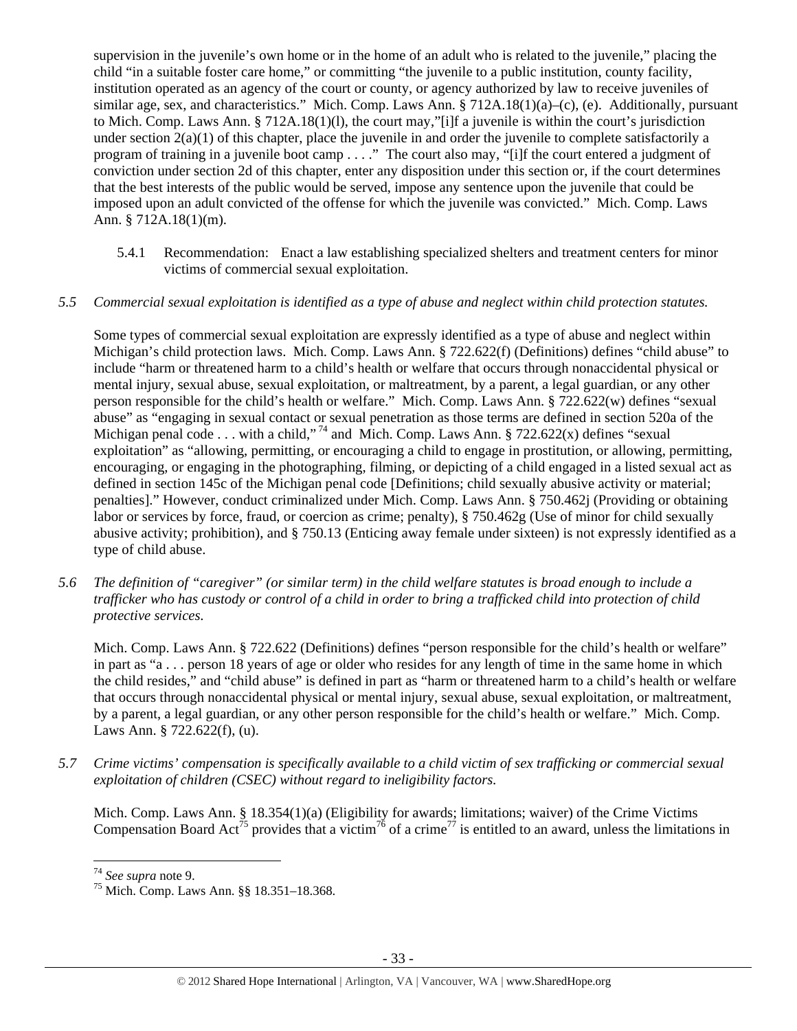supervision in the juvenile's own home or in the home of an adult who is related to the juvenile," placing the child "in a suitable foster care home," or committing "the juvenile to a public institution, county facility, institution operated as an agency of the court or county, or agency authorized by law to receive juveniles of similar age, sex, and characteristics." Mich. Comp. Laws Ann. § 712A.18(1)(a)–(c), (e). Additionally, pursuant to Mich. Comp. Laws Ann. § 712A.18(1)(l), the court may,"[i]f a juvenile is within the court's jurisdiction under section 2(a)(1) of this chapter, place the juvenile in and order the juvenile to complete satisfactorily a program of training in a juvenile boot camp . . . ." The court also may, "[i]f the court entered a judgment of conviction under section 2d of this chapter, enter any disposition under this section or, if the court determines that the best interests of the public would be served, impose any sentence upon the juvenile that could be imposed upon an adult convicted of the offense for which the juvenile was convicted." Mich. Comp. Laws Ann. § 712A.18(1)(m).

5.4.1 Recommendation: Enact a law establishing specialized shelters and treatment centers for minor victims of commercial sexual exploitation.

*5.5 Commercial sexual exploitation is identified as a type of abuse and neglect within child protection statutes.*

Some types of commercial sexual exploitation are expressly identified as a type of abuse and neglect within Michigan's child protection laws. Mich. Comp. Laws Ann. § 722.622(f) (Definitions) defines "child abuse" to include "harm or threatened harm to a child's health or welfare that occurs through nonaccidental physical or mental injury, sexual abuse, sexual exploitation, or maltreatment, by a parent, a legal guardian, or any other person responsible for the child's health or welfare." Mich. Comp. Laws Ann. § 722.622(w) defines "sexual abuse" as "engaging in sexual contact or sexual penetration as those terms are defined in section 520a of the Michigan penal code . . . with a child,"[74] and Mich. Comp. Laws Ann. § 722.622(x) defines "sexual exploitation" as "allowing, permitting, or encouraging a child to engage in prostitution, or allowing, permitting, encouraging, or engaging in the photographing, filming, or depicting of a child engaged in a listed sexual act as defined in section 145c of the Michigan penal code [Definitions; child sexually abusive activity or material; penalties]." However, conduct criminalized under Mich. Comp. Laws Ann. § 750.462j (Providing or obtaining labor or services by force, fraud, or coercion as crime; penalty), § 750.462g (Use of minor for child sexually abusive activity; prohibition), and § 750.13 (Enticing away female under sixteen) is not expressly identified as a type of child abuse.

*5.6 The definition of "caregiver" (or similar term) in the child welfare statutes is broad enough to include a trafficker who has custody or control of a child in order to bring a trafficked child into protection of child protective services.*

Mich. Comp. Laws Ann. § 722.622 (Definitions) defines "person responsible for the child's health or welfare" in part as "a . . . person 18 years of age or older who resides for any length of time in the same home in which the child resides," and "child abuse" is defined in part as "harm or threatened harm to a child's health or welfare that occurs through nonaccidental physical or mental injury, sexual abuse, sexual exploitation, or maltreatment, by a parent, a legal guardian, or any other person responsible for the child's health or welfare." Mich. Comp. Laws Ann. § 722.622(f), (u).

*5.7 Crime victims' compensation is specifically available to a child victim of sex trafficking or commercial sexual exploitation of children (CSEC) without regard to ineligibility factors.*

Mich. Comp. Laws Ann. § 18.354(1)(a) (Eligibility for awards; limitations; waiver) of the Crime Victims Compensation Board Act[75] provides that a victim[76] of a crime[77] is entitled to an award, unless the limitations in

[74] *See supra* note 9.

[75] Mich. Comp. Laws Ann. §§ 18.351–18.368.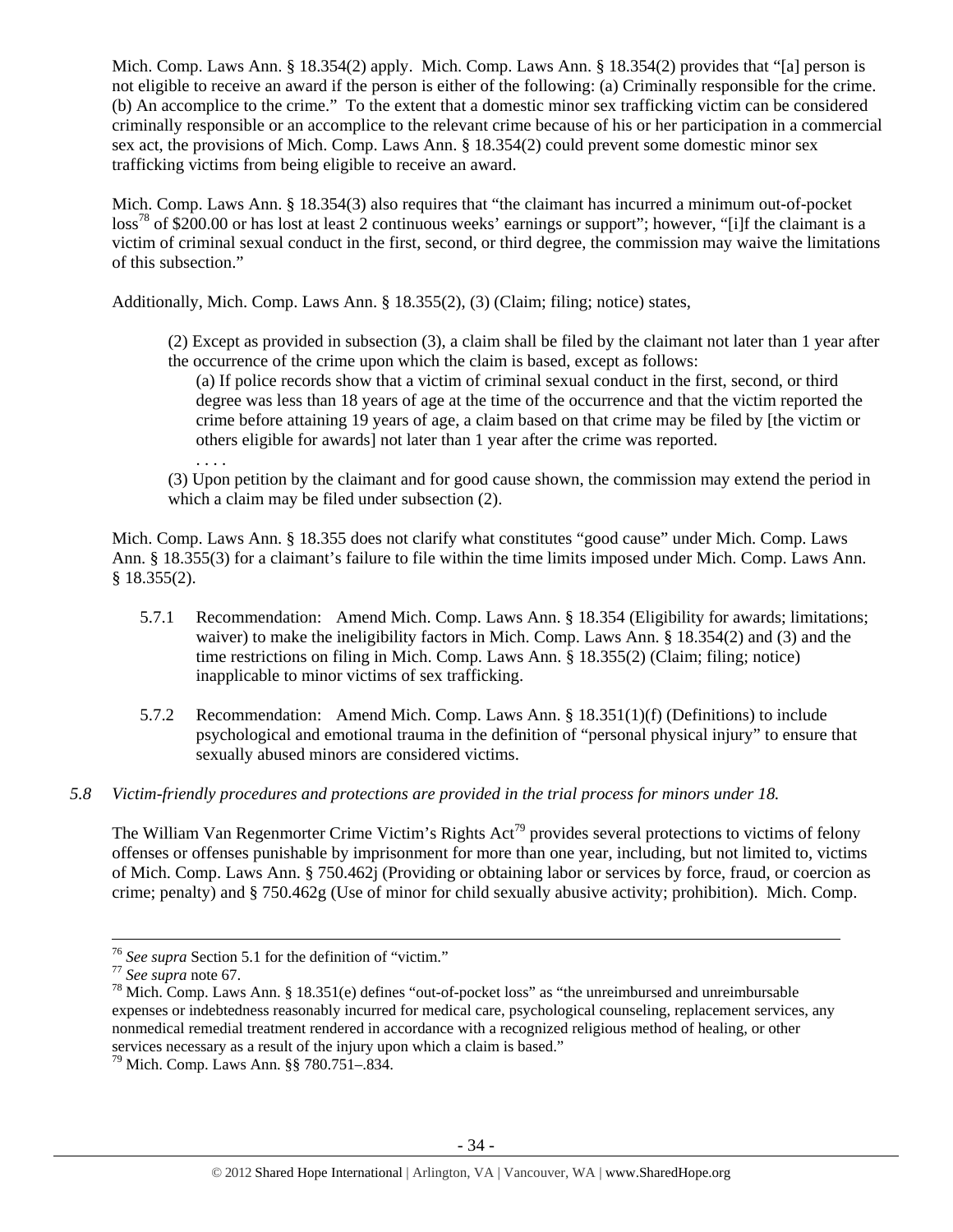Mich. Comp. Laws Ann. § 18.354(2) apply. Mich. Comp. Laws Ann. § 18.354(2) provides that "[a] person is not eligible to receive an award if the person is either of the following: (a) Criminally responsible for the crime. (b) An accomplice to the crime." To the extent that a domestic minor sex trafficking victim can be considered criminally responsible or an accomplice to the relevant crime because of his or her participation in a commercial sex act, the provisions of Mich. Comp. Laws Ann. § 18.354(2) could prevent some domestic minor sex trafficking victims from being eligible to receive an award.

Mich. Comp. Laws Ann. § 18.354(3) also requires that "the claimant has incurred a minimum out-of-pocket loss[78] of $200.00 or has lost at least 2 continuous weeks' earnings or support"; however, "[i]f the claimant is a victim of criminal sexual conduct in the first, second, or third degree, the commission may waive the limitations of this subsection."

Additionally, Mich. Comp. Laws Ann. § 18.355(2), (3) (Claim; filing; notice) states,

> (2) Except as provided in subsection (3), a claim shall be filed by the claimant not later than 1 year after the occurrence of the crime upon which the claim is based, except as follows:
>
> > (a) If police records show that a victim of criminal sexual conduct in the first, second, or third degree was less than 18 years of age at the time of the occurrence and that the victim reported the crime before attaining 19 years of age, a claim based on that crime may be filed by [the victim or others eligible for awards] not later than 1 year after the crime was reported.
> >
> > . . . .
>
> (3) Upon petition by the claimant and for good cause shown, the commission may extend the period in which a claim may be filed under subsection (2).

Mich. Comp. Laws Ann. § 18.355 does not clarify what constitutes "good cause" under Mich. Comp. Laws Ann. § 18.355(3) for a claimant's failure to file within the time limits imposed under Mich. Comp. Laws Ann. § 18.355(2).

5.7.1 Recommendation: Amend Mich. Comp. Laws Ann. § 18.354 (Eligibility for awards; limitations; waiver) to make the ineligibility factors in Mich. Comp. Laws Ann. § 18.354(2) and (3) and the time restrictions on filing in Mich. Comp. Laws Ann. § 18.355(2) (Claim; filing; notice) inapplicable to minor victims of sex trafficking.

5.7.2 Recommendation: Amend Mich. Comp. Laws Ann. § 18.351(1)(f) (Definitions) to include psychological and emotional trauma in the definition of "personal physical injury" to ensure that sexually abused minors are considered victims.

*5.8 Victim-friendly procedures and protections are provided in the trial process for minors under 18.*

The William Van Regenmorter Crime Victim's Rights Act[79] provides several protections to victims of felony offenses or offenses punishable by imprisonment for more than one year, including, but not limited to, victims of Mich. Comp. Laws Ann. § 750.462j (Providing or obtaining labor or services by force, fraud, or coercion as crime; penalty) and § 750.462g (Use of minor for child sexually abusive activity; prohibition). Mich. Comp.

---

[76] *See supra* Section 5.1 for the definition of "victim."

[77] *See supra* note 67.

[78] Mich. Comp. Laws Ann. § 18.351(e) defines "out-of-pocket loss" as "the unreimbursed and unreimbursable expenses or indebtedness reasonably incurred for medical care, psychological counseling, replacement services, any nonmedical remedial treatment rendered in accordance with a recognized religious method of healing, or other services necessary as a result of the injury upon which a claim is based."

[79] Mich. Comp. Laws Ann. §§ 780.751–.834.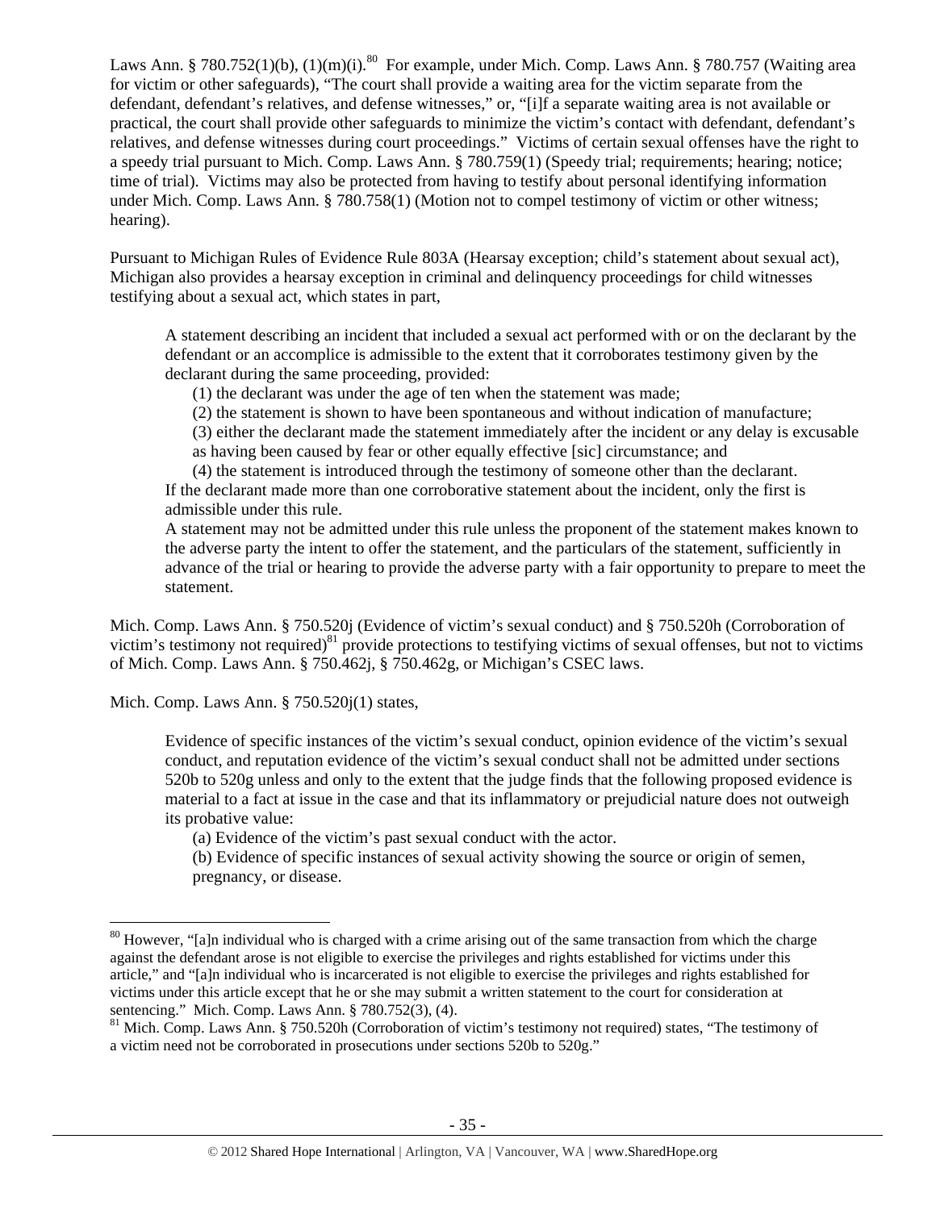Laws Ann. § 780.752(1)(b), (1)(m)(i).[80] For example, under Mich. Comp. Laws Ann. § 780.757 (Waiting area for victim or other safeguards), "The court shall provide a waiting area for the victim separate from the defendant, defendant's relatives, and defense witnesses," or, "[i]f a separate waiting area is not available or practical, the court shall provide other safeguards to minimize the victim's contact with defendant, defendant's relatives, and defense witnesses during court proceedings." Victims of certain sexual offenses have the right to a speedy trial pursuant to Mich. Comp. Laws Ann. § 780.759(1) (Speedy trial; requirements; hearing; notice; time of trial). Victims may also be protected from having to testify about personal identifying information under Mich. Comp. Laws Ann. § 780.758(1) (Motion not to compel testimony of victim or other witness; hearing).

Pursuant to Michigan Rules of Evidence Rule 803A (Hearsay exception; child's statement about sexual act), Michigan also provides a hearsay exception in criminal and delinquency proceedings for child witnesses testifying about a sexual act, which states in part,

> A statement describing an incident that included a sexual act performed with or on the declarant by the defendant or an accomplice is admissible to the extent that it corroborates testimony given by the declarant during the same proceeding, provided:
>
> (1) the declarant was under the age of ten when the statement was made;
>
> (2) the statement is shown to have been spontaneous and without indication of manufacture;
>
> (3) either the declarant made the statement immediately after the incident or any delay is excusable as having been caused by fear or other equally effective [sic] circumstance; and
>
> (4) the statement is introduced through the testimony of someone other than the declarant.
>
> If the declarant made more than one corroborative statement about the incident, only the first is admissible under this rule.
>
> A statement may not be admitted under this rule unless the proponent of the statement makes known to the adverse party the intent to offer the statement, and the particulars of the statement, sufficiently in advance of the trial or hearing to provide the adverse party with a fair opportunity to prepare to meet the statement.

Mich. Comp. Laws Ann. § 750.520j (Evidence of victim's sexual conduct) and § 750.520h (Corroboration of victim's testimony not required)[81] provide protections to testifying victims of sexual offenses, but not to victims of Mich. Comp. Laws Ann. § 750.462j, § 750.462g, or Michigan's CSEC laws.

Mich. Comp. Laws Ann. § 750.520j(1) states,

> Evidence of specific instances of the victim's sexual conduct, opinion evidence of the victim's sexual conduct, and reputation evidence of the victim's sexual conduct shall not be admitted under sections 520b to 520g unless and only to the extent that the judge finds that the following proposed evidence is material to a fact at issue in the case and that its inflammatory or prejudicial nature does not outweigh its probative value:
>
> (a) Evidence of the victim's past sexual conduct with the actor.
>
> (b) Evidence of specific instances of sexual activity showing the source or origin of semen, pregnancy, or disease.

---

[80] However, "[a]n individual who is charged with a crime arising out of the same transaction from which the charge against the defendant arose is not eligible to exercise the privileges and rights established for victims under this article," and "[a]n individual who is incarcerated is not eligible to exercise the privileges and rights established for victims under this article except that he or she may submit a written statement to the court for consideration at sentencing." Mich. Comp. Laws Ann. § 780.752(3), (4).

[81] Mich. Comp. Laws Ann. § 750.520h (Corroboration of victim's testimony not required) states, "The testimony of a victim need not be corroborated in prosecutions under sections 520b to 520g."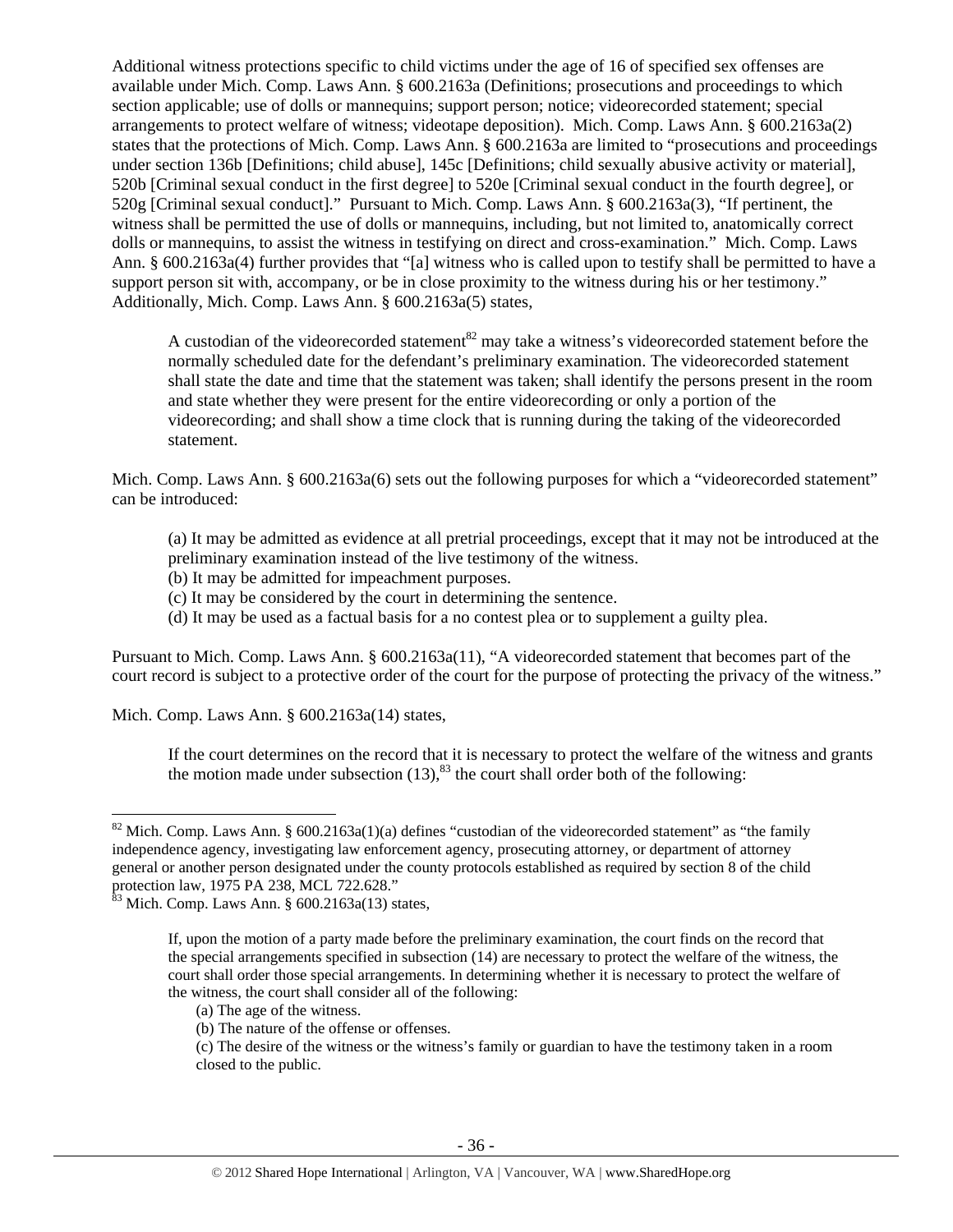Additional witness protections specific to child victims under the age of 16 of specified sex offenses are available under Mich. Comp. Laws Ann. § 600.2163a (Definitions; prosecutions and proceedings to which section applicable; use of dolls or mannequins; support person; notice; videorecorded statement; special arrangements to protect welfare of witness; videotape deposition). Mich. Comp. Laws Ann. § 600.2163a(2) states that the protections of Mich. Comp. Laws Ann. § 600.2163a are limited to "prosecutions and proceedings under section 136b [Definitions; child abuse], 145c [Definitions; child sexually abusive activity or material], 520b [Criminal sexual conduct in the first degree] to 520e [Criminal sexual conduct in the fourth degree], or 520g [Criminal sexual conduct]." Pursuant to Mich. Comp. Laws Ann. § 600.2163a(3), "If pertinent, the witness shall be permitted the use of dolls or mannequins, including, but not limited to, anatomically correct dolls or mannequins, to assist the witness in testifying on direct and cross-examination." Mich. Comp. Laws Ann. § 600.2163a(4) further provides that "[a] witness who is called upon to testify shall be permitted to have a support person sit with, accompany, or be in close proximity to the witness during his or her testimony." Additionally, Mich. Comp. Laws Ann. § 600.2163a(5) states,

> A custodian of the videorecorded statement[82] may take a witness's videorecorded statement before the normally scheduled date for the defendant's preliminary examination. The videorecorded statement shall state the date and time that the statement was taken; shall identify the persons present in the room and state whether they were present for the entire videorecording or only a portion of the videorecording; and shall show a time clock that is running during the taking of the videorecorded statement.

Mich. Comp. Laws Ann. § 600.2163a(6) sets out the following purposes for which a "videorecorded statement" can be introduced:

> (a) It may be admitted as evidence at all pretrial proceedings, except that it may not be introduced at the preliminary examination instead of the live testimony of the witness.
> (b) It may be admitted for impeachment purposes.
> (c) It may be considered by the court in determining the sentence.
> (d) It may be used as a factual basis for a no contest plea or to supplement a guilty plea.

Pursuant to Mich. Comp. Laws Ann. § 600.2163a(11), "A videorecorded statement that becomes part of the court record is subject to a protective order of the court for the purpose of protecting the privacy of the witness."

Mich. Comp. Laws Ann. § 600.2163a(14) states,

> If the court determines on the record that it is necessary to protect the welfare of the witness and grants the motion made under subsection (13),[83] the court shall order both of the following:

---

[82] Mich. Comp. Laws Ann. § 600.2163a(1)(a) defines "custodian of the videorecorded statement" as "the family independence agency, investigating law enforcement agency, prosecuting attorney, or department of attorney general or another person designated under the county protocols established as required by section 8 of the child protection law, 1975 PA 238, MCL 722.628."

[83] Mich. Comp. Laws Ann. § 600.2163a(13) states,

> If, upon the motion of a party made before the preliminary examination, the court finds on the record that the special arrangements specified in subsection (14) are necessary to protect the welfare of the witness, the court shall order those special arrangements. In determining whether it is necessary to protect the welfare of the witness, the court shall consider all of the following:
> (a) The age of the witness.
> (b) The nature of the offense or offenses.
> (c) The desire of the witness or the witness's family or guardian to have the testimony taken in a room closed to the public.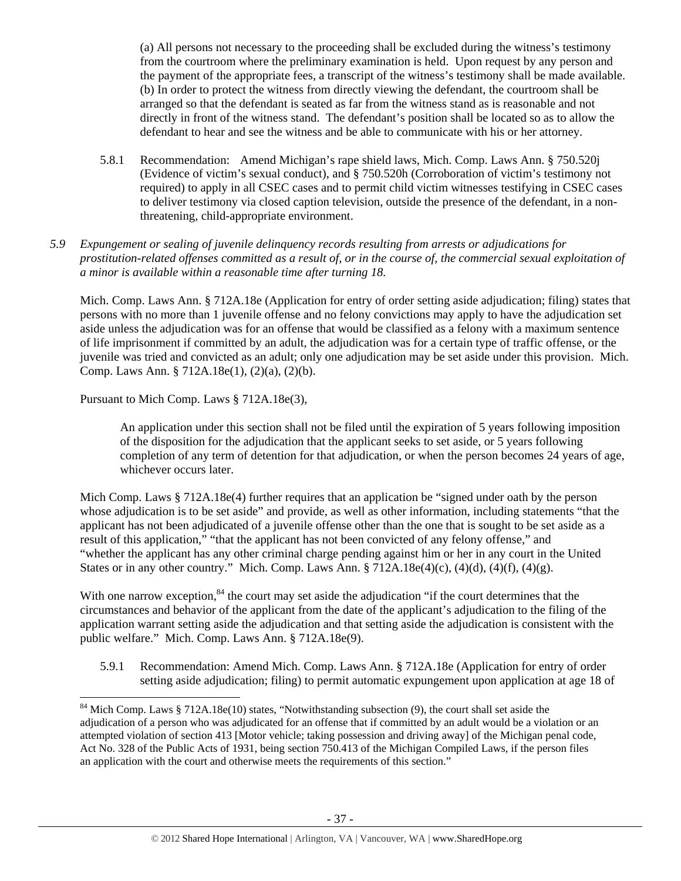(a) All persons not necessary to the proceeding shall be excluded during the witness's testimony from the courtroom where the preliminary examination is held. Upon request by any person and the payment of the appropriate fees, a transcript of the witness's testimony shall be made available.
(b) In order to protect the witness from directly viewing the defendant, the courtroom shall be arranged so that the defendant is seated as far from the witness stand as is reasonable and not directly in front of the witness stand. The defendant's position shall be located so as to allow the defendant to hear and see the witness and be able to communicate with his or her attorney.

5.8.1 Recommendation: Amend Michigan's rape shield laws, Mich. Comp. Laws Ann. § 750.520j (Evidence of victim's sexual conduct), and § 750.520h (Corroboration of victim's testimony not required) to apply in all CSEC cases and to permit child victim witnesses testifying in CSEC cases to deliver testimony via closed caption television, outside the presence of the defendant, in a non-threatening, child-appropriate environment.

*5.9 Expungement or sealing of juvenile delinquency records resulting from arrests or adjudications for prostitution-related offenses committed as a result of, or in the course of, the commercial sexual exploitation of a minor is available within a reasonable time after turning 18.*

Mich. Comp. Laws Ann. § 712A.18e (Application for entry of order setting aside adjudication; filing) states that persons with no more than 1 juvenile offense and no felony convictions may apply to have the adjudication set aside unless the adjudication was for an offense that would be classified as a felony with a maximum sentence of life imprisonment if committed by an adult, the adjudication was for a certain type of traffic offense, or the juvenile was tried and convicted as an adult; only one adjudication may be set aside under this provision. Mich. Comp. Laws Ann. § 712A.18e(1), (2)(a), (2)(b).

Pursuant to Mich Comp. Laws § 712A.18e(3),

> An application under this section shall not be filed until the expiration of 5 years following imposition of the disposition for the adjudication that the applicant seeks to set aside, or 5 years following completion of any term of detention for that adjudication, or when the person becomes 24 years of age, whichever occurs later.

Mich Comp. Laws § 712A.18e(4) further requires that an application be "signed under oath by the person whose adjudication is to be set aside" and provide, as well as other information, including statements "that the applicant has not been adjudicated of a juvenile offense other than the one that is sought to be set aside as a result of this application," "that the applicant has not been convicted of any felony offense," and "whether the applicant has any other criminal charge pending against him or her in any court in the United States or in any other country." Mich. Comp. Laws Ann. § 712A.18e(4)(c), (4)(d), (4)(f), (4)(g).

With one narrow exception,[84] the court may set aside the adjudication "if the court determines that the circumstances and behavior of the applicant from the date of the applicant's adjudication to the filing of the application warrant setting aside the adjudication and that setting aside the adjudication is consistent with the public welfare." Mich. Comp. Laws Ann. § 712A.18e(9).

5.9.1 Recommendation: Amend Mich. Comp. Laws Ann. § 712A.18e (Application for entry of order setting aside adjudication; filing) to permit automatic expungement upon application at age 18 of

---

[84] Mich Comp. Laws § 712A.18e(10) states, "Notwithstanding subsection (9), the court shall set aside the adjudication of a person who was adjudicated for an offense that if committed by an adult would be a violation or an attempted violation of section 413 [Motor vehicle; taking possession and driving away] of the Michigan penal code, Act No. 328 of the Public Acts of 1931, being section 750.413 of the Michigan Compiled Laws, if the person files an application with the court and otherwise meets the requirements of this section."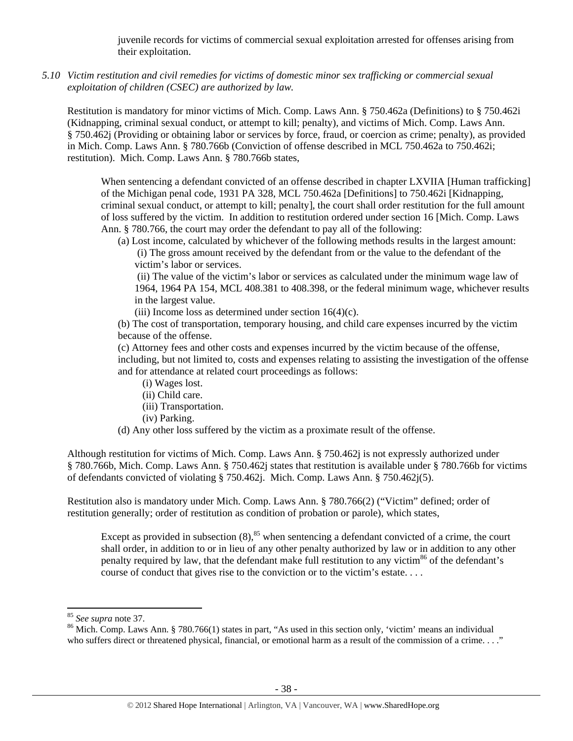juvenile records for victims of commercial sexual exploitation arrested for offenses arising from their exploitation.

*5.10 Victim restitution and civil remedies for victims of domestic minor sex trafficking or commercial sexual exploitation of children (CSEC) are authorized by law.*

Restitution is mandatory for minor victims of Mich. Comp. Laws Ann. § 750.462a (Definitions) to § 750.462i (Kidnapping, criminal sexual conduct, or attempt to kill; penalty), and victims of Mich. Comp. Laws Ann. § 750.462j (Providing or obtaining labor or services by force, fraud, or coercion as crime; penalty), as provided in Mich. Comp. Laws Ann. § 780.766b (Conviction of offense described in MCL 750.462a to 750.462i; restitution). Mich. Comp. Laws Ann. § 780.766b states,

> When sentencing a defendant convicted of an offense described in chapter LXVIIA [Human trafficking] of the Michigan penal code, 1931 PA 328, MCL 750.462a [Definitions] to 750.462i [Kidnapping, criminal sexual conduct, or attempt to kill; penalty], the court shall order restitution for the full amount of loss suffered by the victim. In addition to restitution ordered under section 16 [Mich. Comp. Laws Ann. § 780.766, the court may order the defendant to pay all of the following:
>
> (a) Lost income, calculated by whichever of the following methods results in the largest amount:
>
> (i) The gross amount received by the defendant from or the value to the defendant of the victim's labor or services.
>
> (ii) The value of the victim's labor or services as calculated under the minimum wage law of 1964, 1964 PA 154, MCL 408.381 to 408.398, or the federal minimum wage, whichever results in the largest value.
>
> (iii) Income loss as determined under section 16(4)(c).
>
> (b) The cost of transportation, temporary housing, and child care expenses incurred by the victim because of the offense.
>
> (c) Attorney fees and other costs and expenses incurred by the victim because of the offense, including, but not limited to, costs and expenses relating to assisting the investigation of the offense and for attendance at related court proceedings as follows:
>
> (i) Wages lost.
>
> (ii) Child care.
>
> (iii) Transportation.
>
> (iv) Parking.
>
> (d) Any other loss suffered by the victim as a proximate result of the offense.

Although restitution for victims of Mich. Comp. Laws Ann. § 750.462j is not expressly authorized under § 780.766b, Mich. Comp. Laws Ann. § 750.462j states that restitution is available under § 780.766b for victims of defendants convicted of violating § 750.462j. Mich. Comp. Laws Ann. § 750.462j(5).

Restitution also is mandatory under Mich. Comp. Laws Ann. § 780.766(2) ("Victim" defined; order of restitution generally; order of restitution as condition of probation or parole), which states,

> Except as provided in subsection (8),[85] when sentencing a defendant convicted of a crime, the court shall order, in addition to or in lieu of any other penalty authorized by law or in addition to any other penalty required by law, that the defendant make full restitution to any victim[86] of the defendant's course of conduct that gives rise to the conviction or to the victim's estate. . . .

---

[85] *See supra* note 37.

[86] Mich. Comp. Laws Ann. § 780.766(1) states in part, "As used in this section only, 'victim' means an individual who suffers direct or threatened physical, financial, or emotional harm as a result of the commission of a crime. . . ."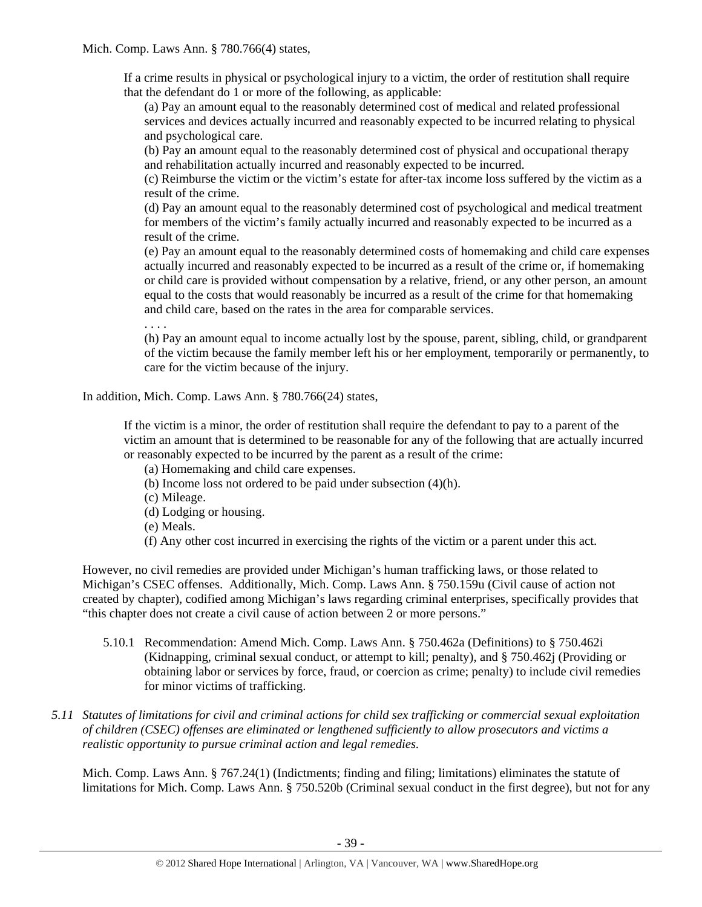Mich. Comp. Laws Ann. § 780.766(4) states,

> If a crime results in physical or psychological injury to a victim, the order of restitution shall require that the defendant do 1 or more of the following, as applicable:
>
> (a) Pay an amount equal to the reasonably determined cost of medical and related professional services and devices actually incurred and reasonably expected to be incurred relating to physical and psychological care.
>
> (b) Pay an amount equal to the reasonably determined cost of physical and occupational therapy and rehabilitation actually incurred and reasonably expected to be incurred.
>
> (c) Reimburse the victim or the victim's estate for after-tax income loss suffered by the victim as a result of the crime.
>
> (d) Pay an amount equal to the reasonably determined cost of psychological and medical treatment for members of the victim's family actually incurred and reasonably expected to be incurred as a result of the crime.
>
> (e) Pay an amount equal to the reasonably determined costs of homemaking and child care expenses actually incurred and reasonably expected to be incurred as a result of the crime or, if homemaking or child care is provided without compensation by a relative, friend, or any other person, an amount equal to the costs that would reasonably be incurred as a result of the crime for that homemaking and child care, based on the rates in the area for comparable services.
>
> . . . .
>
> (h) Pay an amount equal to income actually lost by the spouse, parent, sibling, child, or grandparent of the victim because the family member left his or her employment, temporarily or permanently, to care for the victim because of the injury.

In addition, Mich. Comp. Laws Ann. § 780.766(24) states,

> If the victim is a minor, the order of restitution shall require the defendant to pay to a parent of the victim an amount that is determined to be reasonable for any of the following that are actually incurred or reasonably expected to be incurred by the parent as a result of the crime:
>
> (a) Homemaking and child care expenses.
>
> (b) Income loss not ordered to be paid under subsection (4)(h).
>
> (c) Mileage.
>
> (d) Lodging or housing.
>
> (e) Meals.
>
> (f) Any other cost incurred in exercising the rights of the victim or a parent under this act.

However, no civil remedies are provided under Michigan's human trafficking laws, or those related to Michigan's CSEC offenses. Additionally, Mich. Comp. Laws Ann. § 750.159u (Civil cause of action not created by chapter), codified among Michigan's laws regarding criminal enterprises, specifically provides that "this chapter does not create a civil cause of action between 2 or more persons."

5.10.1 Recommendation: Amend Mich. Comp. Laws Ann. § 750.462a (Definitions) to § 750.462i (Kidnapping, criminal sexual conduct, or attempt to kill; penalty), and § 750.462j (Providing or obtaining labor or services by force, fraud, or coercion as crime; penalty) to include civil remedies for minor victims of trafficking.

*5.11 Statutes of limitations for civil and criminal actions for child sex trafficking or commercial sexual exploitation of children (CSEC) offenses are eliminated or lengthened sufficiently to allow prosecutors and victims a realistic opportunity to pursue criminal action and legal remedies.*

Mich. Comp. Laws Ann. § 767.24(1) (Indictments; finding and filing; limitations) eliminates the statute of limitations for Mich. Comp. Laws Ann. § 750.520b (Criminal sexual conduct in the first degree), but not for any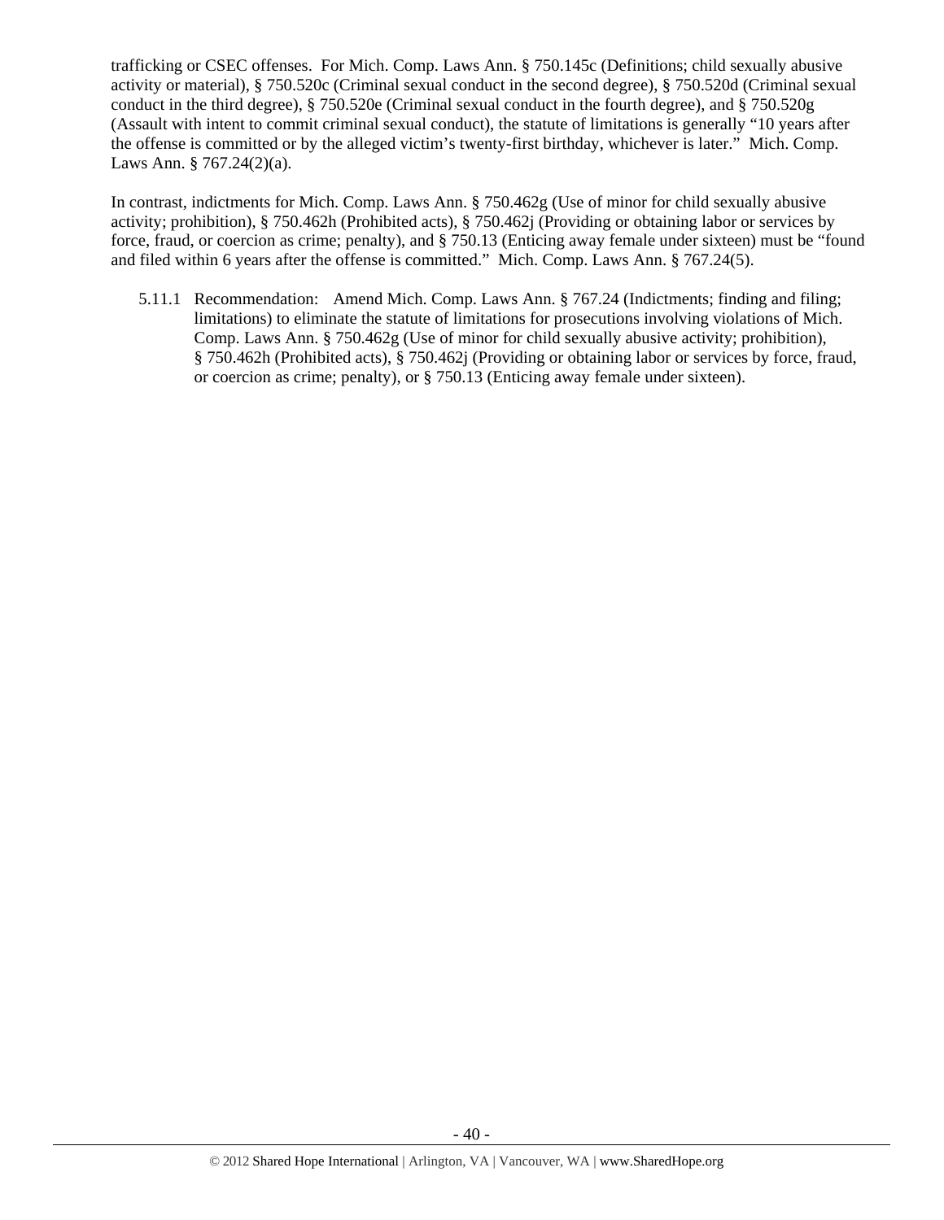trafficking or CSEC offenses. For Mich. Comp. Laws Ann. § 750.145c (Definitions; child sexually abusive activity or material), § 750.520c (Criminal sexual conduct in the second degree), § 750.520d (Criminal sexual conduct in the third degree), § 750.520e (Criminal sexual conduct in the fourth degree), and § 750.520g (Assault with intent to commit criminal sexual conduct), the statute of limitations is generally "10 years after the offense is committed or by the alleged victim's twenty-first birthday, whichever is later." Mich. Comp. Laws Ann. § 767.24(2)(a).

In contrast, indictments for Mich. Comp. Laws Ann. § 750.462g (Use of minor for child sexually abusive activity; prohibition), § 750.462h (Prohibited acts), § 750.462j (Providing or obtaining labor or services by force, fraud, or coercion as crime; penalty), and § 750.13 (Enticing away female under sixteen) must be "found and filed within 6 years after the offense is committed." Mich. Comp. Laws Ann. § 767.24(5).

5.11.1 Recommendation: Amend Mich. Comp. Laws Ann. § 767.24 (Indictments; finding and filing; limitations) to eliminate the statute of limitations for prosecutions involving violations of Mich. Comp. Laws Ann. § 750.462g (Use of minor for child sexually abusive activity; prohibition), § 750.462h (Prohibited acts), § 750.462j (Providing or obtaining labor or services by force, fraud, or coercion as crime; penalty), or § 750.13 (Enticing away female under sixteen).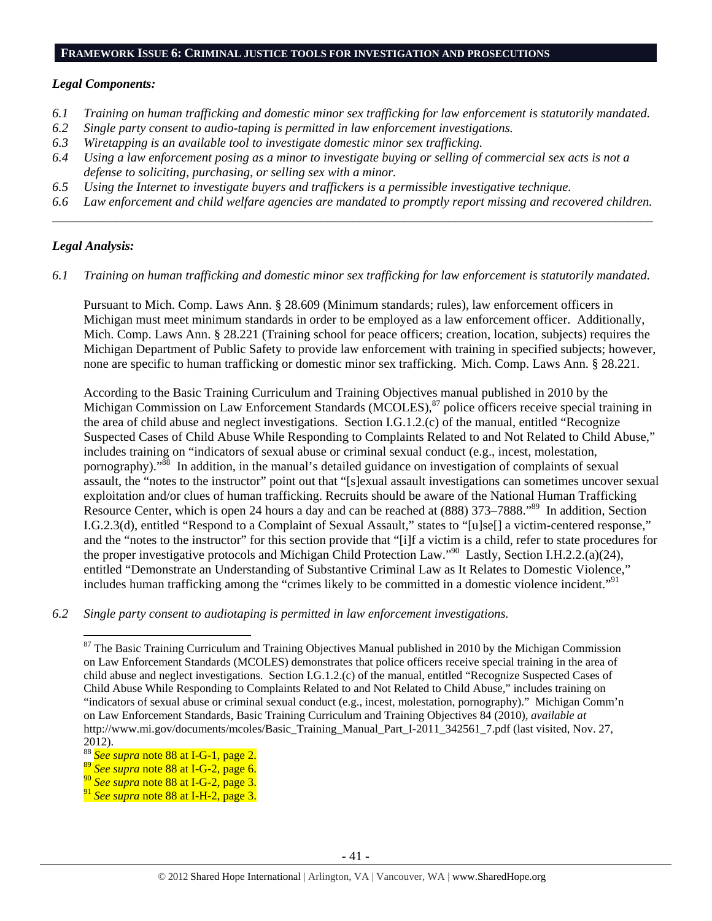## FRAMEWORK ISSUE 6: CRIMINAL JUSTICE TOOLS FOR INVESTIGATION AND PROSECUTIONS

***Legal Components:***

*6.1 Training on human trafficking and domestic minor sex trafficking for law enforcement is statutorily mandated.*
*6.2 Single party consent to audio-taping is permitted in law enforcement investigations.*
*6.3 Wiretapping is an available tool to investigate domestic minor sex trafficking.*
*6.4 Using a law enforcement posing as a minor to investigate buying or selling of commercial sex acts is not a defense to soliciting, purchasing, or selling sex with a minor.*
*6.5 Using the Internet to investigate buyers and traffickers is a permissible investigative technique.*
*6.6 Law enforcement and child welfare agencies are mandated to promptly report missing and recovered children.*

---

***Legal Analysis:***

*6.1 Training on human trafficking and domestic minor sex trafficking for law enforcement is statutorily mandated.*

Pursuant to Mich. Comp. Laws Ann. § 28.609 (Minimum standards; rules), law enforcement officers in Michigan must meet minimum standards in order to be employed as a law enforcement officer. Additionally, Mich. Comp. Laws Ann. § 28.221 (Training school for peace officers; creation, location, subjects) requires the Michigan Department of Public Safety to provide law enforcement with training in specified subjects; however, none are specific to human trafficking or domestic minor sex trafficking. Mich. Comp. Laws Ann. § 28.221.

According to the Basic Training Curriculum and Training Objectives manual published in 2010 by the Michigan Commission on Law Enforcement Standards (MCOLES),[87] police officers receive special training in the area of child abuse and neglect investigations. Section I.G.1.2.(c) of the manual, entitled "Recognize Suspected Cases of Child Abuse While Responding to Complaints Related to and Not Related to Child Abuse," includes training on "indicators of sexual abuse or criminal sexual conduct (e.g., incest, molestation, pornography)."[88] In addition, in the manual's detailed guidance on investigation of complaints of sexual assault, the "notes to the instructor" point out that "[s]exual assault investigations can sometimes uncover sexual exploitation and/or clues of human trafficking. Recruits should be aware of the National Human Trafficking Resource Center, which is open 24 hours a day and can be reached at (888) 373–7888."[89] In addition, Section I.G.2.3(d), entitled "Respond to a Complaint of Sexual Assault," states to "[u]se[] a victim-centered response," and the "notes to the instructor" for this section provide that "[i]f a victim is a child, refer to state procedures for the proper investigative protocols and Michigan Child Protection Law."[90] Lastly, Section I.H.2.2.(a)(24), entitled "Demonstrate an Understanding of Substantive Criminal Law as It Relates to Domestic Violence," includes human trafficking among the "crimes likely to be committed in a domestic violence incident."[91]

*6.2 Single party consent to audiotaping is permitted in law enforcement investigations.*

---

[87] The Basic Training Curriculum and Training Objectives Manual published in 2010 by the Michigan Commission on Law Enforcement Standards (MCOLES) demonstrates that police officers receive special training in the area of child abuse and neglect investigations. Section I.G.1.2.(c) of the manual, entitled "Recognize Suspected Cases of Child Abuse While Responding to Complaints Related to and Not Related to Child Abuse," includes training on "indicators of sexual abuse or criminal sexual conduct (e.g., incest, molestation, pornography)." Michigan Comm'n on Law Enforcement Standards, Basic Training Curriculum and Training Objectives 84 (2010), *available at* http://www.mi.gov/documents/mcoles/Basic_Training_Manual_Part_I-2011_342561_7.pdf (last visited, Nov. 27, 2012).

[88] *See supra* note 88 at I-G-1, page 2.

[89] *See supra* note 88 at I-G-2, page 6.

[90] *See supra* note 88 at I-G-2, page 3.

[91] *See supra* note 88 at I-H-2, page 3.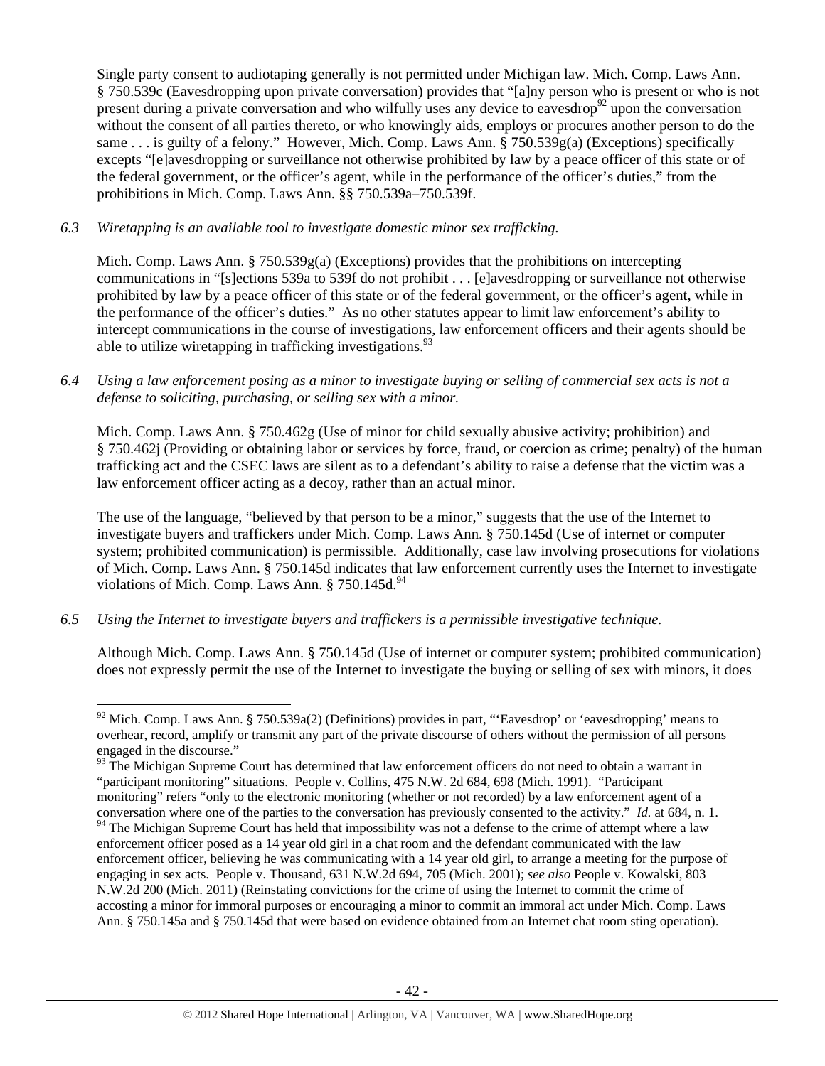Single party consent to audiotaping generally is not permitted under Michigan law. Mich. Comp. Laws Ann. § 750.539c (Eavesdropping upon private conversation) provides that "[a]ny person who is present or who is not present during a private conversation and who wilfully uses any device to eavesdrop[92] upon the conversation without the consent of all parties thereto, or who knowingly aids, employs or procures another person to do the same . . . is guilty of a felony." However, Mich. Comp. Laws Ann. § 750.539g(a) (Exceptions) specifically excepts "[e]avesdropping or surveillance not otherwise prohibited by law by a peace officer of this state or of the federal government, or the officer's agent, while in the performance of the officer's duties," from the prohibitions in Mich. Comp. Laws Ann. §§ 750.539a–750.539f.

*6.3 Wiretapping is an available tool to investigate domestic minor sex trafficking.*

Mich. Comp. Laws Ann. § 750.539g(a) (Exceptions) provides that the prohibitions on intercepting communications in "[s]ections 539a to 539f do not prohibit . . . [e]avesdropping or surveillance not otherwise prohibited by law by a peace officer of this state or of the federal government, or the officer's agent, while in the performance of the officer's duties." As no other statutes appear to limit law enforcement's ability to intercept communications in the course of investigations, law enforcement officers and their agents should be able to utilize wiretapping in trafficking investigations.[93]

*6.4 Using a law enforcement posing as a minor to investigate buying or selling of commercial sex acts is not a defense to soliciting, purchasing, or selling sex with a minor.*

Mich. Comp. Laws Ann. § 750.462g (Use of minor for child sexually abusive activity; prohibition) and § 750.462j (Providing or obtaining labor or services by force, fraud, or coercion as crime; penalty) of the human trafficking act and the CSEC laws are silent as to a defendant's ability to raise a defense that the victim was a law enforcement officer acting as a decoy, rather than an actual minor.

The use of the language, "believed by that person to be a minor," suggests that the use of the Internet to investigate buyers and traffickers under Mich. Comp. Laws Ann. § 750.145d (Use of internet or computer system; prohibited communication) is permissible. Additionally, case law involving prosecutions for violations of Mich. Comp. Laws Ann. § 750.145d indicates that law enforcement currently uses the Internet to investigate violations of Mich. Comp. Laws Ann. § 750.145d.[94]

*6.5 Using the Internet to investigate buyers and traffickers is a permissible investigative technique.*

Although Mich. Comp. Laws Ann. § 750.145d (Use of internet or computer system; prohibited communication) does not expressly permit the use of the Internet to investigate the buying or selling of sex with minors, it does

---

[92] Mich. Comp. Laws Ann. § 750.539a(2) (Definitions) provides in part, "'Eavesdrop' or 'eavesdropping' means to overhear, record, amplify or transmit any part of the private discourse of others without the permission of all persons engaged in the discourse."

[93] The Michigan Supreme Court has determined that law enforcement officers do not need to obtain a warrant in "participant monitoring" situations. People v. Collins, 475 N.W. 2d 684, 698 (Mich. 1991). "Participant monitoring" refers "only to the electronic monitoring (whether or not recorded) by a law enforcement agent of a conversation where one of the parties to the conversation has previously consented to the activity." *Id.* at 684, n. 1.

[94] The Michigan Supreme Court has held that impossibility was not a defense to the crime of attempt where a law enforcement officer posed as a 14 year old girl in a chat room and the defendant communicated with the law enforcement officer, believing he was communicating with a 14 year old girl, to arrange a meeting for the purpose of engaging in sex acts. People v. Thousand, 631 N.W.2d 694, 705 (Mich. 2001); *see also* People v. Kowalski, 803 N.W.2d 200 (Mich. 2011) (Reinstating convictions for the crime of using the Internet to commit the crime of accosting a minor for immoral purposes or encouraging a minor to commit an immoral act under Mich. Comp. Laws Ann. § 750.145a and § 750.145d that were based on evidence obtained from an Internet chat room sting operation).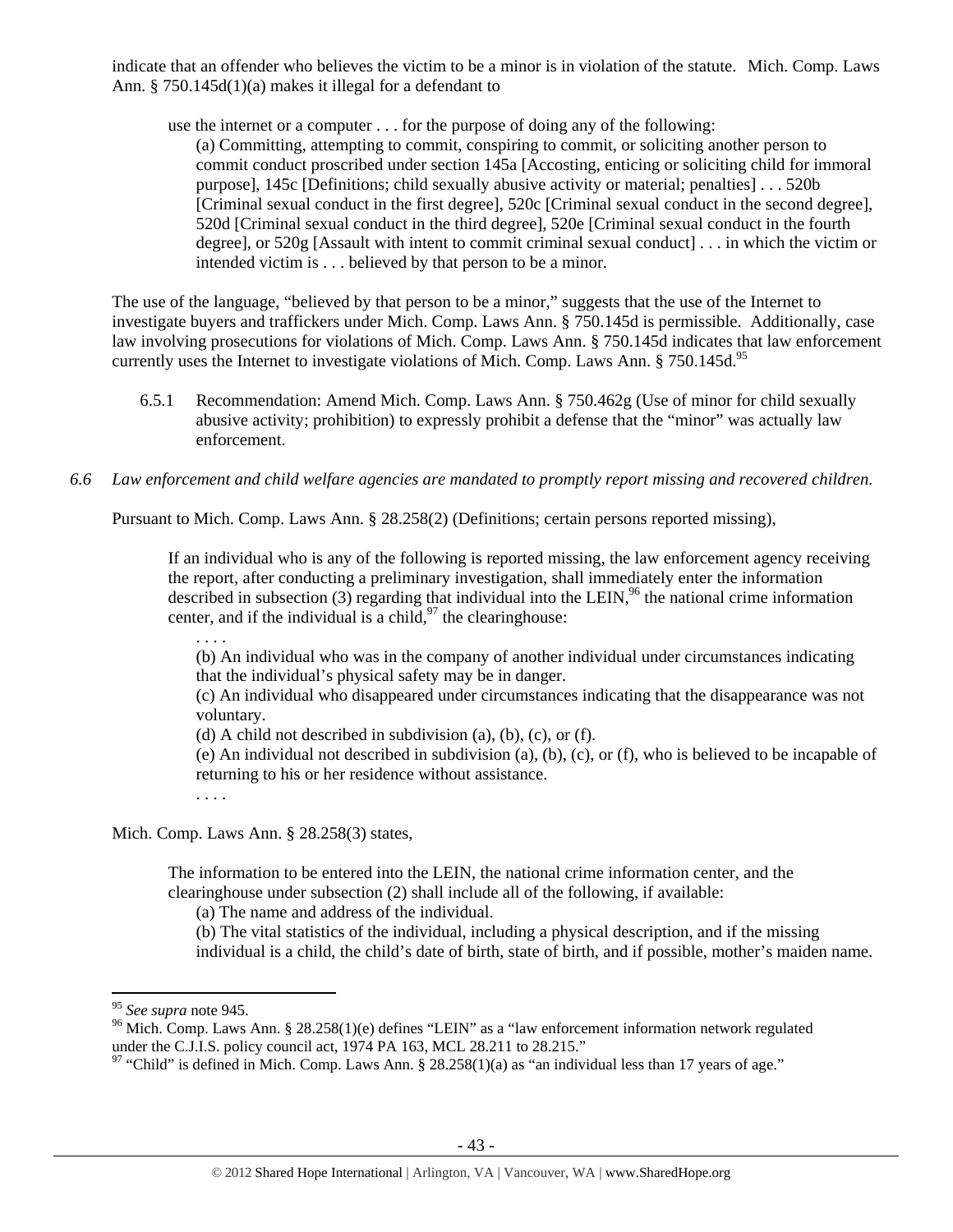indicate that an offender who believes the victim to be a minor is in violation of the statute. Mich. Comp. Laws Ann. § 750.145d(1)(a) makes it illegal for a defendant to

> use the internet or a computer . . . for the purpose of doing any of the following:
>
> (a) Committing, attempting to commit, conspiring to commit, or soliciting another person to commit conduct proscribed under section 145a [Accosting, enticing or soliciting child for immoral purpose], 145c [Definitions; child sexually abusive activity or material; penalties] . . . 520b [Criminal sexual conduct in the first degree], 520c [Criminal sexual conduct in the second degree], 520d [Criminal sexual conduct in the third degree], 520e [Criminal sexual conduct in the fourth degree], or 520g [Assault with intent to commit criminal sexual conduct] . . . in which the victim or intended victim is . . . believed by that person to be a minor.

The use of the language, "believed by that person to be a minor," suggests that the use of the Internet to investigate buyers and traffickers under Mich. Comp. Laws Ann. § 750.145d is permissible. Additionally, case law involving prosecutions for violations of Mich. Comp. Laws Ann. § 750.145d indicates that law enforcement currently uses the Internet to investigate violations of Mich. Comp. Laws Ann. § 750.145d.[95]

6.5.1 Recommendation: Amend Mich. Comp. Laws Ann. § 750.462g (Use of minor for child sexually abusive activity; prohibition) to expressly prohibit a defense that the "minor" was actually law enforcement.

*6.6 Law enforcement and child welfare agencies are mandated to promptly report missing and recovered children.*

Pursuant to Mich. Comp. Laws Ann. § 28.258(2) (Definitions; certain persons reported missing),

> If an individual who is any of the following is reported missing, the law enforcement agency receiving the report, after conducting a preliminary investigation, shall immediately enter the information described in subsection (3) regarding that individual into the LEIN,[96] the national crime information center, and if the individual is a child,[97] the clearinghouse:
>
> . . . .
>
> (b) An individual who was in the company of another individual under circumstances indicating that the individual's physical safety may be in danger.
>
> (c) An individual who disappeared under circumstances indicating that the disappearance was not voluntary.
>
> (d) A child not described in subdivision (a), (b), (c), or (f).
>
> (e) An individual not described in subdivision (a), (b), (c), or (f), who is believed to be incapable of returning to his or her residence without assistance.
>
> . . . .

Mich. Comp. Laws Ann. § 28.258(3) states,

> The information to be entered into the LEIN, the national crime information center, and the clearinghouse under subsection (2) shall include all of the following, if available:
>
> (a) The name and address of the individual.
>
> (b) The vital statistics of the individual, including a physical description, and if the missing individual is a child, the child's date of birth, state of birth, and if possible, mother's maiden name.

---

[95] *See supra* note 945.

[96] Mich. Comp. Laws Ann. § 28.258(1)(e) defines "LEIN" as a "law enforcement information network regulated under the C.J.I.S. policy council act, 1974 PA 163, MCL 28.211 to 28.215."

[97] "Child" is defined in Mich. Comp. Laws Ann. § 28.258(1)(a) as "an individual less than 17 years of age."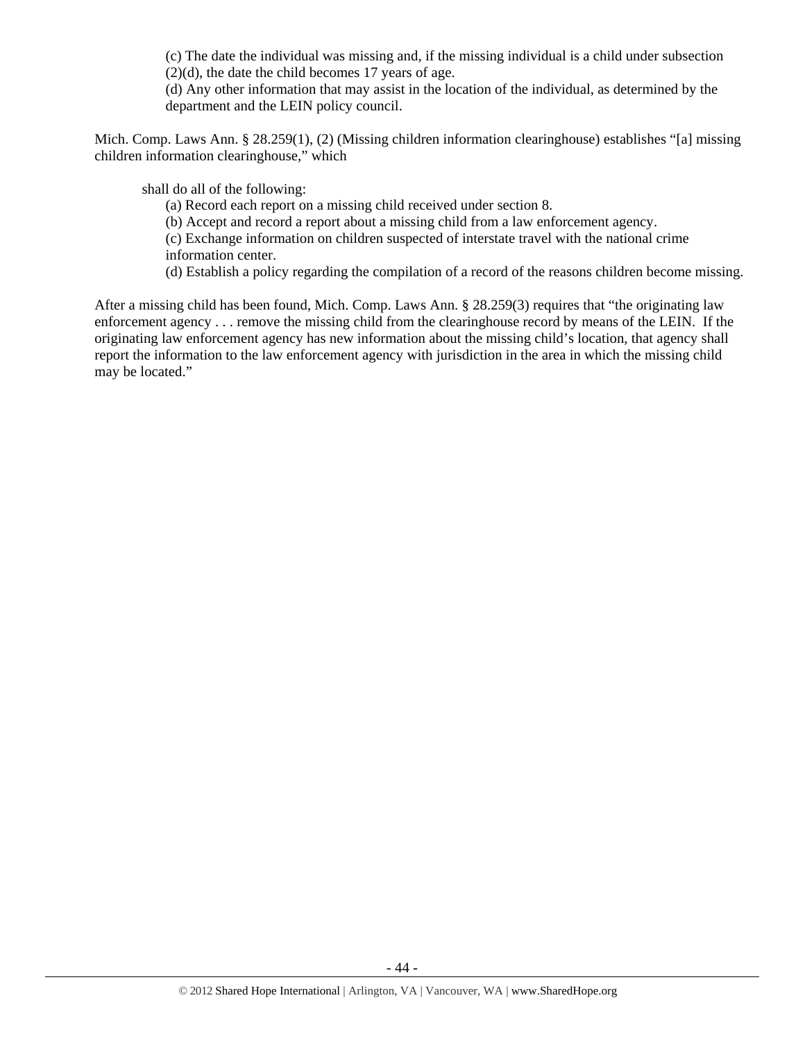(c) The date the individual was missing and, if the missing individual is a child under subsection (2)(d), the date the child becomes 17 years of age.
(d) Any other information that may assist in the location of the individual, as determined by the department and the LEIN policy council.

Mich. Comp. Laws Ann. § 28.259(1), (2) (Missing children information clearinghouse) establishes "[a] missing children information clearinghouse," which

> shall do all of the following:
> (a) Record each report on a missing child received under section 8.
> (b) Accept and record a report about a missing child from a law enforcement agency.
> (c) Exchange information on children suspected of interstate travel with the national crime information center.
> (d) Establish a policy regarding the compilation of a record of the reasons children become missing.

After a missing child has been found, Mich. Comp. Laws Ann. § 28.259(3) requires that "the originating law enforcement agency . . . remove the missing child from the clearinghouse record by means of the LEIN. If the originating law enforcement agency has new information about the missing child's location, that agency shall report the information to the law enforcement agency with jurisdiction in the area in which the missing child may be located."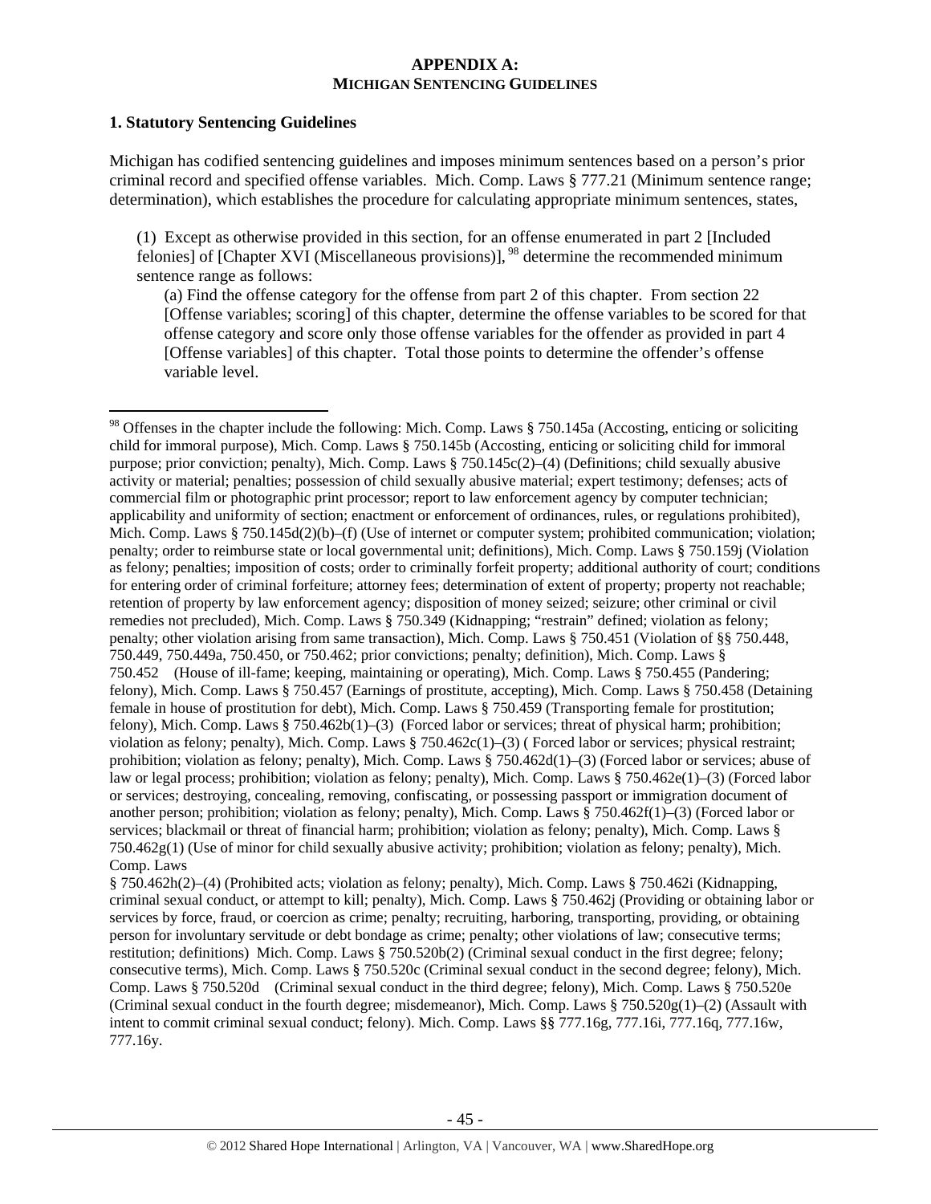## APPENDIX A:
## MICHIGAN SENTENCING GUIDELINES

### 1. Statutory Sentencing Guidelines

Michigan has codified sentencing guidelines and imposes minimum sentences based on a person's prior criminal record and specified offense variables. Mich. Comp. Laws § 777.21 (Minimum sentence range; determination), which establishes the procedure for calculating appropriate minimum sentences, states,

> (1) Except as otherwise provided in this section, for an offense enumerated in part 2 [Included felonies] of [Chapter XVI (Miscellaneous provisions)], [98] determine the recommended minimum sentence range as follows:
>
> (a) Find the offense category for the offense from part 2 of this chapter. From section 22 [Offense variables; scoring] of this chapter, determine the offense variables to be scored for that offense category and score only those offense variables for the offender as provided in part 4 [Offense variables] of this chapter. Total those points to determine the offender's offense variable level.

---

[98] Offenses in the chapter include the following: Mich. Comp. Laws § 750.145a (Accosting, enticing or soliciting child for immoral purpose), Mich. Comp. Laws § 750.145b (Accosting, enticing or soliciting child for immoral purpose; prior conviction; penalty), Mich. Comp. Laws § 750.145c(2)–(4) (Definitions; child sexually abusive activity or material; penalties; possession of child sexually abusive material; expert testimony; defenses; acts of commercial film or photographic print processor; report to law enforcement agency by computer technician; applicability and uniformity of section; enactment or enforcement of ordinances, rules, or regulations prohibited), Mich. Comp. Laws § 750.145d(2)(b)–(f) (Use of internet or computer system; prohibited communication; violation; penalty; order to reimburse state or local governmental unit; definitions), Mich. Comp. Laws § 750.159j (Violation as felony; penalties; imposition of costs; order to criminally forfeit property; additional authority of court; conditions for entering order of criminal forfeiture; attorney fees; determination of extent of property; property not reachable; retention of property by law enforcement agency; disposition of money seized; seizure; other criminal or civil remedies not precluded), Mich. Comp. Laws § 750.349 (Kidnapping; "restrain" defined; violation as felony; penalty; other violation arising from same transaction), Mich. Comp. Laws § 750.451 (Violation of §§ 750.448, 750.449, 750.449a, 750.450, or 750.462; prior convictions; penalty; definition), Mich. Comp. Laws § 750.452 (House of ill-fame; keeping, maintaining or operating), Mich. Comp. Laws § 750.455 (Pandering; felony), Mich. Comp. Laws § 750.457 (Earnings of prostitute, accepting), Mich. Comp. Laws § 750.458 (Detaining female in house of prostitution for debt), Mich. Comp. Laws § 750.459 (Transporting female for prostitution; felony), Mich. Comp. Laws § 750.462b(1)–(3) (Forced labor or services; threat of physical harm; prohibition; violation as felony; penalty), Mich. Comp. Laws § 750.462c(1)–(3) ( Forced labor or services; physical restraint; prohibition; violation as felony; penalty), Mich. Comp. Laws § 750.462d(1)–(3) (Forced labor or services; abuse of law or legal process; prohibition; violation as felony; penalty), Mich. Comp. Laws § 750.462e(1)–(3) (Forced labor or services; destroying, concealing, removing, confiscating, or possessing passport or immigration document of another person; prohibition; violation as felony; penalty), Mich. Comp. Laws § 750.462f(1)–(3) (Forced labor or services; blackmail or threat of financial harm; prohibition; violation as felony; penalty), Mich. Comp. Laws § 750.462g(1) (Use of minor for child sexually abusive activity; prohibition; violation as felony; penalty), Mich. Comp. Laws § 750.462h(2)–(4) (Prohibited acts; violation as felony; penalty), Mich. Comp. Laws § 750.462i (Kidnapping, criminal sexual conduct, or attempt to kill; penalty), Mich. Comp. Laws § 750.462j (Providing or obtaining labor or services by force, fraud, or coercion as crime; penalty; recruiting, harboring, transporting, providing, or obtaining person for involuntary servitude or debt bondage as crime; penalty; other violations of law; consecutive terms; restitution; definitions) Mich. Comp. Laws § 750.520b(2) (Criminal sexual conduct in the first degree; felony; consecutive terms), Mich. Comp. Laws § 750.520c (Criminal sexual conduct in the second degree; felony), Mich. Comp. Laws § 750.520d (Criminal sexual conduct in the third degree; felony), Mich. Comp. Laws § 750.520e (Criminal sexual conduct in the fourth degree; misdemeanor), Mich. Comp. Laws § 750.520g(1)–(2) (Assault with intent to commit criminal sexual conduct; felony). Mich. Comp. Laws §§ 777.16g, 777.16i, 777.16q, 777.16w, 777.16y.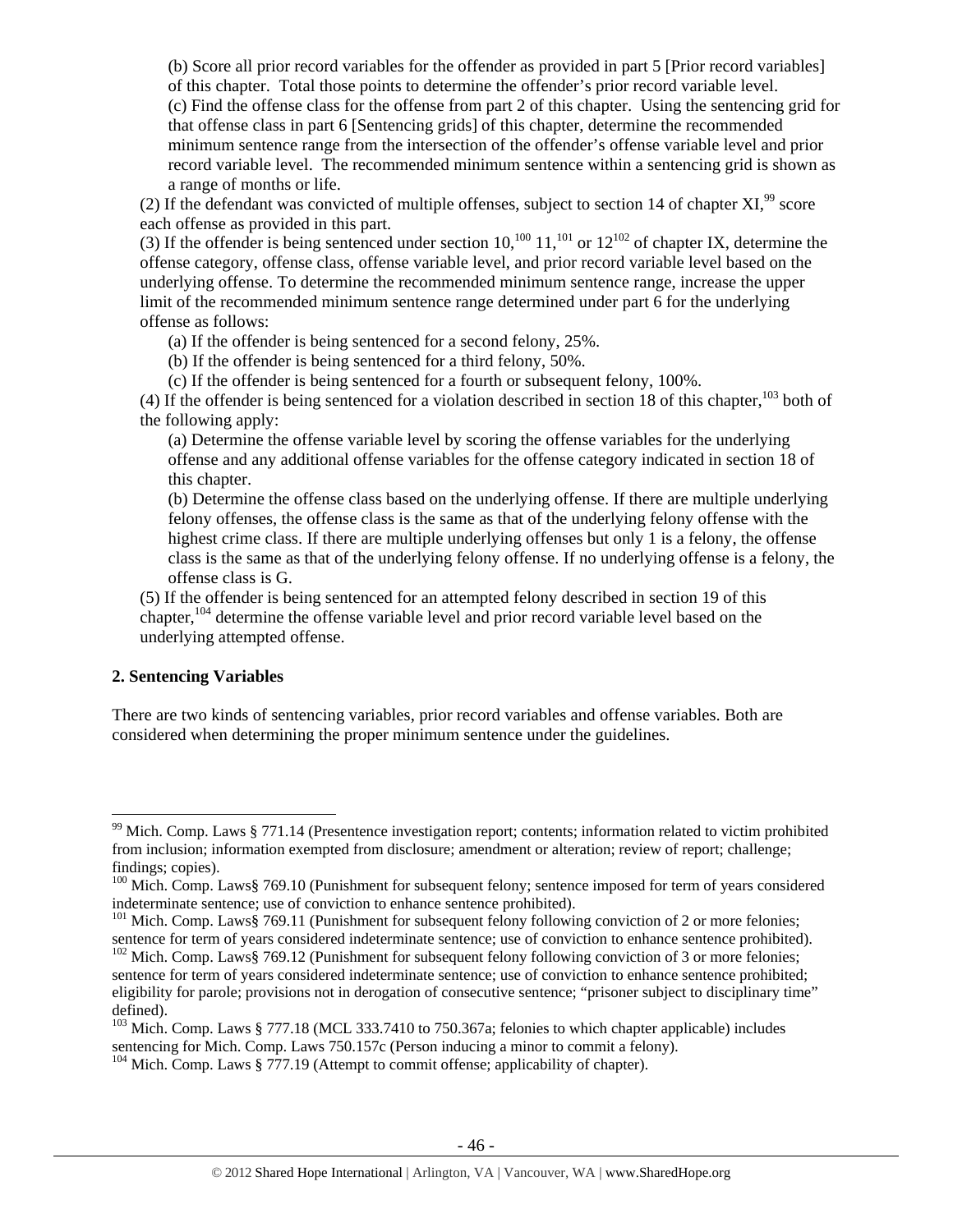(b) Score all prior record variables for the offender as provided in part 5 [Prior record variables] of this chapter. Total those points to determine the offender's prior record variable level.

(c) Find the offense class for the offense from part 2 of this chapter. Using the sentencing grid for that offense class in part 6 [Sentencing grids] of this chapter, determine the recommended minimum sentence range from the intersection of the offender's offense variable level and prior record variable level. The recommended minimum sentence within a sentencing grid is shown as a range of months or life.

(2) If the defendant was convicted of multiple offenses, subject to section 14 of chapter XI,[99] score each offense as provided in this part.

(3) If the offender is being sentenced under section 10,[100] 11,[101] or 12[102] of chapter IX, determine the offense category, offense class, offense variable level, and prior record variable level based on the underlying offense. To determine the recommended minimum sentence range, increase the upper limit of the recommended minimum sentence range determined under part 6 for the underlying offense as follows:

(a) If the offender is being sentenced for a second felony, 25%.

(b) If the offender is being sentenced for a third felony, 50%.

(c) If the offender is being sentenced for a fourth or subsequent felony, 100%.

(4) If the offender is being sentenced for a violation described in section 18 of this chapter,[103] both of the following apply:

(a) Determine the offense variable level by scoring the offense variables for the underlying offense and any additional offense variables for the offense category indicated in section 18 of this chapter.

(b) Determine the offense class based on the underlying offense. If there are multiple underlying felony offenses, the offense class is the same as that of the underlying felony offense with the highest crime class. If there are multiple underlying offenses but only 1 is a felony, the offense class is the same as that of the underlying felony offense. If no underlying offense is a felony, the offense class is G.

(5) If the offender is being sentenced for an attempted felony described in section 19 of this chapter,[104] determine the offense variable level and prior record variable level based on the underlying attempted offense.

**2. Sentencing Variables**

There are two kinds of sentencing variables, prior record variables and offense variables. Both are considered when determining the proper minimum sentence under the guidelines.

---

[99] Mich. Comp. Laws § 771.14 (Presentence investigation report; contents; information related to victim prohibited from inclusion; information exempted from disclosure; amendment or alteration; review of report; challenge; findings; copies).

[100] Mich. Comp. Laws§ 769.10 (Punishment for subsequent felony; sentence imposed for term of years considered indeterminate sentence; use of conviction to enhance sentence prohibited).

[101] Mich. Comp. Laws§ 769.11 (Punishment for subsequent felony following conviction of 2 or more felonies; sentence for term of years considered indeterminate sentence; use of conviction to enhance sentence prohibited).

[102] Mich. Comp. Laws§ 769.12 (Punishment for subsequent felony following conviction of 3 or more felonies; sentence for term of years considered indeterminate sentence; use of conviction to enhance sentence prohibited; eligibility for parole; provisions not in derogation of consecutive sentence; "prisoner subject to disciplinary time" defined).

[103] Mich. Comp. Laws § 777.18 (MCL 333.7410 to 750.367a; felonies to which chapter applicable) includes sentencing for Mich. Comp. Laws 750.157c (Person inducing a minor to commit a felony).

[104] Mich. Comp. Laws § 777.19 (Attempt to commit offense; applicability of chapter).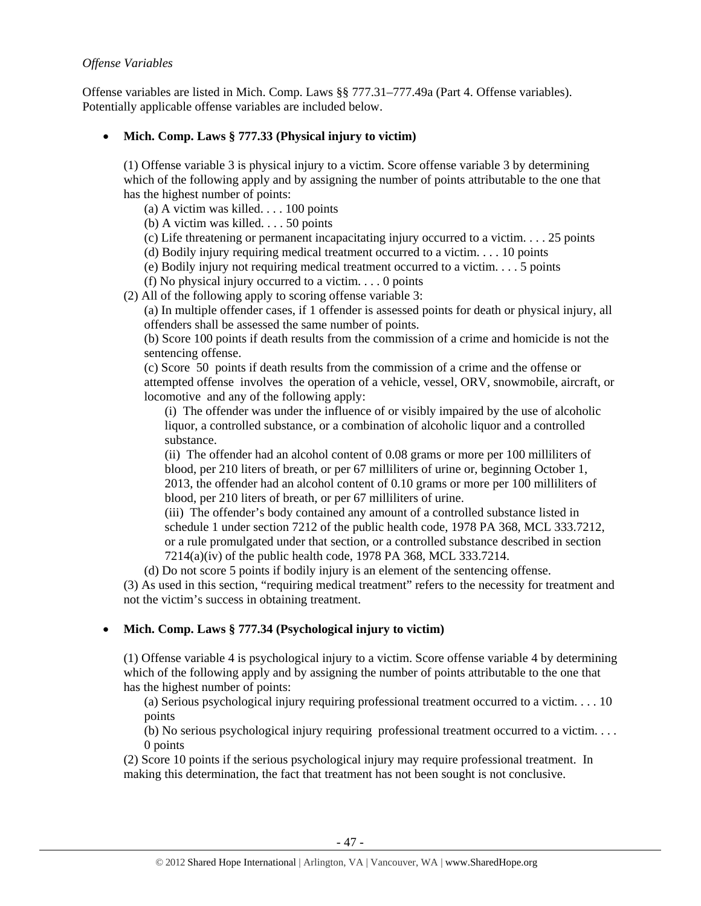*Offense Variables*

Offense variables are listed in Mich. Comp. Laws §§ 777.31–777.49a (Part 4. Offense variables). Potentially applicable offense variables are included below.

- **Mich. Comp. Laws § 777.33 (Physical injury to victim)**

  (1) Offense variable 3 is physical injury to a victim. Score offense variable 3 by determining which of the following apply and by assigning the number of points attributable to the one that has the highest number of points:

  (a) A victim was killed. . . . 100 points

  (b) A victim was killed. . . . 50 points

  (c) Life threatening or permanent incapacitating injury occurred to a victim. . . . 25 points

  (d) Bodily injury requiring medical treatment occurred to a victim. . . . 10 points

  (e) Bodily injury not requiring medical treatment occurred to a victim. . . . 5 points

  (f) No physical injury occurred to a victim. . . . 0 points

  (2) All of the following apply to scoring offense variable 3:

  (a) In multiple offender cases, if 1 offender is assessed points for death or physical injury, all offenders shall be assessed the same number of points.

  (b) Score 100 points if death results from the commission of a crime and homicide is not the sentencing offense.

  (c) Score 50 points if death results from the commission of a crime and the offense or attempted offense involves the operation of a vehicle, vessel, ORV, snowmobile, aircraft, or locomotive and any of the following apply:

  (i) The offender was under the influence of or visibly impaired by the use of alcoholic liquor, a controlled substance, or a combination of alcoholic liquor and a controlled substance.

  (ii) The offender had an alcohol content of 0.08 grams or more per 100 milliliters of blood, per 210 liters of breath, or per 67 milliliters of urine or, beginning October 1, 2013, the offender had an alcohol content of 0.10 grams or more per 100 milliliters of blood, per 210 liters of breath, or per 67 milliliters of urine.

  (iii) The offender's body contained any amount of a controlled substance listed in schedule 1 under section 7212 of the public health code, 1978 PA 368, MCL 333.7212, or a rule promulgated under that section, or a controlled substance described in section 7214(a)(iv) of the public health code, 1978 PA 368, MCL 333.7214.

  (d) Do not score 5 points if bodily injury is an element of the sentencing offense.

  (3) As used in this section, "requiring medical treatment" refers to the necessity for treatment and not the victim's success in obtaining treatment.

- **Mich. Comp. Laws § 777.34 (Psychological injury to victim)**

  (1) Offense variable 4 is psychological injury to a victim. Score offense variable 4 by determining which of the following apply and by assigning the number of points attributable to the one that has the highest number of points:

  (a) Serious psychological injury requiring professional treatment occurred to a victim. . . . 10 points

  (b) No serious psychological injury requiring professional treatment occurred to a victim. . . . 0 points

  (2) Score 10 points if the serious psychological injury may require professional treatment. In making this determination, the fact that treatment has not been sought is not conclusive.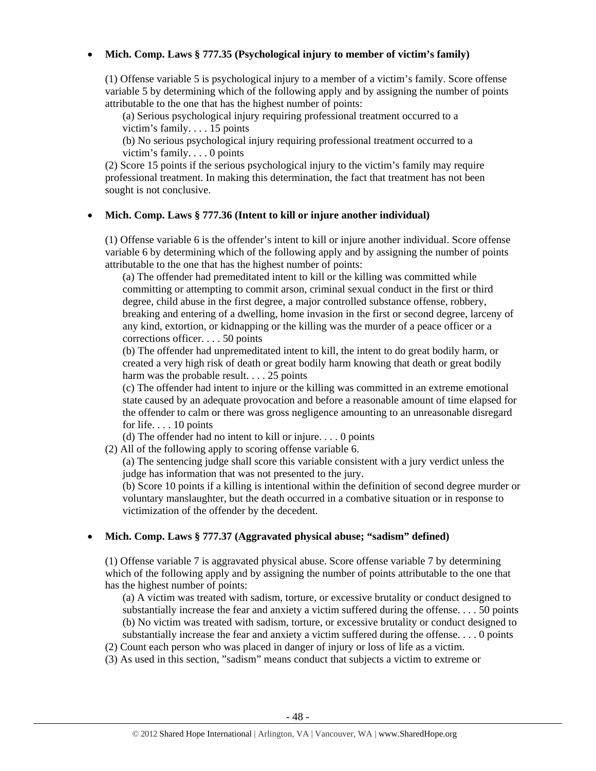- **Mich. Comp. Laws § 777.35 (Psychological injury to member of victim's family)**

  (1) Offense variable 5 is psychological injury to a member of a victim's family. Score offense variable 5 by determining which of the following apply and by assigning the number of points attributable to the one that has the highest number of points:

    (a) Serious psychological injury requiring professional treatment occurred to a victim's family. . . . 15 points

    (b) No serious psychological injury requiring professional treatment occurred to a victim's family. . . . 0 points

  (2) Score 15 points if the serious psychological injury to the victim's family may require professional treatment. In making this determination, the fact that treatment has not been sought is not conclusive.

- **Mich. Comp. Laws § 777.36 (Intent to kill or injure another individual)**

  (1) Offense variable 6 is the offender's intent to kill or injure another individual. Score offense variable 6 by determining which of the following apply and by assigning the number of points attributable to the one that has the highest number of points:

    (a) The offender had premeditated intent to kill or the killing was committed while committing or attempting to commit arson, criminal sexual conduct in the first or third degree, child abuse in the first degree, a major controlled substance offense, robbery, breaking and entering of a dwelling, home invasion in the first or second degree, larceny of any kind, extortion, or kidnapping or the killing was the murder of a peace officer or a corrections officer. . . . 50 points

    (b) The offender had unpremeditated intent to kill, the intent to do great bodily harm, or created a very high risk of death or great bodily harm knowing that death or great bodily harm was the probable result. . . . 25 points

    (c) The offender had intent to injure or the killing was committed in an extreme emotional state caused by an adequate provocation and before a reasonable amount of time elapsed for the offender to calm or there was gross negligence amounting to an unreasonable disregard for life. . . . 10 points

    (d) The offender had no intent to kill or injure. . . . 0 points

  (2) All of the following apply to scoring offense variable 6.

    (a) The sentencing judge shall score this variable consistent with a jury verdict unless the judge has information that was not presented to the jury.

    (b) Score 10 points if a killing is intentional within the definition of second degree murder or voluntary manslaughter, but the death occurred in a combative situation or in response to victimization of the offender by the decedent.

- **Mich. Comp. Laws § 777.37 (Aggravated physical abuse; "sadism" defined)**

  (1) Offense variable 7 is aggravated physical abuse. Score offense variable 7 by determining which of the following apply and by assigning the number of points attributable to the one that has the highest number of points:

    (a) A victim was treated with sadism, torture, or excessive brutality or conduct designed to substantially increase the fear and anxiety a victim suffered during the offense. . . . 50 points

    (b) No victim was treated with sadism, torture, or excessive brutality or conduct designed to substantially increase the fear and anxiety a victim suffered during the offense. . . . 0 points

  (2) Count each person who was placed in danger of injury or loss of life as a victim.

  (3) As used in this section, "sadism" means conduct that subjects a victim to extreme or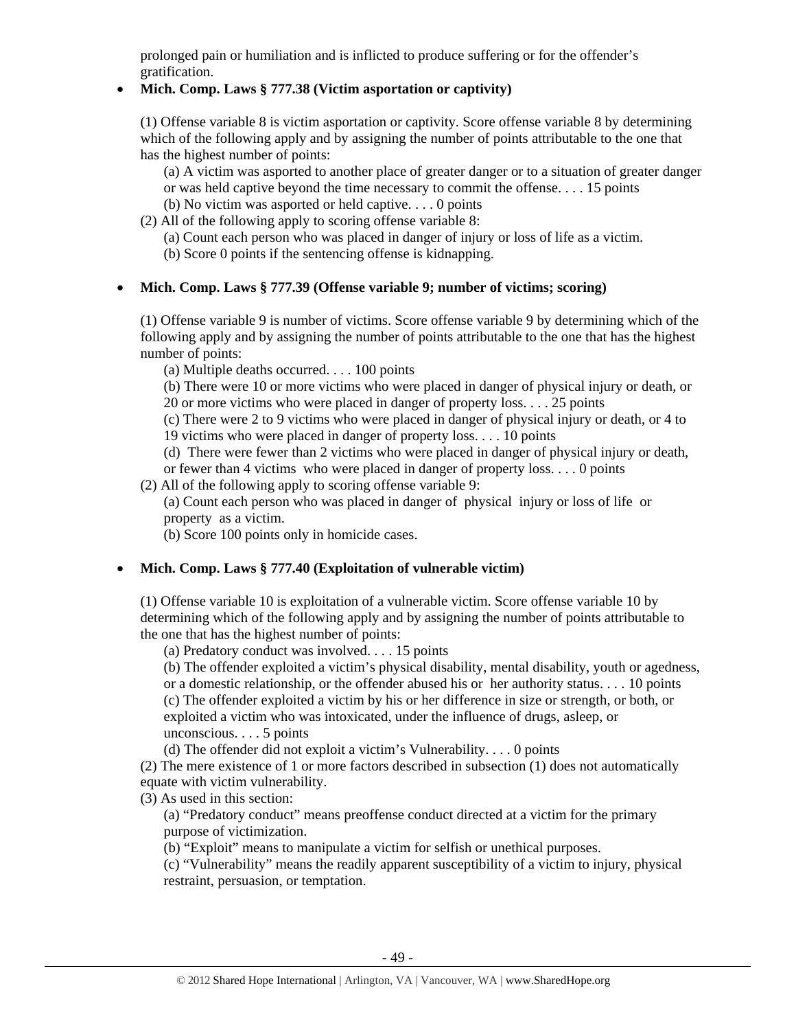prolonged pain or humiliation and is inflicted to produce suffering or for the offender's gratification.

- **Mich. Comp. Laws § 777.38 (Victim asportation or captivity)**

  (1) Offense variable 8 is victim asportation or captivity. Score offense variable 8 by determining which of the following apply and by assigning the number of points attributable to the one that has the highest number of points:

  (a) A victim was asported to another place of greater danger or to a situation of greater danger or was held captive beyond the time necessary to commit the offense. . . . 15 points

  (b) No victim was asported or held captive. . . . 0 points

  (2) All of the following apply to scoring offense variable 8:

  (a) Count each person who was placed in danger of injury or loss of life as a victim.

  (b) Score 0 points if the sentencing offense is kidnapping.

- **Mich. Comp. Laws § 777.39 (Offense variable 9; number of victims; scoring)**

  (1) Offense variable 9 is number of victims. Score offense variable 9 by determining which of the following apply and by assigning the number of points attributable to the one that has the highest number of points:

  (a) Multiple deaths occurred. . . . 100 points

  (b) There were 10 or more victims who were placed in danger of physical injury or death, or 20 or more victims who were placed in danger of property loss. . . . 25 points

  (c) There were 2 to 9 victims who were placed in danger of physical injury or death, or 4 to 19 victims who were placed in danger of property loss. . . . 10 points

  (d) There were fewer than 2 victims who were placed in danger of physical injury or death, or fewer than 4 victims who were placed in danger of property loss. . . . 0 points

  (2) All of the following apply to scoring offense variable 9:

  (a) Count each person who was placed in danger of physical injury or loss of life or property as a victim.

  (b) Score 100 points only in homicide cases.

- **Mich. Comp. Laws § 777.40 (Exploitation of vulnerable victim)**

  (1) Offense variable 10 is exploitation of a vulnerable victim. Score offense variable 10 by determining which of the following apply and by assigning the number of points attributable to the one that has the highest number of points:

  (a) Predatory conduct was involved. . . . 15 points

  (b) The offender exploited a victim's physical disability, mental disability, youth or agedness, or a domestic relationship, or the offender abused his or her authority status. . . . 10 points

  (c) The offender exploited a victim by his or her difference in size or strength, or both, or exploited a victim who was intoxicated, under the influence of drugs, asleep, or unconscious. . . . 5 points

  (d) The offender did not exploit a victim's Vulnerability. . . . 0 points

  (2) The mere existence of 1 or more factors described in subsection (1) does not automatically equate with victim vulnerability.

  (3) As used in this section:

  (a) "Predatory conduct" means preoffense conduct directed at a victim for the primary purpose of victimization.

  (b) "Exploit" means to manipulate a victim for selfish or unethical purposes.

  (c) "Vulnerability" means the readily apparent susceptibility of a victim to injury, physical restraint, persuasion, or temptation.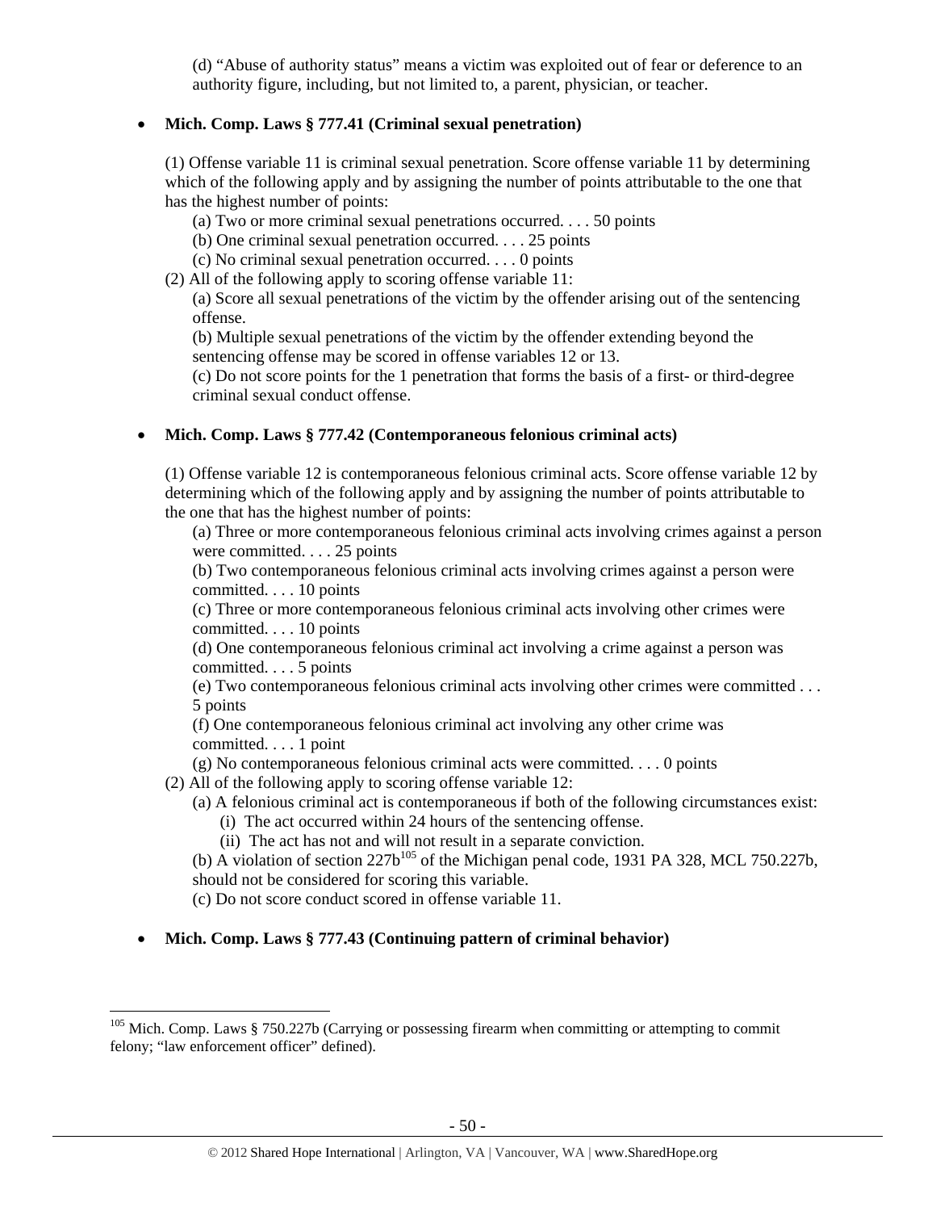(d) "Abuse of authority status" means a victim was exploited out of fear or deference to an authority figure, including, but not limited to, a parent, physician, or teacher.

- **Mich. Comp. Laws § 777.41 (Criminal sexual penetration)**

(1) Offense variable 11 is criminal sexual penetration. Score offense variable 11 by determining which of the following apply and by assigning the number of points attributable to the one that has the highest number of points:

(a) Two or more criminal sexual penetrations occurred. . . . 50 points

(b) One criminal sexual penetration occurred. . . . 25 points

(c) No criminal sexual penetration occurred. . . . 0 points

(2) All of the following apply to scoring offense variable 11:

(a) Score all sexual penetrations of the victim by the offender arising out of the sentencing offense.

(b) Multiple sexual penetrations of the victim by the offender extending beyond the sentencing offense may be scored in offense variables 12 or 13.

(c) Do not score points for the 1 penetration that forms the basis of a first- or third-degree criminal sexual conduct offense.

- **Mich. Comp. Laws § 777.42 (Contemporaneous felonious criminal acts)**

(1) Offense variable 12 is contemporaneous felonious criminal acts. Score offense variable 12 by determining which of the following apply and by assigning the number of points attributable to the one that has the highest number of points:

(a) Three or more contemporaneous felonious criminal acts involving crimes against a person were committed. . . . 25 points

(b) Two contemporaneous felonious criminal acts involving crimes against a person were committed. . . . 10 points

(c) Three or more contemporaneous felonious criminal acts involving other crimes were committed. . . . 10 points

(d) One contemporaneous felonious criminal act involving a crime against a person was committed. . . . 5 points

(e) Two contemporaneous felonious criminal acts involving other crimes were committed . . . 5 points

(f) One contemporaneous felonious criminal act involving any other crime was committed. . . . 1 point

(g) No contemporaneous felonious criminal acts were committed. . . . 0 points

(2) All of the following apply to scoring offense variable 12:

(a) A felonious criminal act is contemporaneous if both of the following circumstances exist:

(i) The act occurred within 24 hours of the sentencing offense.

(ii) The act has not and will not result in a separate conviction.

(b) A violation of section 227b[105] of the Michigan penal code, 1931 PA 328, MCL 750.227b, should not be considered for scoring this variable.

(c) Do not score conduct scored in offense variable 11.

- **Mich. Comp. Laws § 777.43 (Continuing pattern of criminal behavior)**

[105] Mich. Comp. Laws § 750.227b (Carrying or possessing firearm when committing or attempting to commit felony; "law enforcement officer" defined).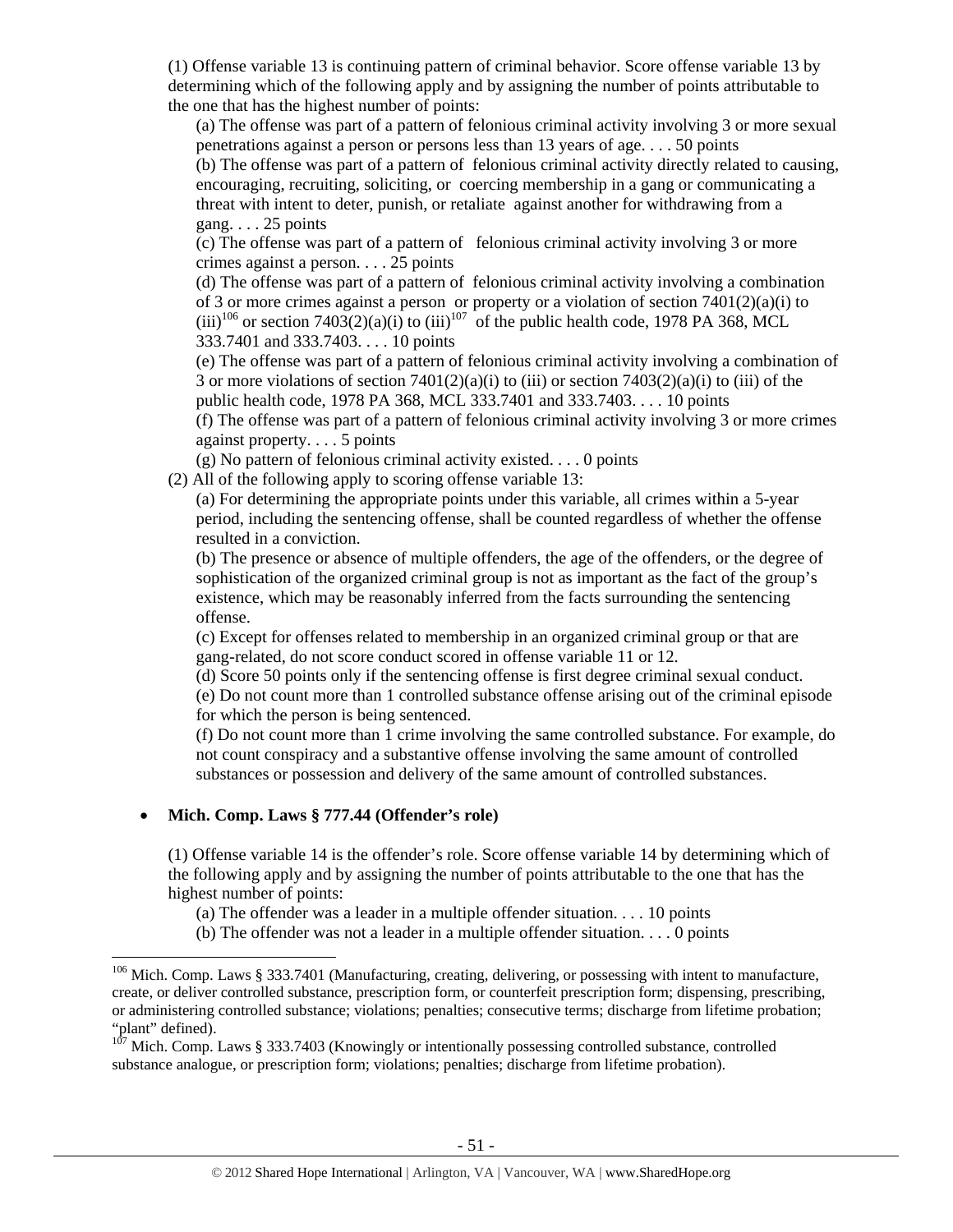(1) Offense variable 13 is continuing pattern of criminal behavior. Score offense variable 13 by determining which of the following apply and by assigning the number of points attributable to the one that has the highest number of points:

(a) The offense was part of a pattern of felonious criminal activity involving 3 or more sexual penetrations against a person or persons less than 13 years of age. . . . 50 points

(b) The offense was part of a pattern of felonious criminal activity directly related to causing, encouraging, recruiting, soliciting, or coercing membership in a gang or communicating a threat with intent to deter, punish, or retaliate against another for withdrawing from a gang. . . . 25 points

(c) The offense was part of a pattern of felonious criminal activity involving 3 or more crimes against a person. . . . 25 points

(d) The offense was part of a pattern of felonious criminal activity involving a combination of 3 or more crimes against a person or property or a violation of section 7401(2)(a)(i) to (iii)[106] or section 7403(2)(a)(i) to (iii)[107] of the public health code, 1978 PA 368, MCL 333.7401 and 333.7403. . . . 10 points

(e) The offense was part of a pattern of felonious criminal activity involving a combination of 3 or more violations of section 7401(2)(a)(i) to (iii) or section 7403(2)(a)(i) to (iii) of the public health code, 1978 PA 368, MCL 333.7401 and 333.7403. . . . 10 points

(f) The offense was part of a pattern of felonious criminal activity involving 3 or more crimes against property. . . . 5 points

(g) No pattern of felonious criminal activity existed. . . . 0 points

(2) All of the following apply to scoring offense variable 13:

(a) For determining the appropriate points under this variable, all crimes within a 5-year period, including the sentencing offense, shall be counted regardless of whether the offense resulted in a conviction.

(b) The presence or absence of multiple offenders, the age of the offenders, or the degree of sophistication of the organized criminal group is not as important as the fact of the group's existence, which may be reasonably inferred from the facts surrounding the sentencing offense.

(c) Except for offenses related to membership in an organized criminal group or that are gang-related, do not score conduct scored in offense variable 11 or 12.

(d) Score 50 points only if the sentencing offense is first degree criminal sexual conduct.

(e) Do not count more than 1 controlled substance offense arising out of the criminal episode for which the person is being sentenced.

(f) Do not count more than 1 crime involving the same controlled substance. For example, do not count conspiracy and a substantive offense involving the same amount of controlled substances or possession and delivery of the same amount of controlled substances.

- **Mich. Comp. Laws § 777.44 (Offender's role)**

(1) Offense variable 14 is the offender's role. Score offense variable 14 by determining which of the following apply and by assigning the number of points attributable to the one that has the highest number of points:

(a) The offender was a leader in a multiple offender situation. . . . 10 points

(b) The offender was not a leader in a multiple offender situation. . . . 0 points

---

[106] Mich. Comp. Laws § 333.7401 (Manufacturing, creating, delivering, or possessing with intent to manufacture, create, or deliver controlled substance, prescription form, or counterfeit prescription form; dispensing, prescribing, or administering controlled substance; violations; penalties; consecutive terms; discharge from lifetime probation; "plant" defined).

[107] Mich. Comp. Laws § 333.7403 (Knowingly or intentionally possessing controlled substance, controlled substance analogue, or prescription form; violations; penalties; discharge from lifetime probation).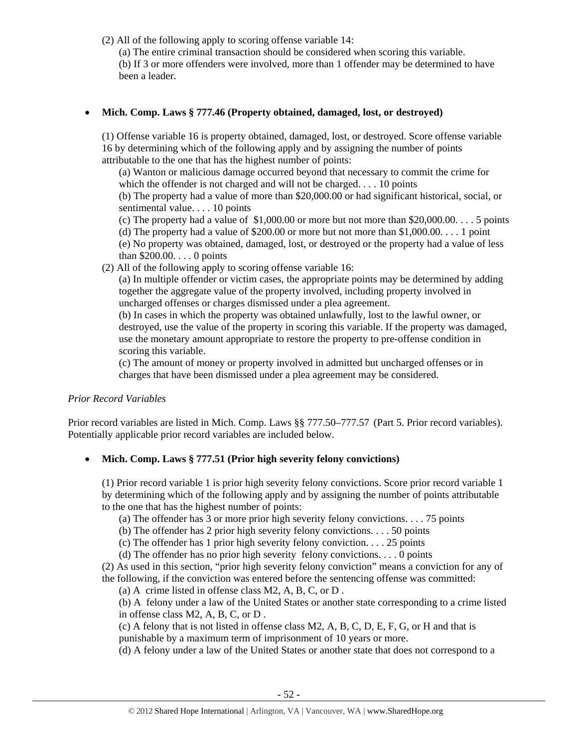(2) All of the following apply to scoring offense variable 14:

(a) The entire criminal transaction should be considered when scoring this variable.

(b) If 3 or more offenders were involved, more than 1 offender may be determined to have been a leader.

- **Mich. Comp. Laws § 777.46 (Property obtained, damaged, lost, or destroyed)**

(1) Offense variable 16 is property obtained, damaged, lost, or destroyed. Score offense variable 16 by determining which of the following apply and by assigning the number of points attributable to the one that has the highest number of points:

(a) Wanton or malicious damage occurred beyond that necessary to commit the crime for which the offender is not charged and will not be charged. . . . 10 points

(b) The property had a value of more than $20,000.00 or had significant historical, social, or sentimental value. . . . 10 points

(c) The property had a value of $1,000.00 or more but not more than $20,000.00. . . . 5 points

(d) The property had a value of $200.00 or more but not more than $1,000.00. . . . 1 point

(e) No property was obtained, damaged, lost, or destroyed or the property had a value of less than $200.00. . . . 0 points

(2) All of the following apply to scoring offense variable 16:

(a) In multiple offender or victim cases, the appropriate points may be determined by adding together the aggregate value of the property involved, including property involved in uncharged offenses or charges dismissed under a plea agreement.

(b) In cases in which the property was obtained unlawfully, lost to the lawful owner, or destroyed, use the value of the property in scoring this variable. If the property was damaged, use the monetary amount appropriate to restore the property to pre-offense condition in scoring this variable.

(c) The amount of money or property involved in admitted but uncharged offenses or in charges that have been dismissed under a plea agreement may be considered.

*Prior Record Variables*

Prior record variables are listed in Mich. Comp. Laws §§ 777.50–777.57 (Part 5. Prior record variables). Potentially applicable prior record variables are included below.

- **Mich. Comp. Laws § 777.51 (Prior high severity felony convictions)**

(1) Prior record variable 1 is prior high severity felony convictions. Score prior record variable 1 by determining which of the following apply and by assigning the number of points attributable to the one that has the highest number of points:

(a) The offender has 3 or more prior high severity felony convictions. . . . 75 points

(b) The offender has 2 prior high severity felony convictions. . . . 50 points

(c) The offender has 1 prior high severity felony conviction. . . . 25 points

(d) The offender has no prior high severity felony convictions. . . . 0 points

(2) As used in this section, "prior high severity felony conviction" means a conviction for any of the following, if the conviction was entered before the sentencing offense was committed:

(a) A crime listed in offense class M2, A, B, C, or D .

(b) A felony under a law of the United States or another state corresponding to a crime listed in offense class M2, A, B, C, or D .

(c) A felony that is not listed in offense class M2, A, B, C, D, E, F, G, or H and that is punishable by a maximum term of imprisonment of 10 years or more.

(d) A felony under a law of the United States or another state that does not correspond to a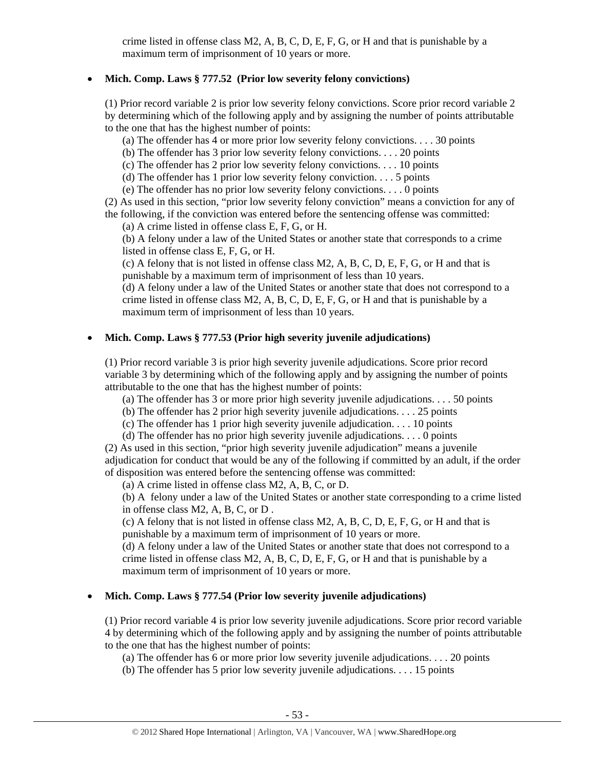crime listed in offense class M2, A, B, C, D, E, F, G, or H and that is punishable by a maximum term of imprisonment of 10 years or more.

- **Mich. Comp. Laws § 777.52 (Prior low severity felony convictions)**

  (1) Prior record variable 2 is prior low severity felony convictions. Score prior record variable 2 by determining which of the following apply and by assigning the number of points attributable to the one that has the highest number of points:

  (a) The offender has 4 or more prior low severity felony convictions. . . . 30 points
  (b) The offender has 3 prior low severity felony convictions. . . . 20 points
  (c) The offender has 2 prior low severity felony convictions. . . . 10 points
  (d) The offender has 1 prior low severity felony conviction. . . . 5 points
  (e) The offender has no prior low severity felony convictions. . . . 0 points

  (2) As used in this section, "prior low severity felony conviction" means a conviction for any of the following, if the conviction was entered before the sentencing offense was committed:

  (a) A crime listed in offense class E, F, G, or H.
  (b) A felony under a law of the United States or another state that corresponds to a crime listed in offense class E, F, G, or H.
  (c) A felony that is not listed in offense class M2, A, B, C, D, E, F, G, or H and that is punishable by a maximum term of imprisonment of less than 10 years.
  (d) A felony under a law of the United States or another state that does not correspond to a crime listed in offense class M2, A, B, C, D, E, F, G, or H and that is punishable by a maximum term of imprisonment of less than 10 years.

- **Mich. Comp. Laws § 777.53 (Prior high severity juvenile adjudications)**

  (1) Prior record variable 3 is prior high severity juvenile adjudications. Score prior record variable 3 by determining which of the following apply and by assigning the number of points attributable to the one that has the highest number of points:

  (a) The offender has 3 or more prior high severity juvenile adjudications. . . . 50 points
  (b) The offender has 2 prior high severity juvenile adjudications. . . . 25 points
  (c) The offender has 1 prior high severity juvenile adjudication. . . . 10 points
  (d) The offender has no prior high severity juvenile adjudications. . . . 0 points

  (2) As used in this section, "prior high severity juvenile adjudication" means a juvenile adjudication for conduct that would be any of the following if committed by an adult, if the order of disposition was entered before the sentencing offense was committed:

  (a) A crime listed in offense class M2, A, B, C, or D.
  (b) A felony under a law of the United States or another state corresponding to a crime listed in offense class M2, A, B, C, or D .
  (c) A felony that is not listed in offense class M2, A, B, C, D, E, F, G, or H and that is punishable by a maximum term of imprisonment of 10 years or more.
  (d) A felony under a law of the United States or another state that does not correspond to a crime listed in offense class M2, A, B, C, D, E, F, G, or H and that is punishable by a maximum term of imprisonment of 10 years or more.

- **Mich. Comp. Laws § 777.54 (Prior low severity juvenile adjudications)**

  (1) Prior record variable 4 is prior low severity juvenile adjudications. Score prior record variable 4 by determining which of the following apply and by assigning the number of points attributable to the one that has the highest number of points:

  (a) The offender has 6 or more prior low severity juvenile adjudications. . . . 20 points
  (b) The offender has 5 prior low severity juvenile adjudications. . . . 15 points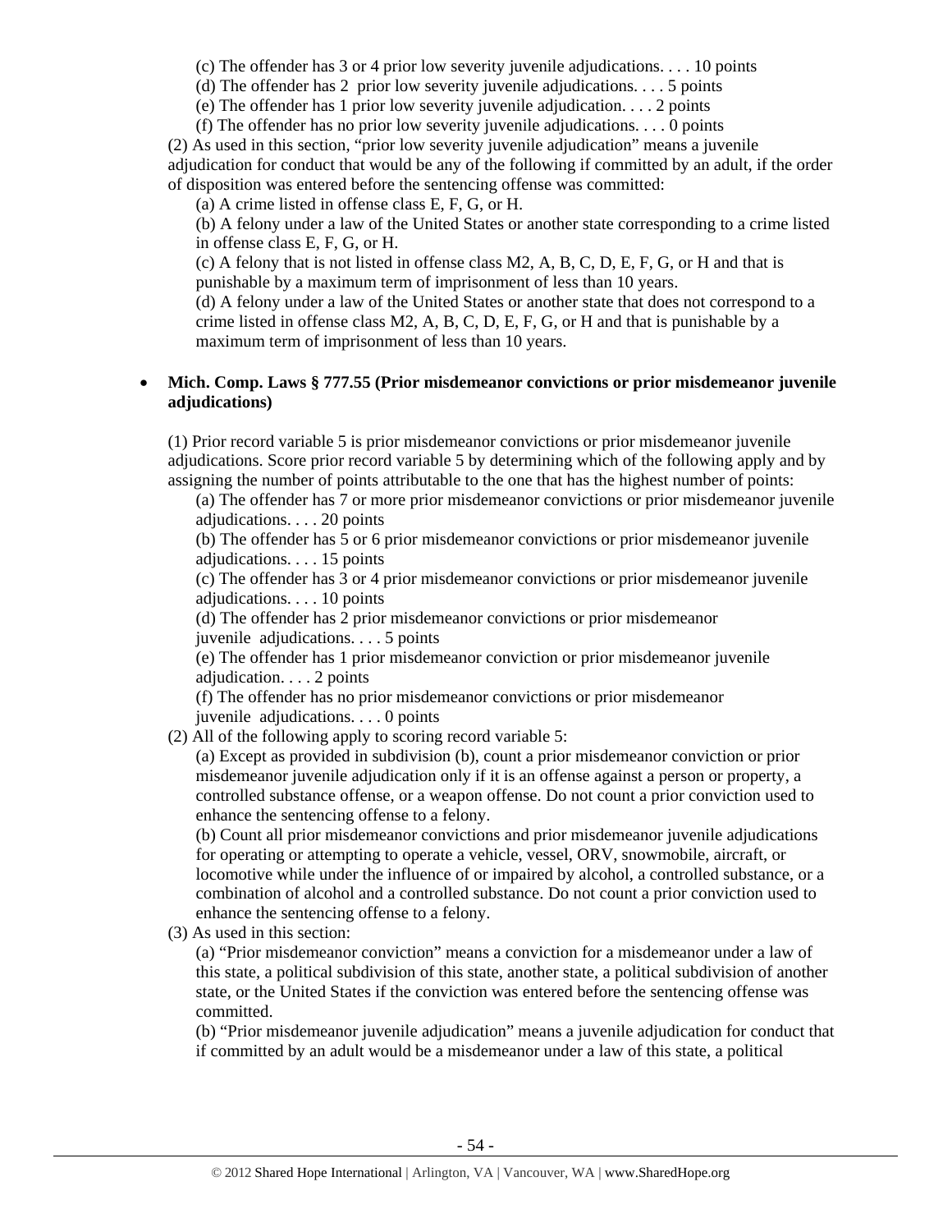(c) The offender has 3 or 4 prior low severity juvenile adjudications. . . . 10 points

(d) The offender has 2 prior low severity juvenile adjudications. . . . 5 points

(e) The offender has 1 prior low severity juvenile adjudication. . . . 2 points

(f) The offender has no prior low severity juvenile adjudications. . . . 0 points

(2) As used in this section, "prior low severity juvenile adjudication" means a juvenile adjudication for conduct that would be any of the following if committed by an adult, if the order of disposition was entered before the sentencing offense was committed:

(a) A crime listed in offense class E, F, G, or H.

(b) A felony under a law of the United States or another state corresponding to a crime listed in offense class E, F, G, or H.

(c) A felony that is not listed in offense class M2, A, B, C, D, E, F, G, or H and that is punishable by a maximum term of imprisonment of less than 10 years.

(d) A felony under a law of the United States or another state that does not correspond to a crime listed in offense class M2, A, B, C, D, E, F, G, or H and that is punishable by a maximum term of imprisonment of less than 10 years.

- **Mich. Comp. Laws § 777.55 (Prior misdemeanor convictions or prior misdemeanor juvenile adjudications)**

(1) Prior record variable 5 is prior misdemeanor convictions or prior misdemeanor juvenile adjudications. Score prior record variable 5 by determining which of the following apply and by assigning the number of points attributable to the one that has the highest number of points:

(a) The offender has 7 or more prior misdemeanor convictions or prior misdemeanor juvenile adjudications. . . . 20 points

(b) The offender has 5 or 6 prior misdemeanor convictions or prior misdemeanor juvenile adjudications. . . . 15 points

(c) The offender has 3 or 4 prior misdemeanor convictions or prior misdemeanor juvenile adjudications. . . . 10 points

(d) The offender has 2 prior misdemeanor convictions or prior misdemeanor juvenile adjudications. . . . 5 points

(e) The offender has 1 prior misdemeanor conviction or prior misdemeanor juvenile adjudication. . . . 2 points

(f) The offender has no prior misdemeanor convictions or prior misdemeanor juvenile adjudications. . . . 0 points

(2) All of the following apply to scoring record variable 5:

(a) Except as provided in subdivision (b), count a prior misdemeanor conviction or prior misdemeanor juvenile adjudication only if it is an offense against a person or property, a controlled substance offense, or a weapon offense. Do not count a prior conviction used to enhance the sentencing offense to a felony.

(b) Count all prior misdemeanor convictions and prior misdemeanor juvenile adjudications for operating or attempting to operate a vehicle, vessel, ORV, snowmobile, aircraft, or locomotive while under the influence of or impaired by alcohol, a controlled substance, or a combination of alcohol and a controlled substance. Do not count a prior conviction used to enhance the sentencing offense to a felony.

(3) As used in this section:

(a) "Prior misdemeanor conviction" means a conviction for a misdemeanor under a law of this state, a political subdivision of this state, another state, a political subdivision of another state, or the United States if the conviction was entered before the sentencing offense was committed.

(b) "Prior misdemeanor juvenile adjudication" means a juvenile adjudication for conduct that if committed by an adult would be a misdemeanor under a law of this state, a political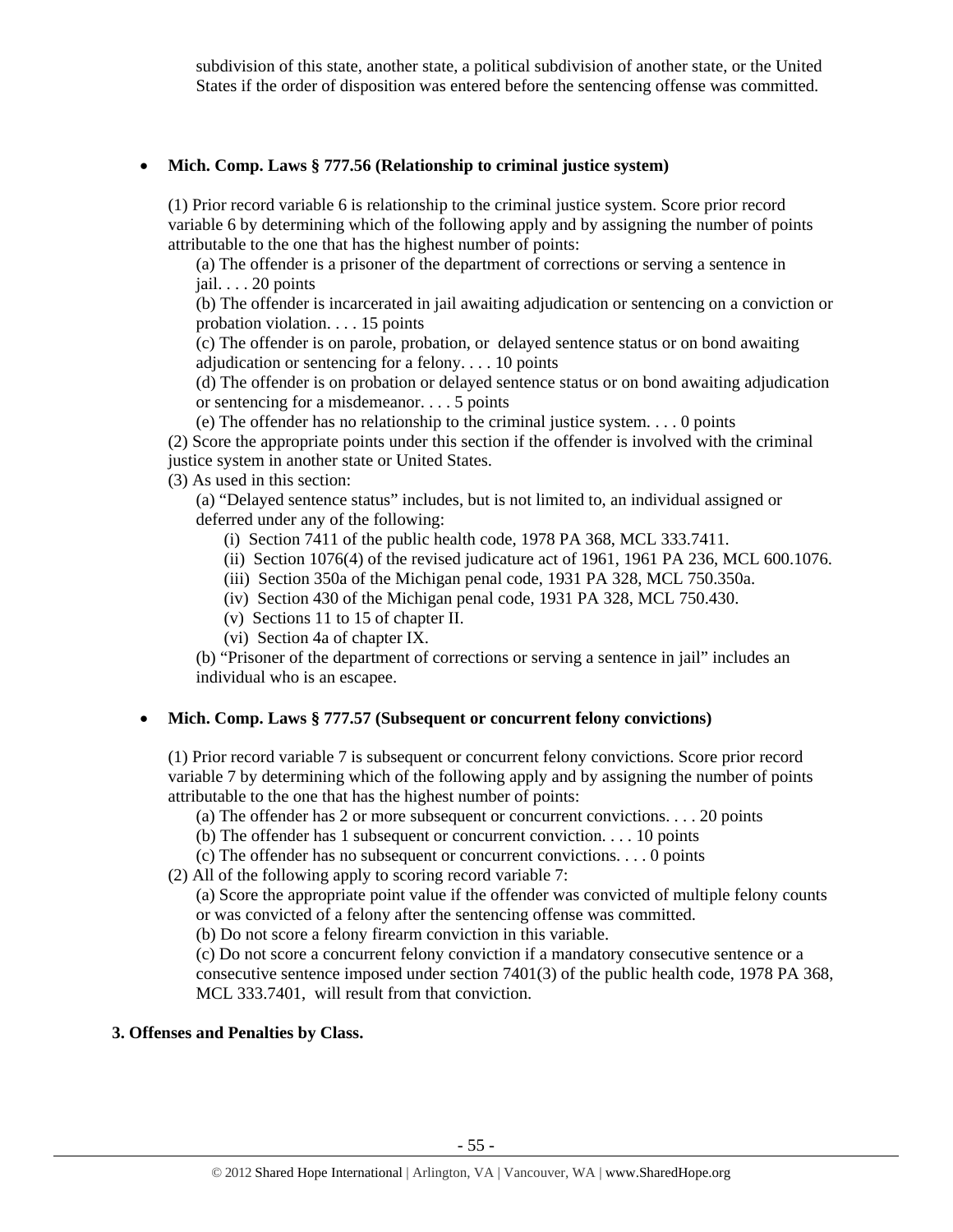subdivision of this state, another state, a political subdivision of another state, or the United States if the order of disposition was entered before the sentencing offense was committed.

- **Mich. Comp. Laws § 777.56 (Relationship to criminal justice system)**

  (1) Prior record variable 6 is relationship to the criminal justice system. Score prior record variable 6 by determining which of the following apply and by assigning the number of points attributable to the one that has the highest number of points:

  (a) The offender is a prisoner of the department of corrections or serving a sentence in jail. . . . 20 points

  (b) The offender is incarcerated in jail awaiting adjudication or sentencing on a conviction or probation violation. . . . 15 points

  (c) The offender is on parole, probation, or delayed sentence status or on bond awaiting adjudication or sentencing for a felony. . . . 10 points

  (d) The offender is on probation or delayed sentence status or on bond awaiting adjudication or sentencing for a misdemeanor. . . . 5 points

  (e) The offender has no relationship to the criminal justice system. . . . 0 points

  (2) Score the appropriate points under this section if the offender is involved with the criminal justice system in another state or United States.

  (3) As used in this section:

  (a) "Delayed sentence status" includes, but is not limited to, an individual assigned or deferred under any of the following:

  (i) Section 7411 of the public health code, 1978 PA 368, MCL 333.7411.

  (ii) Section 1076(4) of the revised judicature act of 1961, 1961 PA 236, MCL 600.1076.

  (iii) Section 350a of the Michigan penal code, 1931 PA 328, MCL 750.350a.

  (iv) Section 430 of the Michigan penal code, 1931 PA 328, MCL 750.430.

  (v) Sections 11 to 15 of chapter II.

  (vi) Section 4a of chapter IX.

  (b) "Prisoner of the department of corrections or serving a sentence in jail" includes an individual who is an escapee.

- **Mich. Comp. Laws § 777.57 (Subsequent or concurrent felony convictions)**

  (1) Prior record variable 7 is subsequent or concurrent felony convictions. Score prior record variable 7 by determining which of the following apply and by assigning the number of points attributable to the one that has the highest number of points:

  (a) The offender has 2 or more subsequent or concurrent convictions. . . . 20 points

  (b) The offender has 1 subsequent or concurrent conviction. . . . 10 points

  (c) The offender has no subsequent or concurrent convictions. . . . 0 points

  (2) All of the following apply to scoring record variable 7:

  (a) Score the appropriate point value if the offender was convicted of multiple felony counts or was convicted of a felony after the sentencing offense was committed.

  (b) Do not score a felony firearm conviction in this variable.

  (c) Do not score a concurrent felony conviction if a mandatory consecutive sentence or a consecutive sentence imposed under section 7401(3) of the public health code, 1978 PA 368, MCL 333.7401, will result from that conviction.

**3. Offenses and Penalties by Class.**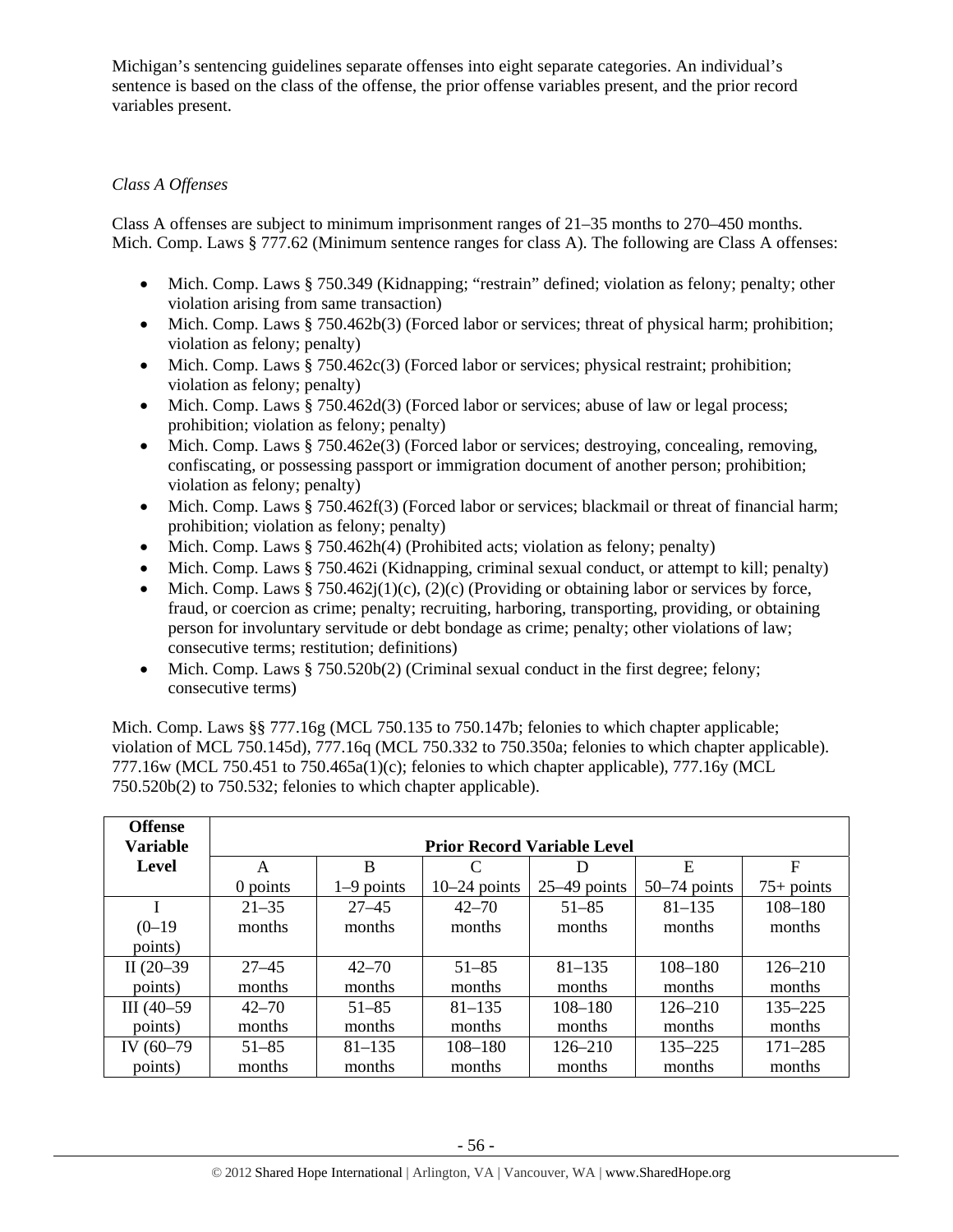Michigan's sentencing guidelines separate offenses into eight separate categories. An individual's sentence is based on the class of the offense, the prior offense variables present, and the prior record variables present.

*Class A Offenses*

Class A offenses are subject to minimum imprisonment ranges of 21–35 months to 270–450 months. Mich. Comp. Laws § 777.62 (Minimum sentence ranges for class A). The following are Class A offenses:

- Mich. Comp. Laws § 750.349 (Kidnapping; "restrain" defined; violation as felony; penalty; other violation arising from same transaction)
- Mich. Comp. Laws § 750.462b(3) (Forced labor or services; threat of physical harm; prohibition; violation as felony; penalty)
- Mich. Comp. Laws § 750.462c(3) (Forced labor or services; physical restraint; prohibition; violation as felony; penalty)
- Mich. Comp. Laws § 750.462d(3) (Forced labor or services; abuse of law or legal process; prohibition; violation as felony; penalty)
- Mich. Comp. Laws § 750.462e(3) (Forced labor or services; destroying, concealing, removing, confiscating, or possessing passport or immigration document of another person; prohibition; violation as felony; penalty)
- Mich. Comp. Laws § 750.462f(3) (Forced labor or services; blackmail or threat of financial harm; prohibition; violation as felony; penalty)
- Mich. Comp. Laws § 750.462h(4) (Prohibited acts; violation as felony; penalty)
- Mich. Comp. Laws § 750.462i (Kidnapping, criminal sexual conduct, or attempt to kill; penalty)
- Mich. Comp. Laws § 750.462j(1)(c), (2)(c) (Providing or obtaining labor or services by force, fraud, or coercion as crime; penalty; recruiting, harboring, transporting, providing, or obtaining person for involuntary servitude or debt bondage as crime; penalty; other violations of law; consecutive terms; restitution; definitions)
- Mich. Comp. Laws § 750.520b(2) (Criminal sexual conduct in the first degree; felony; consecutive terms)

Mich. Comp. Laws §§ 777.16g (MCL 750.135 to 750.147b; felonies to which chapter applicable; violation of MCL 750.145d), 777.16q (MCL 750.332 to 750.350a; felonies to which chapter applicable). 777.16w (MCL 750.451 to 750.465a(1)(c); felonies to which chapter applicable), 777.16y (MCL 750.520b(2) to 750.532; felonies to which chapter applicable).

| Offense Variable Level | Prior Record Variable Level | | | | | |
|---|---|---|---|---|---|---|
| | A<br>0 points | B<br>1–9 points | C<br>10–24 points | D<br>25–49 points | E<br>50–74 points | F<br>75+ points |
| I (0–19 points) | 21–35 months | 27–45 months | 42–70 months | 51–85 months | 81–135 months | 108–180 months |
| II (20–39 points) | 27–45 months | 42–70 months | 51–85 months | 81–135 months | 108–180 months | 126–210 months |
| III (40–59 points) | 42–70 months | 51–85 months | 81–135 months | 108–180 months | 126–210 months | 135–225 months |
| IV (60–79 points) | 51–85 months | 81–135 months | 108–180 months | 126–210 months | 135–225 months | 171–285 months |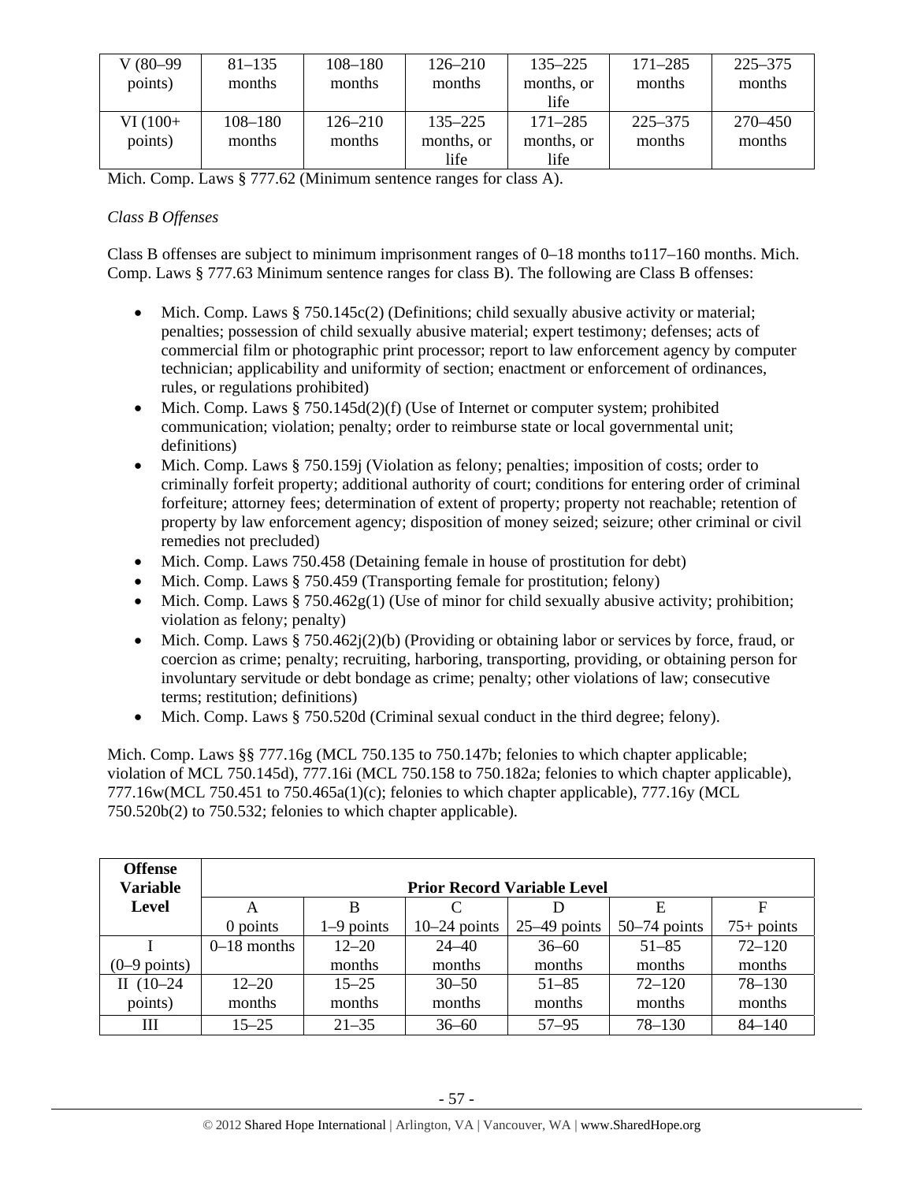| V (80–99 points) | 81–135 months | 108–180 months | 126–210 months | 135–225 months, or life | 171–285 months | 225–375 months |
|---|---|---|---|---|---|---|
| VI (100+ points) | 108–180 months | 126–210 months | 135–225 months, or life | 171–285 months, or life | 225–375 months | 270–450 months |

Mich. Comp. Laws § 777.62 (Minimum sentence ranges for class A).

*Class B Offenses*

Class B offenses are subject to minimum imprisonment ranges of 0–18 months to117–160 months. Mich. Comp. Laws § 777.63 Minimum sentence ranges for class B). The following are Class B offenses:

- Mich. Comp. Laws § 750.145c(2) (Definitions; child sexually abusive activity or material; penalties; possession of child sexually abusive material; expert testimony; defenses; acts of commercial film or photographic print processor; report to law enforcement agency by computer technician; applicability and uniformity of section; enactment or enforcement of ordinances, rules, or regulations prohibited)
- Mich. Comp. Laws § 750.145d(2)(f) (Use of Internet or computer system; prohibited communication; violation; penalty; order to reimburse state or local governmental unit; definitions)
- Mich. Comp. Laws § 750.159j (Violation as felony; penalties; imposition of costs; order to criminally forfeit property; additional authority of court; conditions for entering order of criminal forfeiture; attorney fees; determination of extent of property; property not reachable; retention of property by law enforcement agency; disposition of money seized; seizure; other criminal or civil remedies not precluded)
- Mich. Comp. Laws 750.458 (Detaining female in house of prostitution for debt)
- Mich. Comp. Laws § 750.459 (Transporting female for prostitution; felony)
- Mich. Comp. Laws § 750.462g(1) (Use of minor for child sexually abusive activity; prohibition; violation as felony; penalty)
- Mich. Comp. Laws § 750.462j(2)(b) (Providing or obtaining labor or services by force, fraud, or coercion as crime; penalty; recruiting, harboring, transporting, providing, or obtaining person for involuntary servitude or debt bondage as crime; penalty; other violations of law; consecutive terms; restitution; definitions)
- Mich. Comp. Laws § 750.520d (Criminal sexual conduct in the third degree; felony).

Mich. Comp. Laws §§ 777.16g (MCL 750.135 to 750.147b; felonies to which chapter applicable; violation of MCL 750.145d), 777.16i (MCL 750.158 to 750.182a; felonies to which chapter applicable), 777.16w(MCL 750.451 to 750.465a(1)(c); felonies to which chapter applicable), 777.16y (MCL 750.520b(2) to 750.532; felonies to which chapter applicable).

| Offense Variable Level | Prior Record Variable Level | | | | | |
|---|---|---|---|---|---|---|
| | A<br>0 points | B<br>1–9 points | C<br>10–24 points | D<br>25–49 points | E<br>50–74 points | F<br>75+ points |
| I<br>(0–9 points) | 0–18 months | 12–20 months | 24–40 months | 36–60 months | 51–85 months | 72–120 months |
| II (10–24 points) | 12–20 months | 15–25 months | 30–50 months | 51–85 months | 72–120 months | 78–130 months |
| III | 15–25 | 21–35 | 36–60 | 57–95 | 78–130 | 84–140 |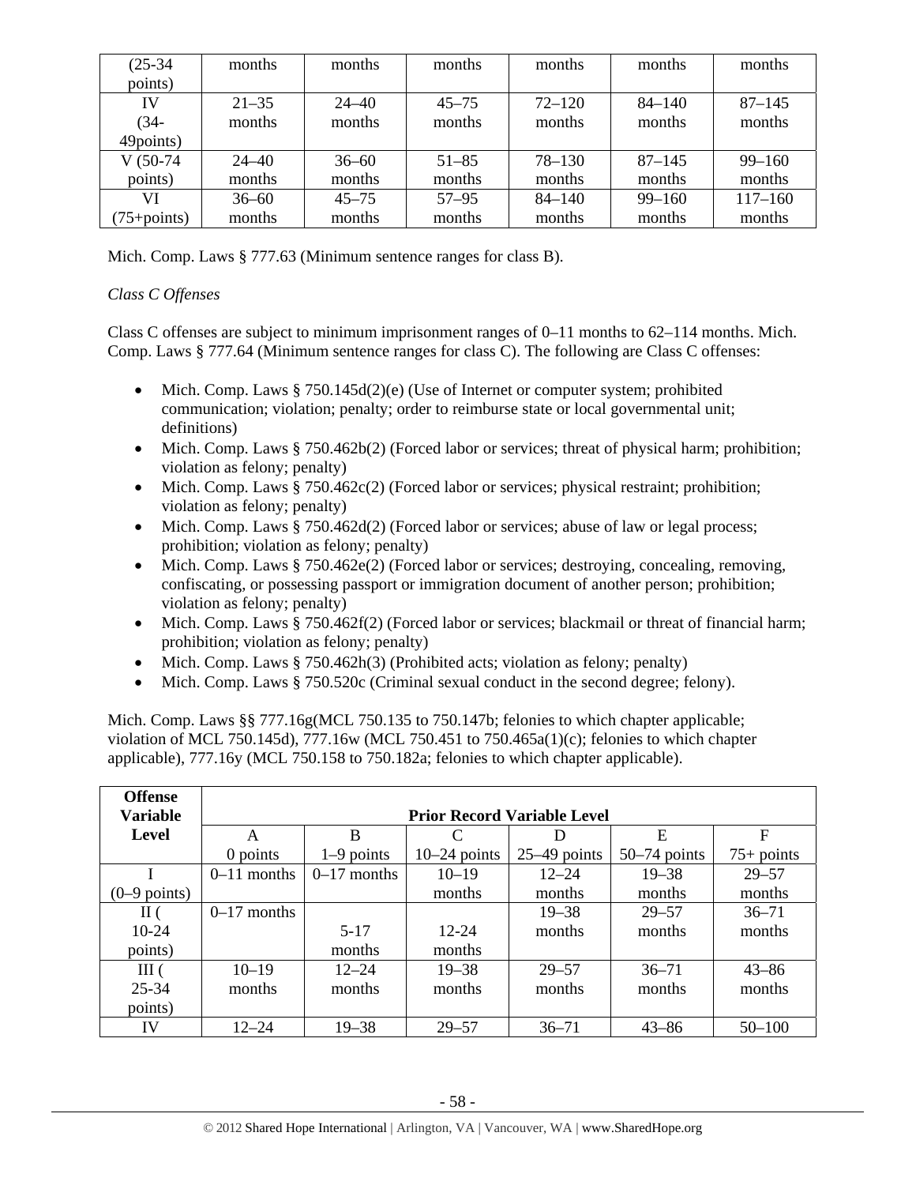| (25-34 points) | months | months | months | months | months | months |
|---|---|---|---|---|---|---|
| IV (34-49points) | 21–35 months | 24–40 months | 45–75 months | 72–120 months | 84–140 months | 87–145 months |
| V (50-74 points) | 24–40 months | 36–60 months | 51–85 months | 78–130 months | 87–145 months | 99–160 months |
| VI (75+points) | 36–60 months | 45–75 months | 57–95 months | 84–140 months | 99–160 months | 117–160 months |

Mich. Comp. Laws § 777.63 (Minimum sentence ranges for class B).

*Class C Offenses*

Class C offenses are subject to minimum imprisonment ranges of 0–11 months to 62–114 months. Mich. Comp. Laws § 777.64 (Minimum sentence ranges for class C). The following are Class C offenses:

- Mich. Comp. Laws § 750.145d(2)(e) (Use of Internet or computer system; prohibited communication; violation; penalty; order to reimburse state or local governmental unit; definitions)
- Mich. Comp. Laws § 750.462b(2) (Forced labor or services; threat of physical harm; prohibition; violation as felony; penalty)
- Mich. Comp. Laws § 750.462c(2) (Forced labor or services; physical restraint; prohibition; violation as felony; penalty)
- Mich. Comp. Laws § 750.462d(2) (Forced labor or services; abuse of law or legal process; prohibition; violation as felony; penalty)
- Mich. Comp. Laws § 750.462e(2) (Forced labor or services; destroying, concealing, removing, confiscating, or possessing passport or immigration document of another person; prohibition; violation as felony; penalty)
- Mich. Comp. Laws § 750.462f(2) (Forced labor or services; blackmail or threat of financial harm; prohibition; violation as felony; penalty)
- Mich. Comp. Laws § 750.462h(3) (Prohibited acts; violation as felony; penalty)
- Mich. Comp. Laws § 750.520c (Criminal sexual conduct in the second degree; felony).

Mich. Comp. Laws §§ 777.16g(MCL 750.135 to 750.147b; felonies to which chapter applicable; violation of MCL 750.145d), 777.16w (MCL 750.451 to 750.465a(1)(c); felonies to which chapter applicable), 777.16y (MCL 750.158 to 750.182a; felonies to which chapter applicable).

| Offense Variable Level | Prior Record Variable Level | | | | | |
|---|---|---|---|---|---|---|
| | A 0 points | B 1–9 points | C 10–24 points | D 25–49 points | E 50–74 points | F 75+ points |
| I (0–9 points) | 0–11 months | 0–17 months | 10–19 months | 12–24 months | 19–38 months | 29–57 months |
| II ( 10-24 points) | 0–17 months | 5-17 months | 12-24 months | 19–38 months | 29–57 months | 36–71 months |
| III ( 25-34 points) | 10–19 months | 12–24 months | 19–38 months | 29–57 months | 36–71 months | 43–86 months |
| IV | 12–24 | 19–38 | 29–57 | 36–71 | 43–86 | 50–100 |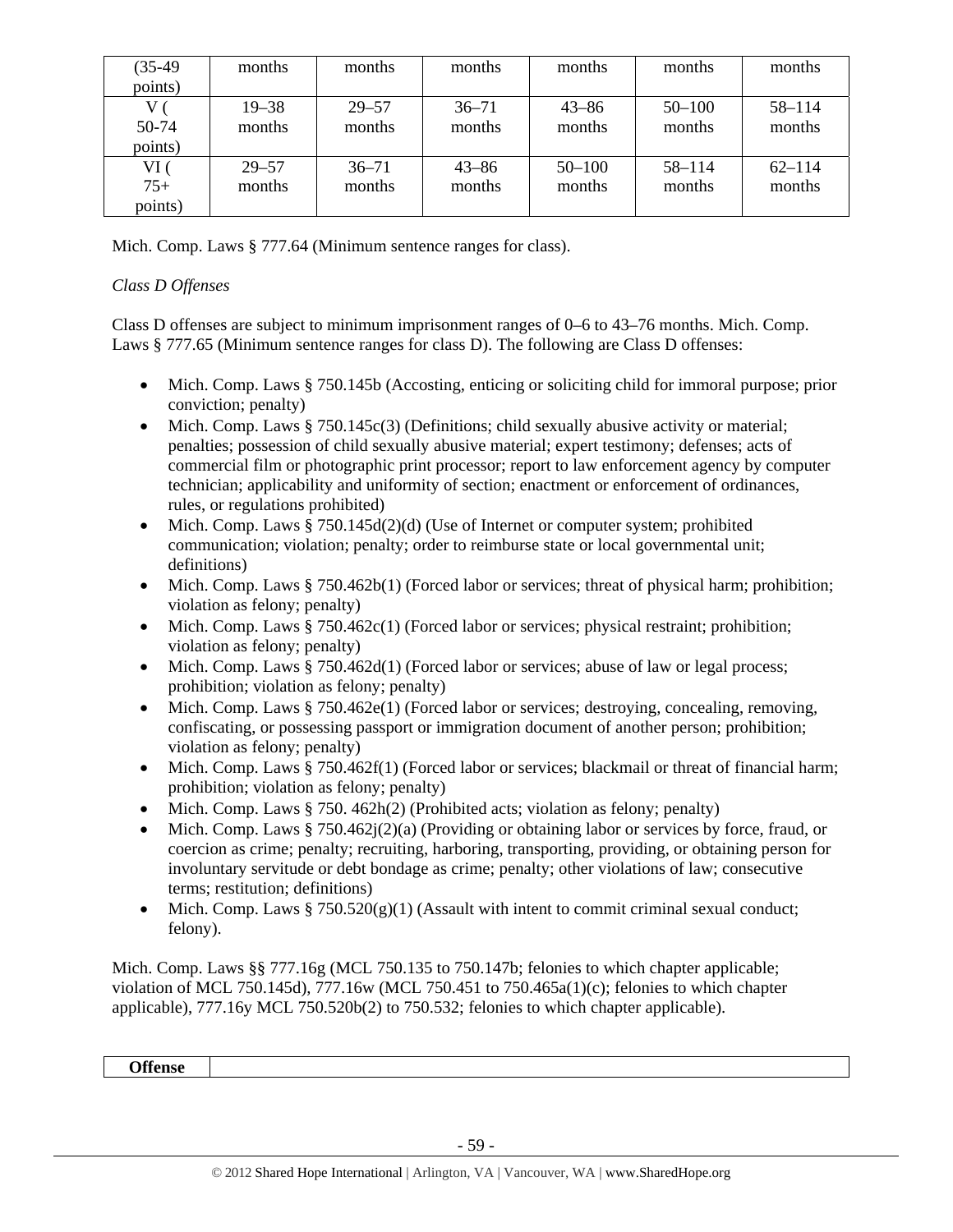| (35-49 points) | months | months | months | months | months | months |
|---|---|---|---|---|---|---|
| V ( 50-74 points) | 19–38 months | 29–57 months | 36–71 months | 43–86 months | 50–100 months | 58–114 months |
| VI ( 75+ points) | 29–57 months | 36–71 months | 43–86 months | 50–100 months | 58–114 months | 62–114 months |

Mich. Comp. Laws § 777.64 (Minimum sentence ranges for class).

*Class D Offenses*

Class D offenses are subject to minimum imprisonment ranges of 0–6 to 43–76 months. Mich. Comp. Laws § 777.65 (Minimum sentence ranges for class D). The following are Class D offenses:

- Mich. Comp. Laws § 750.145b (Accosting, enticing or soliciting child for immoral purpose; prior conviction; penalty)
- Mich. Comp. Laws § 750.145c(3) (Definitions; child sexually abusive activity or material; penalties; possession of child sexually abusive material; expert testimony; defenses; acts of commercial film or photographic print processor; report to law enforcement agency by computer technician; applicability and uniformity of section; enactment or enforcement of ordinances, rules, or regulations prohibited)
- Mich. Comp. Laws § 750.145d(2)(d) (Use of Internet or computer system; prohibited communication; violation; penalty; order to reimburse state or local governmental unit; definitions)
- Mich. Comp. Laws § 750.462b(1) (Forced labor or services; threat of physical harm; prohibition; violation as felony; penalty)
- Mich. Comp. Laws § 750.462c(1) (Forced labor or services; physical restraint; prohibition; violation as felony; penalty)
- Mich. Comp. Laws § 750.462d(1) (Forced labor or services; abuse of law or legal process; prohibition; violation as felony; penalty)
- Mich. Comp. Laws § 750.462e(1) (Forced labor or services; destroying, concealing, removing, confiscating, or possessing passport or immigration document of another person; prohibition; violation as felony; penalty)
- Mich. Comp. Laws § 750.462f(1) (Forced labor or services; blackmail or threat of financial harm; prohibition; violation as felony; penalty)
- Mich. Comp. Laws § 750. 462h(2) (Prohibited acts; violation as felony; penalty)
- Mich. Comp. Laws § 750.462j(2)(a) (Providing or obtaining labor or services by force, fraud, or coercion as crime; penalty; recruiting, harboring, transporting, providing, or obtaining person for involuntary servitude or debt bondage as crime; penalty; other violations of law; consecutive terms; restitution; definitions)
- Mich. Comp. Laws § 750.520(g)(1) (Assault with intent to commit criminal sexual conduct; felony).

Mich. Comp. Laws §§ 777.16g (MCL 750.135 to 750.147b; felonies to which chapter applicable; violation of MCL 750.145d), 777.16w (MCL 750.451 to 750.465a(1)(c); felonies to which chapter applicable), 777.16y MCL 750.520b(2) to 750.532; felonies to which chapter applicable).

| **Offense** | |
|---|---|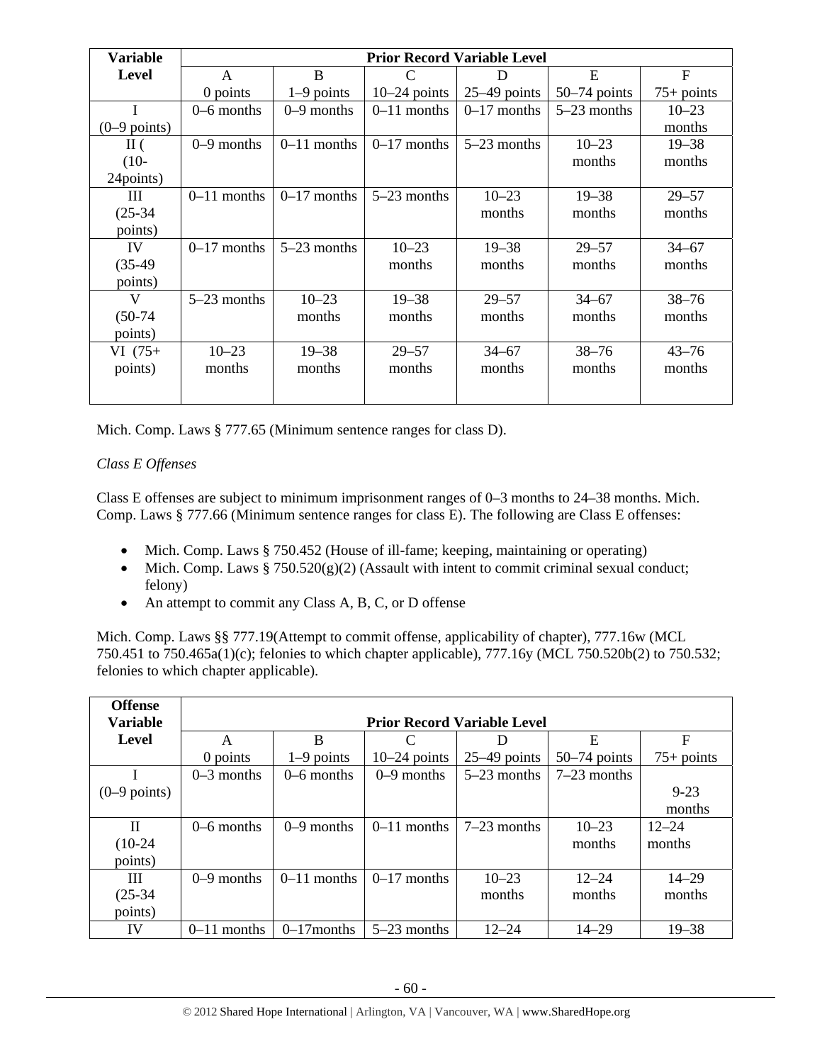| Variable Level | Prior Record Variable Level | | | | | |
|---|---|---|---|---|---|---|
| | A 0 points | B 1–9 points | C 10–24 points | D 25–49 points | E 50–74 points | F 75+ points |
| I (0–9 points) | 0–6 months | 0–9 months | 0–11 months | 0–17 months | 5–23 months | 10–23 months |
| II ( (10-24points) | 0–9 months | 0–11 months | 0–17 months | 5–23 months | 10–23 months | 19–38 months |
| III (25-34 points) | 0–11 months | 0–17 months | 5–23 months | 10–23 months | 19–38 months | 29–57 months |
| IV (35-49 points) | 0–17 months | 5–23 months | 10–23 months | 19–38 months | 29–57 months | 34–67 months |
| V (50-74 points) | 5–23 months | 10–23 months | 19–38 months | 29–57 months | 34–67 months | 38–76 months |
| VI (75+ points) | 10–23 months | 19–38 months | 29–57 months | 34–67 months | 38–76 months | 43–76 months |

Mich. Comp. Laws § 777.65 (Minimum sentence ranges for class D).

*Class E Offenses*

Class E offenses are subject to minimum imprisonment ranges of 0–3 months to 24–38 months. Mich. Comp. Laws § 777.66 (Minimum sentence ranges for class E). The following are Class E offenses:

- Mich. Comp. Laws § 750.452 (House of ill-fame; keeping, maintaining or operating)
- Mich. Comp. Laws § 750.520(g)(2) (Assault with intent to commit criminal sexual conduct; felony)
- An attempt to commit any Class A, B, C, or D offense

Mich. Comp. Laws §§ 777.19(Attempt to commit offense, applicability of chapter), 777.16w (MCL 750.451 to 750.465a(1)(c); felonies to which chapter applicable), 777.16y (MCL 750.520b(2) to 750.532; felonies to which chapter applicable).

| Offense Variable Level | Prior Record Variable Level | | | | | |
|---|---|---|---|---|---|---|
| | A 0 points | B 1–9 points | C 10–24 points | D 25–49 points | E 50–74 points | F 75+ points |
| I (0–9 points) | 0–3 months | 0–6 months | 0–9 months | 5–23 months | 7–23 months | 9-23 months |
| II (10-24 points) | 0–6 months | 0–9 months | 0–11 months | 7–23 months | 10–23 months | 12–24 months |
| III (25-34 points) | 0–9 months | 0–11 months | 0–17 months | 10–23 months | 12–24 months | 14–29 months |
| IV | 0–11 months | 0–17months | 5–23 months | 12–24 | 14–29 | 19–38 |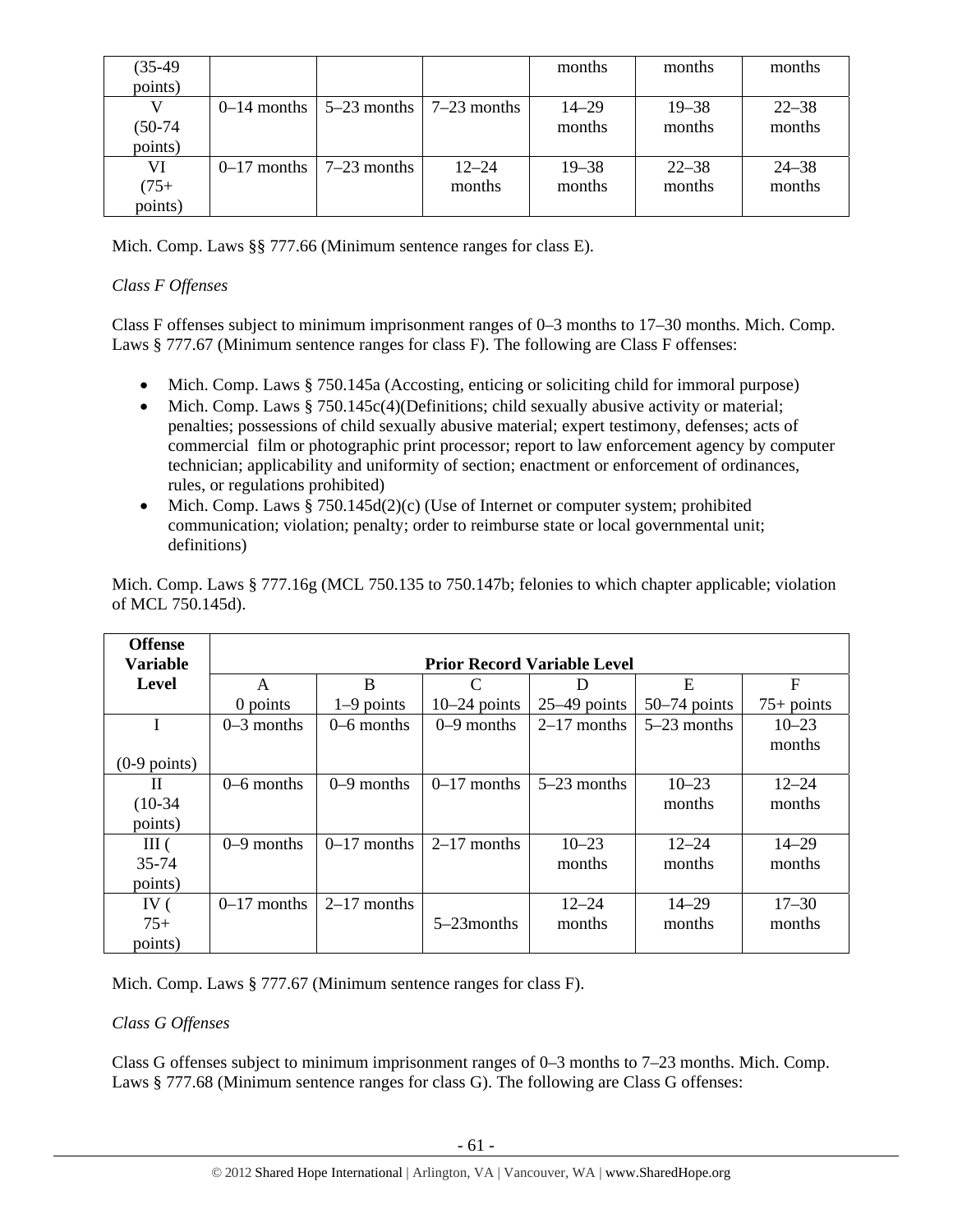| (35-49 points) | | | | months | months | months |
|---|---|---|---|---|---|---|
| V (50-74 points) | 0–14 months | 5–23 months | 7–23 months | 14–29 months | 19–38 months | 22–38 months |
| VI (75+ points) | 0–17 months | 7–23 months | 12–24 months | 19–38 months | 22–38 months | 24–38 months |

Mich. Comp. Laws §§ 777.66 (Minimum sentence ranges for class E).

*Class F Offenses*

Class F offenses subject to minimum imprisonment ranges of 0–3 months to 17–30 months. Mich. Comp. Laws § 777.67 (Minimum sentence ranges for class F). The following are Class F offenses:

- Mich. Comp. Laws § 750.145a (Accosting, enticing or soliciting child for immoral purpose)
- Mich. Comp. Laws § 750.145c(4)(Definitions; child sexually abusive activity or material; penalties; possessions of child sexually abusive material; expert testimony, defenses; acts of commercial film or photographic print processor; report to law enforcement agency by computer technician; applicability and uniformity of section; enactment or enforcement of ordinances, rules, or regulations prohibited)
- Mich. Comp. Laws § 750.145d(2)(c) (Use of Internet or computer system; prohibited communication; violation; penalty; order to reimburse state or local governmental unit; definitions)

Mich. Comp. Laws § 777.16g (MCL 750.135 to 750.147b; felonies to which chapter applicable; violation of MCL 750.145d).

| **Offense Variable Level** | **Prior Record Variable Level** | | | | | |
|---|---|---|---|---|---|---|
| | A<br>0 points | B<br>1–9 points | C<br>10–24 points | D<br>25–49 points | E<br>50–74 points | F<br>75+ points |
| I (0-9 points) | 0–3 months | 0–6 months | 0–9 months | 2–17 months | 5–23 months | 10–23 months |
| II (10-34 points) | 0–6 months | 0–9 months | 0–17 months | 5–23 months | 10–23 months | 12–24 months |
| III ( 35-74 points) | 0–9 months | 0–17 months | 2–17 months | 10–23 months | 12–24 months | 14–29 months |
| IV ( 75+ points) | 0–17 months | 2–17 months | 5–23months | 12–24 months | 14–29 months | 17–30 months |

Mich. Comp. Laws § 777.67 (Minimum sentence ranges for class F).

*Class G Offenses*

Class G offenses subject to minimum imprisonment ranges of 0–3 months to 7–23 months. Mich. Comp. Laws § 777.68 (Minimum sentence ranges for class G). The following are Class G offenses: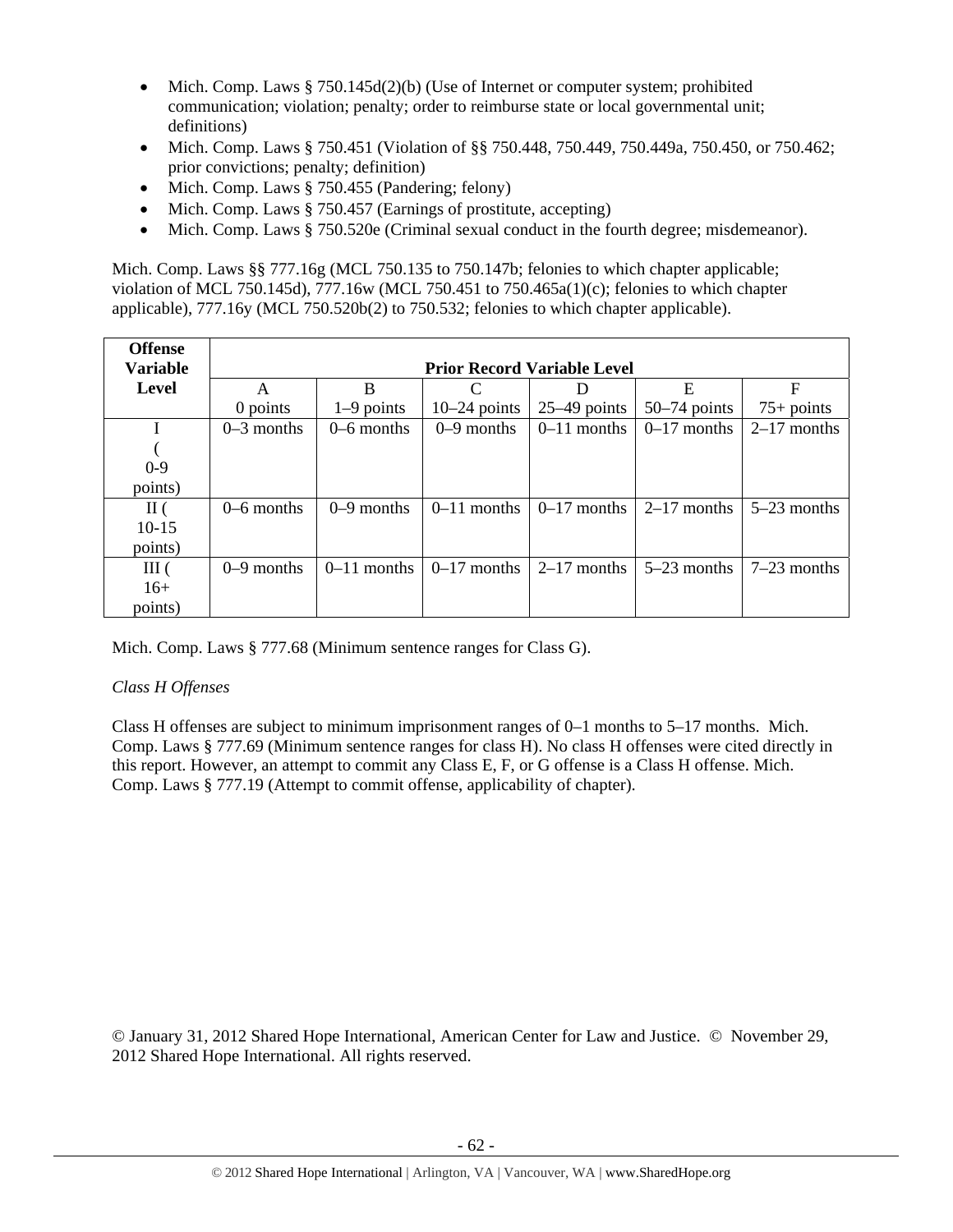- Mich. Comp. Laws § 750.145d(2)(b) (Use of Internet or computer system; prohibited communication; violation; penalty; order to reimburse state or local governmental unit; definitions)
- Mich. Comp. Laws § 750.451 (Violation of §§ 750.448, 750.449, 750.449a, 750.450, or 750.462; prior convictions; penalty; definition)
- Mich. Comp. Laws § 750.455 (Pandering; felony)
- Mich. Comp. Laws § 750.457 (Earnings of prostitute, accepting)
- Mich. Comp. Laws § 750.520e (Criminal sexual conduct in the fourth degree; misdemeanor).

Mich. Comp. Laws §§ 777.16g (MCL 750.135 to 750.147b; felonies to which chapter applicable; violation of MCL 750.145d), 777.16w (MCL 750.451 to 750.465a(1)(c); felonies to which chapter applicable), 777.16y (MCL 750.520b(2) to 750.532; felonies to which chapter applicable).

| Offense Variable Level | Prior Record Variable Level | | | | | |
|---|---|---|---|---|---|---|
| | A 0 points | B 1–9 points | C 10–24 points | D 25–49 points | E 50–74 points | F 75+ points |
| I ( 0-9 points) | 0–3 months | 0–6 months | 0–9 months | 0–11 months | 0–17 months | 2–17 months |
| II ( 10-15 points) | 0–6 months | 0–9 months | 0–11 months | 0–17 months | 2–17 months | 5–23 months |
| III ( 16+ points) | 0–9 months | 0–11 months | 0–17 months | 2–17 months | 5–23 months | 7–23 months |

Mich. Comp. Laws § 777.68 (Minimum sentence ranges for Class G).

*Class H Offenses*

Class H offenses are subject to minimum imprisonment ranges of 0–1 months to 5–17 months. Mich. Comp. Laws § 777.69 (Minimum sentence ranges for class H). No class H offenses were cited directly in this report. However, an attempt to commit any Class E, F, or G offense is a Class H offense. Mich. Comp. Laws § 777.19 (Attempt to commit offense, applicability of chapter).

© January 31, 2012 Shared Hope International, American Center for Law and Justice. © November 29, 2012 Shared Hope International. All rights reserved.